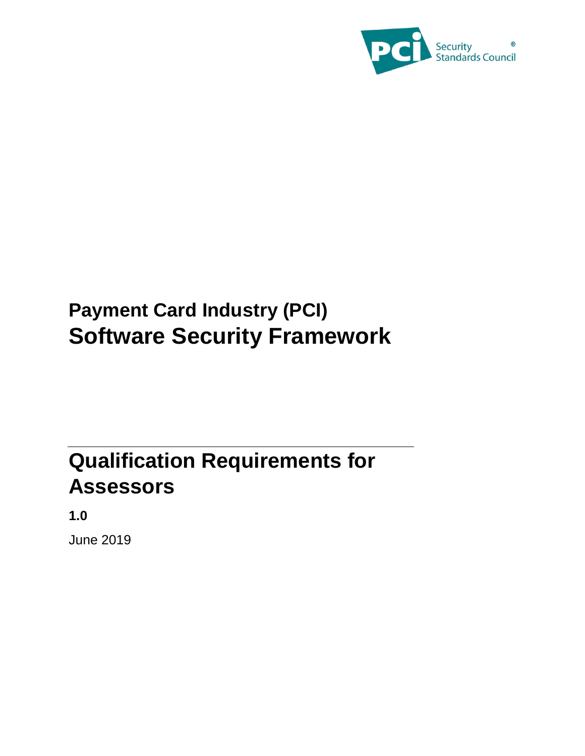# Payment Card Industry (PCI)
# Software Security Framework

## Qualification Requirements for Assessors

**1.0**

June 2019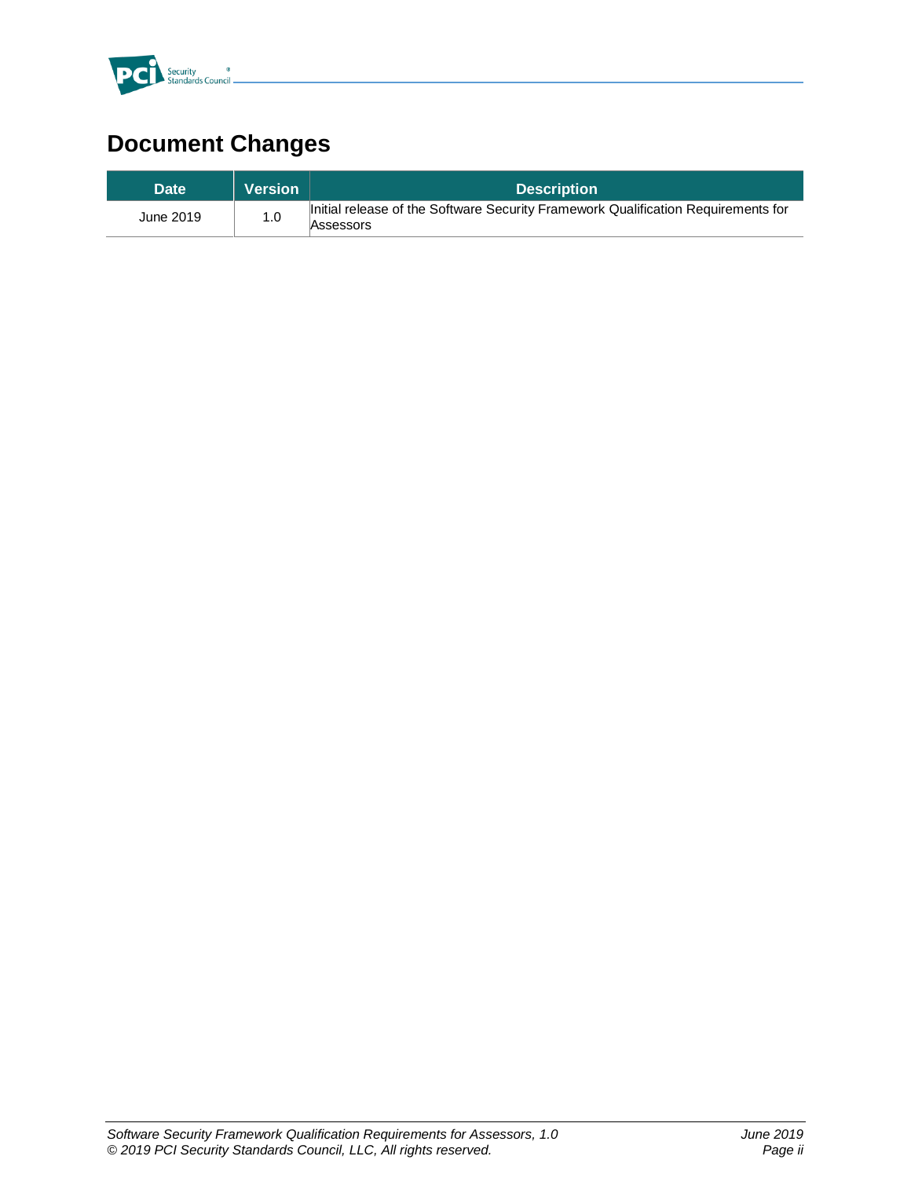# Document Changes

| Date | Version | Description |
|---|---|---|
| June 2019 | 1.0 | Initial release of the Software Security Framework Qualification Requirements for Assessors |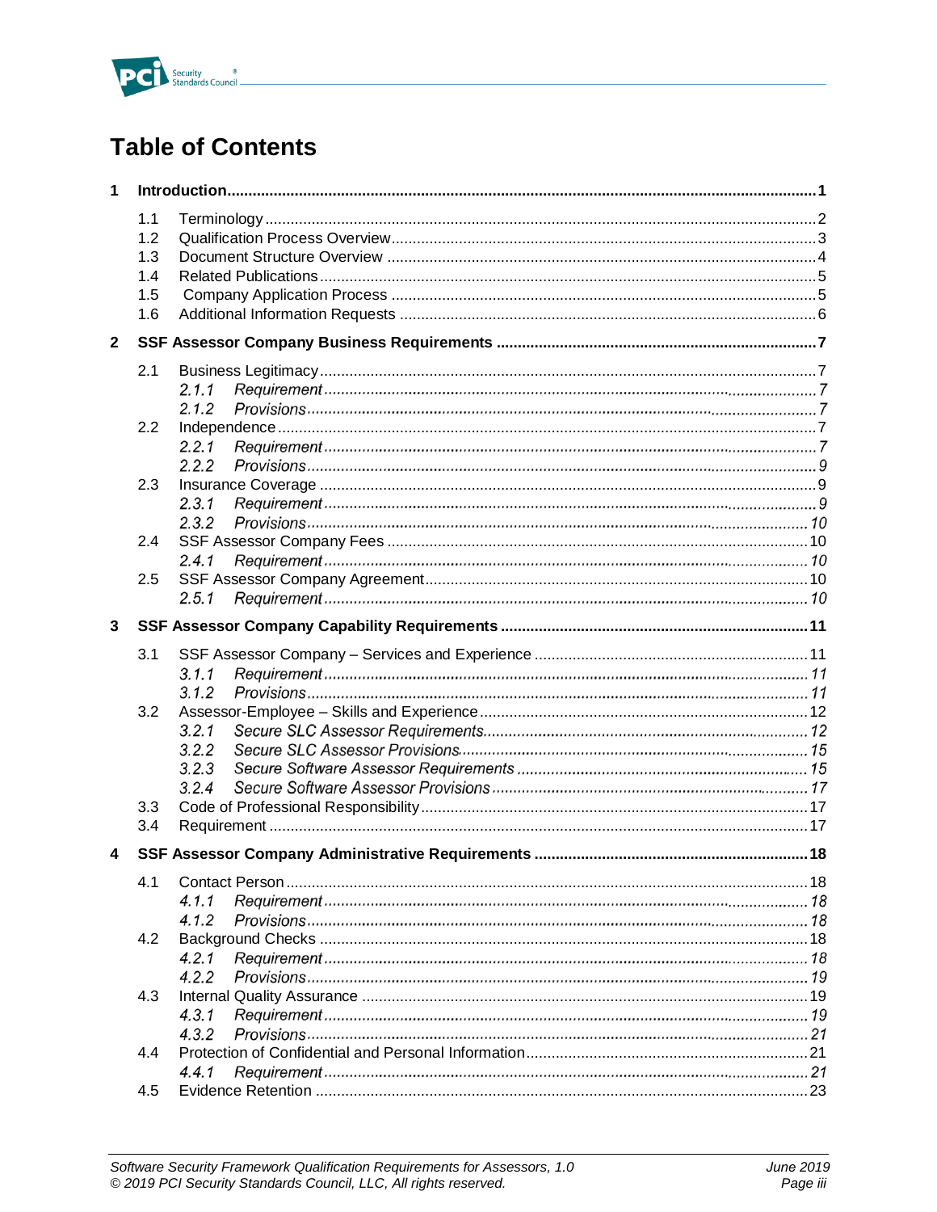# Table of Contents

**1 Introduction ... 1**

- 1.1 Terminology ... 2
- 1.2 Qualification Process Overview ... 3
- 1.3 Document Structure Overview ... 4
- 1.4 Related Publications ... 5
- 1.5 Company Application Process ... 5
- 1.6 Additional Information Requests ... 6

**2 SSF Assessor Company Business Requirements ... 7**

- 2.1 Business Legitimacy ... 7
  - *2.1.1 Requirement ... 7*
  - *2.1.2 Provisions ... 7*
- 2.2 Independence ... 7
  - *2.2.1 Requirement ... 7*
  - *2.2.2 Provisions ... 9*
- 2.3 Insurance Coverage ... 9
  - *2.3.1 Requirement ... 9*
  - *2.3.2 Provisions ... 10*
- 2.4 SSF Assessor Company Fees ... 10
  - *2.4.1 Requirement ... 10*
- 2.5 SSF Assessor Company Agreement ... 10
  - *2.5.1 Requirement ... 10*

**3 SSF Assessor Company Capability Requirements ... 11**

- 3.1 SSF Assessor Company – Services and Experience ... 11
  - *3.1.1 Requirement ... 11*
  - *3.1.2 Provisions ... 11*
- 3.2 Assessor-Employee – Skills and Experience ... 12
  - *3.2.1 Secure SLC Assessor Requirements ... 12*
  - *3.2.2 Secure SLC Assessor Provisions ... 15*
  - *3.2.3 Secure Software Assessor Requirements ... 15*
  - *3.2.4 Secure Software Assessor Provisions ... 17*
- 3.3 Code of Professional Responsibility ... 17
- 3.4 Requirement ... 17

**4 SSF Assessor Company Administrative Requirements ... 18**

- 4.1 Contact Person ... 18
  - *4.1.1 Requirement ... 18*
  - *4.1.2 Provisions ... 18*
- 4.2 Background Checks ... 18
  - *4.2.1 Requirement ... 18*
  - *4.2.2 Provisions ... 19*
- 4.3 Internal Quality Assurance ... 19
  - *4.3.1 Requirement ... 19*
  - *4.3.2 Provisions ... 21*
- 4.4 Protection of Confidential and Personal Information ... 21
  - *4.4.1 Requirement ... 21*
- 4.5 Evidence Retention ... 23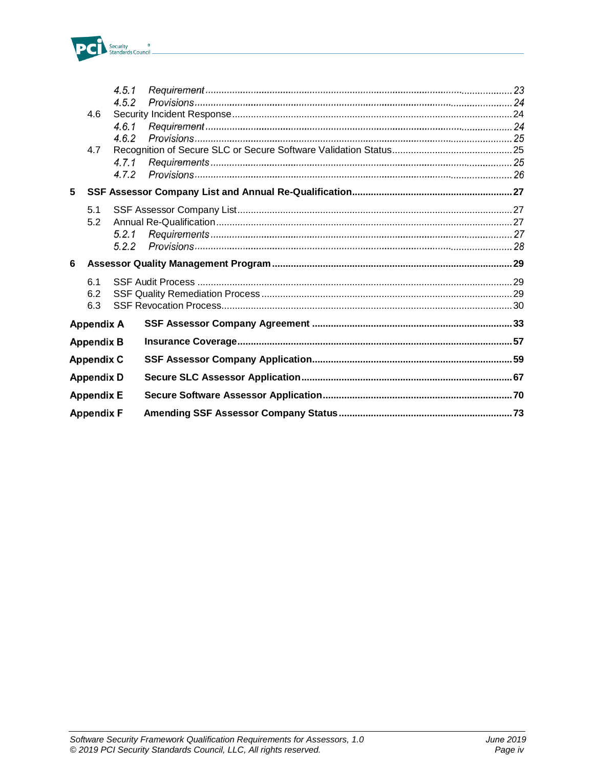- *4.5.1 Requirement* ... *23*
- *4.5.2 Provisions* ... *24*

4.6 Security Incident Response ... 24

- *4.6.1 Requirement* ... *24*
- *4.6.2 Provisions* ... *25*

4.7 Recognition of Secure SLC or Secure Software Validation Status ... 25

- *4.7.1 Requirements* ... *25*
- *4.7.2 Provisions* ... *26*

**5 SSF Assessor Company List and Annual Re-Qualification ... 27**

5.1 SSF Assessor Company List ... 27

5.2 Annual Re-Qualification ... 27

- *5.2.1 Requirements* ... *27*
- *5.2.2 Provisions* ... *28*

**6 Assessor Quality Management Program ... 29**

6.1 SSF Audit Process ... 29

6.2 SSF Quality Remediation Process ... 29

6.3 SSF Revocation Process ... 30

**Appendix A SSF Assessor Company Agreement ... 33**

**Appendix B Insurance Coverage ... 57**

**Appendix C SSF Assessor Company Application ... 59**

**Appendix D Secure SLC Assessor Application ... 67**

**Appendix E Secure Software Assessor Application ... 70**

**Appendix F Amending SSF Assessor Company Status ... 73**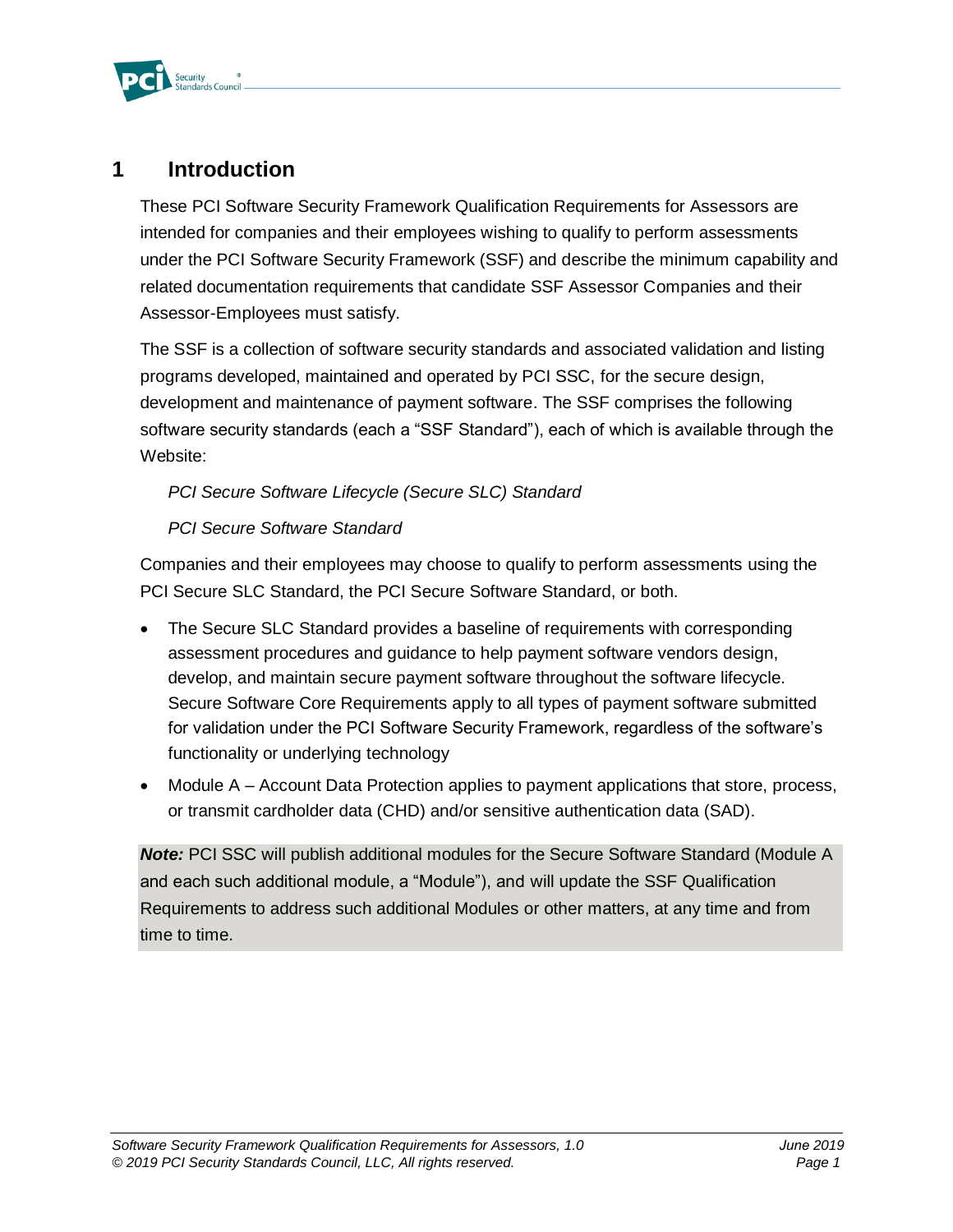# 1 Introduction

These PCI Software Security Framework Qualification Requirements for Assessors are intended for companies and their employees wishing to qualify to perform assessments under the PCI Software Security Framework (SSF) and describe the minimum capability and related documentation requirements that candidate SSF Assessor Companies and their Assessor-Employees must satisfy.

The SSF is a collection of software security standards and associated validation and listing programs developed, maintained and operated by PCI SSC, for the secure design, development and maintenance of payment software. The SSF comprises the following software security standards (each a "SSF Standard"), each of which is available through the Website:

*PCI Secure Software Lifecycle (Secure SLC) Standard*

*PCI Secure Software Standard*

Companies and their employees may choose to qualify to perform assessments using the PCI Secure SLC Standard, the PCI Secure Software Standard, or both.

- The Secure SLC Standard provides a baseline of requirements with corresponding assessment procedures and guidance to help payment software vendors design, develop, and maintain secure payment software throughout the software lifecycle. Secure Software Core Requirements apply to all types of payment software submitted for validation under the PCI Software Security Framework, regardless of the software's functionality or underlying technology
- Module A – Account Data Protection applies to payment applications that store, process, or transmit cardholder data (CHD) and/or sensitive authentication data (SAD).

***Note:*** PCI SSC will publish additional modules for the Secure Software Standard (Module A and each such additional module, a "Module"), and will update the SSF Qualification Requirements to address such additional Modules or other matters, at any time and from time to time.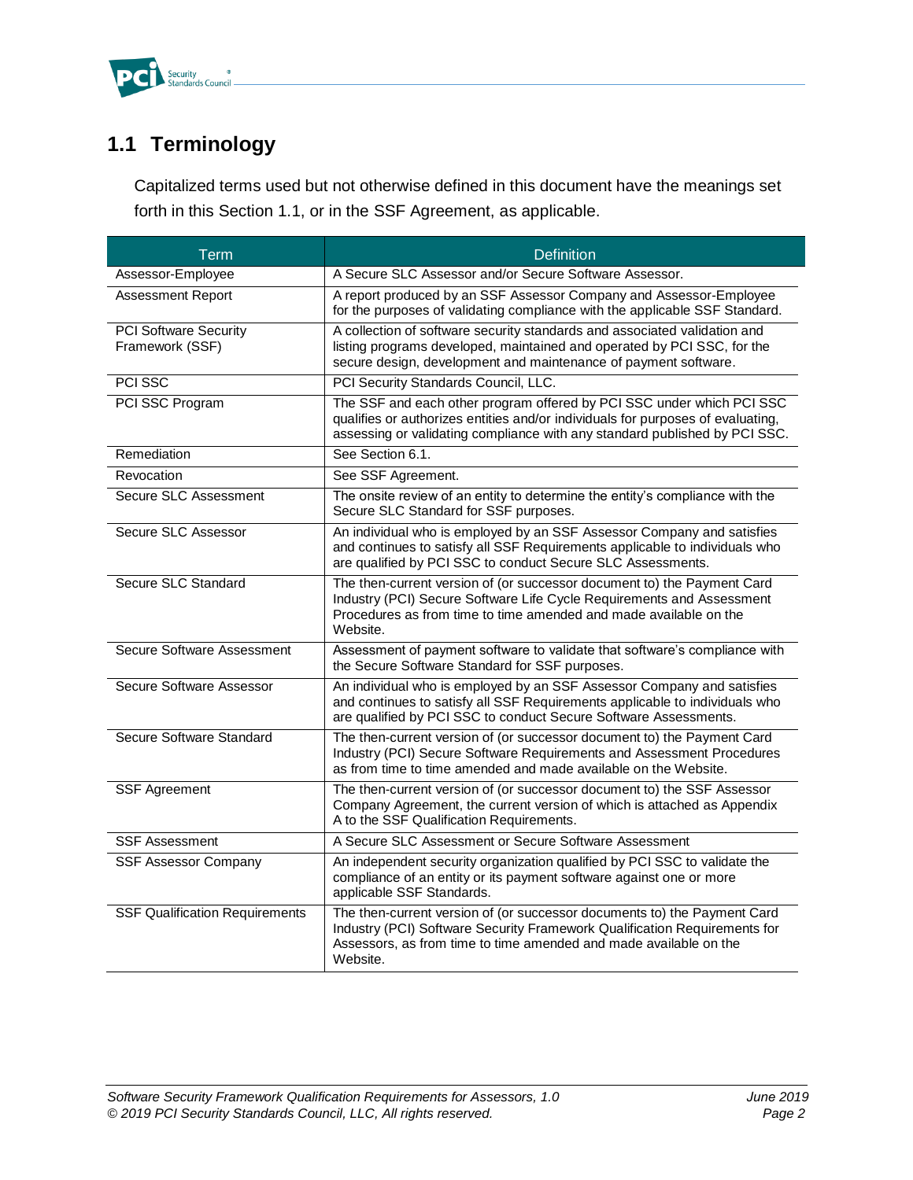## 1.1 Terminology

Capitalized terms used but not otherwise defined in this document have the meanings set forth in this Section 1.1, or in the SSF Agreement, as applicable.

| Term | Definition |
|---|---|
| Assessor-Employee | A Secure SLC Assessor and/or Secure Software Assessor. |
| Assessment Report | A report produced by an SSF Assessor Company and Assessor-Employee for the purposes of validating compliance with the applicable SSF Standard. |
| PCI Software Security Framework (SSF) | A collection of software security standards and associated validation and listing programs developed, maintained and operated by PCI SSC, for the secure design, development and maintenance of payment software. |
| PCI SSC | PCI Security Standards Council, LLC. |
| PCI SSC Program | The SSF and each other program offered by PCI SSC under which PCI SSC qualifies or authorizes entities and/or individuals for purposes of evaluating, assessing or validating compliance with any standard published by PCI SSC. |
| Remediation | See Section 6.1. |
| Revocation | See SSF Agreement. |
| Secure SLC Assessment | The onsite review of an entity to determine the entity's compliance with the Secure SLC Standard for SSF purposes. |
| Secure SLC Assessor | An individual who is employed by an SSF Assessor Company and satisfies and continues to satisfy all SSF Requirements applicable to individuals who are qualified by PCI SSC to conduct Secure SLC Assessments. |
| Secure SLC Standard | The then-current version of (or successor document to) the Payment Card Industry (PCI) Secure Software Life Cycle Requirements and Assessment Procedures as from time to time amended and made available on the Website. |
| Secure Software Assessment | Assessment of payment software to validate that software's compliance with the Secure Software Standard for SSF purposes. |
| Secure Software Assessor | An individual who is employed by an SSF Assessor Company and satisfies and continues to satisfy all SSF Requirements applicable to individuals who are qualified by PCI SSC to conduct Secure Software Assessments. |
| Secure Software Standard | The then-current version of (or successor document to) the Payment Card Industry (PCI) Secure Software Requirements and Assessment Procedures as from time to time amended and made available on the Website. |
| SSF Agreement | The then-current version of (or successor document to) the SSF Assessor Company Agreement, the current version of which is attached as Appendix A to the SSF Qualification Requirements. |
| SSF Assessment | A Secure SLC Assessment or Secure Software Assessment |
| SSF Assessor Company | An independent security organization qualified by PCI SSC to validate the compliance of an entity or its payment software against one or more applicable SSF Standards. |
| SSF Qualification Requirements | The then-current version of (or successor documents to) the Payment Card Industry (PCI) Software Security Framework Qualification Requirements for Assessors, as from time to time amended and made available on the Website. |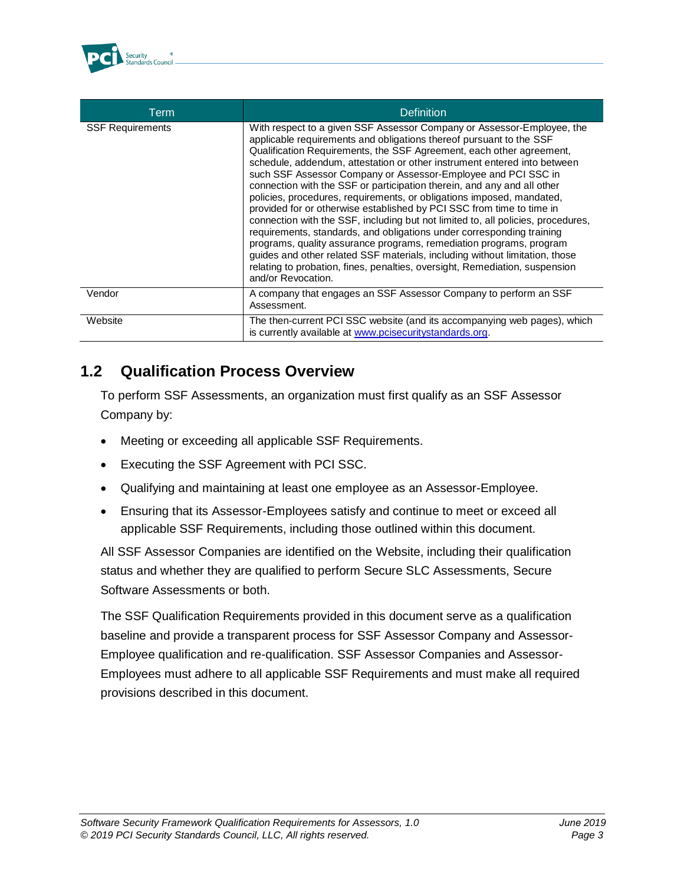| Term | Definition |
| --- | --- |
| SSF Requirements | With respect to a given SSF Assessor Company or Assessor-Employee, the applicable requirements and obligations thereof pursuant to the SSF Qualification Requirements, the SSF Agreement, each other agreement, schedule, addendum, attestation or other instrument entered into between such SSF Assessor Company or Assessor-Employee and PCI SSC in connection with the SSF or participation therein, and any and all other policies, procedures, requirements, or obligations imposed, mandated, provided for or otherwise established by PCI SSC from time to time in connection with the SSF, including but not limited to, all policies, procedures, requirements, standards, and obligations under corresponding training programs, quality assurance programs, remediation programs, program guides and other related SSF materials, including without limitation, those relating to probation, fines, penalties, oversight, Remediation, suspension and/or Revocation. |
| Vendor | A company that engages an SSF Assessor Company to perform an SSF Assessment. |
| Website | The then-current PCI SSC website (and its accompanying web pages), which is currently available at www.pcisecuritystandards.org. |

## 1.2 Qualification Process Overview

To perform SSF Assessments, an organization must first qualify as an SSF Assessor Company by:

- Meeting or exceeding all applicable SSF Requirements.
- Executing the SSF Agreement with PCI SSC.
- Qualifying and maintaining at least one employee as an Assessor-Employee.
- Ensuring that its Assessor-Employees satisfy and continue to meet or exceed all applicable SSF Requirements, including those outlined within this document.

All SSF Assessor Companies are identified on the Website, including their qualification status and whether they are qualified to perform Secure SLC Assessments, Secure Software Assessments or both.

The SSF Qualification Requirements provided in this document serve as a qualification baseline and provide a transparent process for SSF Assessor Company and Assessor-Employee qualification and re-qualification. SSF Assessor Companies and Assessor-Employees must adhere to all applicable SSF Requirements and must make all required provisions described in this document.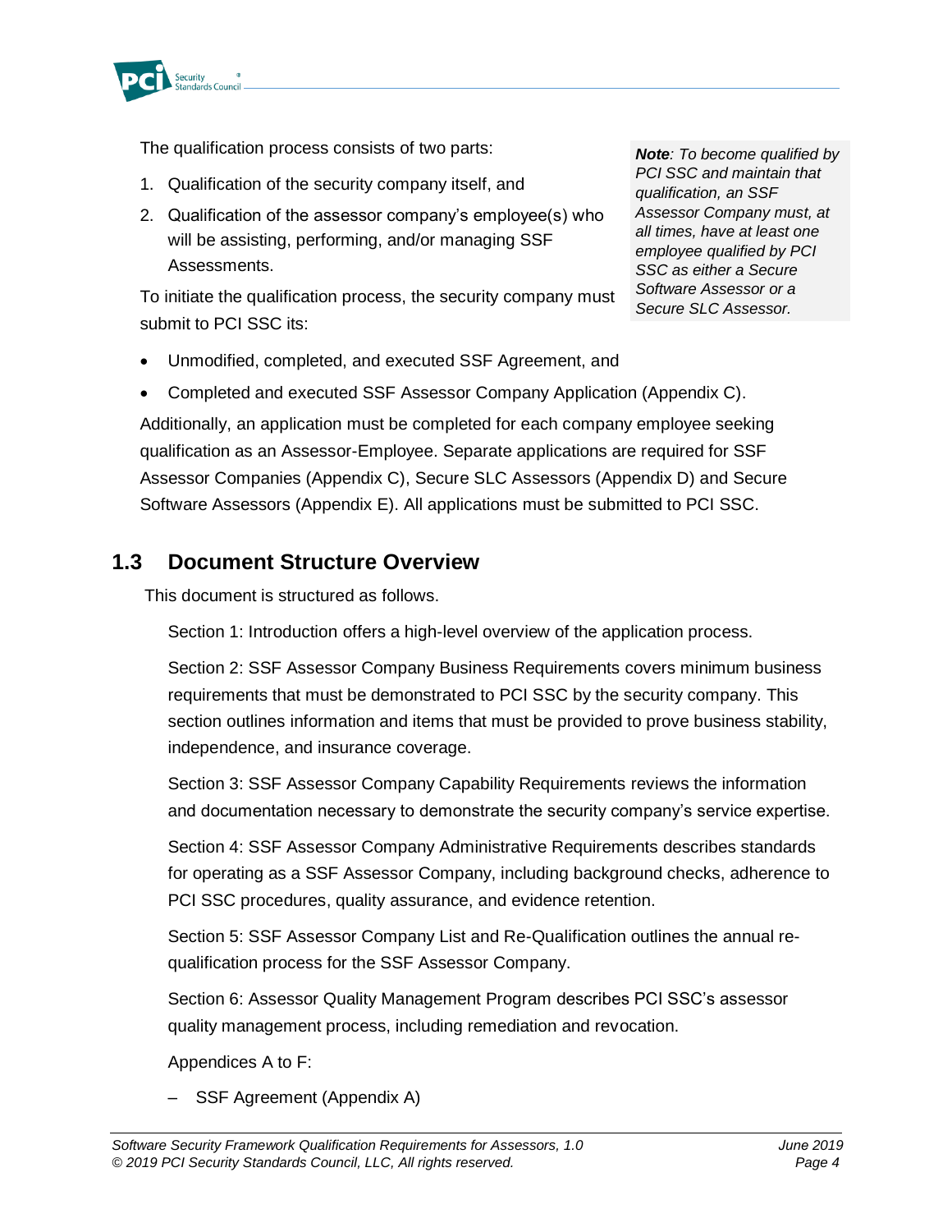The qualification process consists of two parts:

1. Qualification of the security company itself, and
2. Qualification of the assessor company's employee(s) who will be assisting, performing, and/or managing SSF Assessments.

To initiate the qualification process, the security company must submit to PCI SSC its:

> ***Note**: To become qualified by PCI SSC and maintain that qualification, an SSF Assessor Company must, at all times, have at least one employee qualified by PCI SSC as either a Secure Software Assessor or a Secure SLC Assessor.*

- Unmodified, completed, and executed SSF Agreement, and
- Completed and executed SSF Assessor Company Application (Appendix C).

Additionally, an application must be completed for each company employee seeking qualification as an Assessor-Employee. Separate applications are required for SSF Assessor Companies (Appendix C), Secure SLC Assessors (Appendix D) and Secure Software Assessors (Appendix E). All applications must be submitted to PCI SSC.

## 1.3 Document Structure Overview

This document is structured as follows.

Section 1: Introduction offers a high-level overview of the application process.

Section 2: SSF Assessor Company Business Requirements covers minimum business requirements that must be demonstrated to PCI SSC by the security company. This section outlines information and items that must be provided to prove business stability, independence, and insurance coverage.

Section 3: SSF Assessor Company Capability Requirements reviews the information and documentation necessary to demonstrate the security company's service expertise.

Section 4: SSF Assessor Company Administrative Requirements describes standards for operating as a SSF Assessor Company, including background checks, adherence to PCI SSC procedures, quality assurance, and evidence retention.

Section 5: SSF Assessor Company List and Re-Qualification outlines the annual re-qualification process for the SSF Assessor Company.

Section 6: Assessor Quality Management Program describes PCI SSC's assessor quality management process, including remediation and revocation.

Appendices A to F:

- SSF Agreement (Appendix A)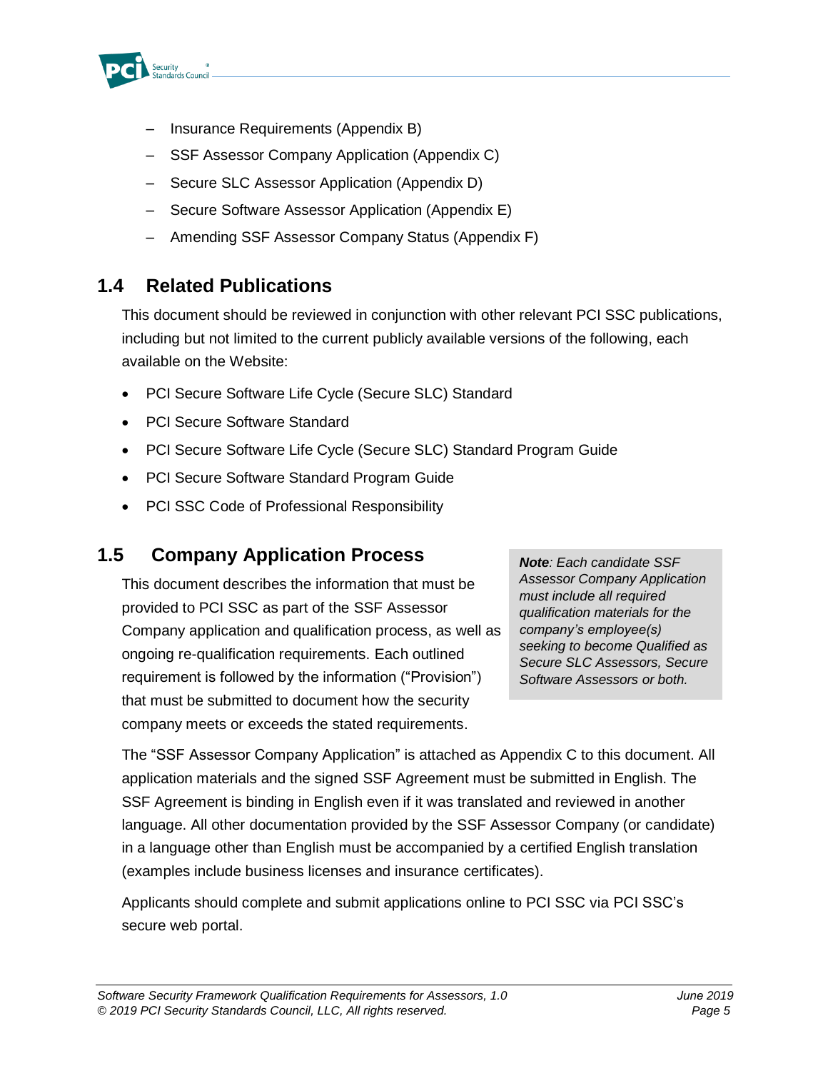- Insurance Requirements (Appendix B)
- SSF Assessor Company Application (Appendix C)
- Secure SLC Assessor Application (Appendix D)
- Secure Software Assessor Application (Appendix E)
- Amending SSF Assessor Company Status (Appendix F)

## 1.4 Related Publications

This document should be reviewed in conjunction with other relevant PCI SSC publications, including but not limited to the current publicly available versions of the following, each available on the Website:

- PCI Secure Software Life Cycle (Secure SLC) Standard
- PCI Secure Software Standard
- PCI Secure Software Life Cycle (Secure SLC) Standard Program Guide
- PCI Secure Software Standard Program Guide
- PCI SSC Code of Professional Responsibility

## 1.5 Company Application Process

This document describes the information that must be provided to PCI SSC as part of the SSF Assessor Company application and qualification process, as well as ongoing re-qualification requirements. Each outlined requirement is followed by the information ("Provision") that must be submitted to document how the security company meets or exceeds the stated requirements.

> ***Note**: Each candidate SSF Assessor Company Application must include all required qualification materials for the company's employee(s) seeking to become Qualified as Secure SLC Assessors, Secure Software Assessors or both.*

The "SSF Assessor Company Application" is attached as Appendix C to this document. All application materials and the signed SSF Agreement must be submitted in English. The SSF Agreement is binding in English even if it was translated and reviewed in another language. All other documentation provided by the SSF Assessor Company (or candidate) in a language other than English must be accompanied by a certified English translation (examples include business licenses and insurance certificates).

Applicants should complete and submit applications online to PCI SSC via PCI SSC's secure web portal.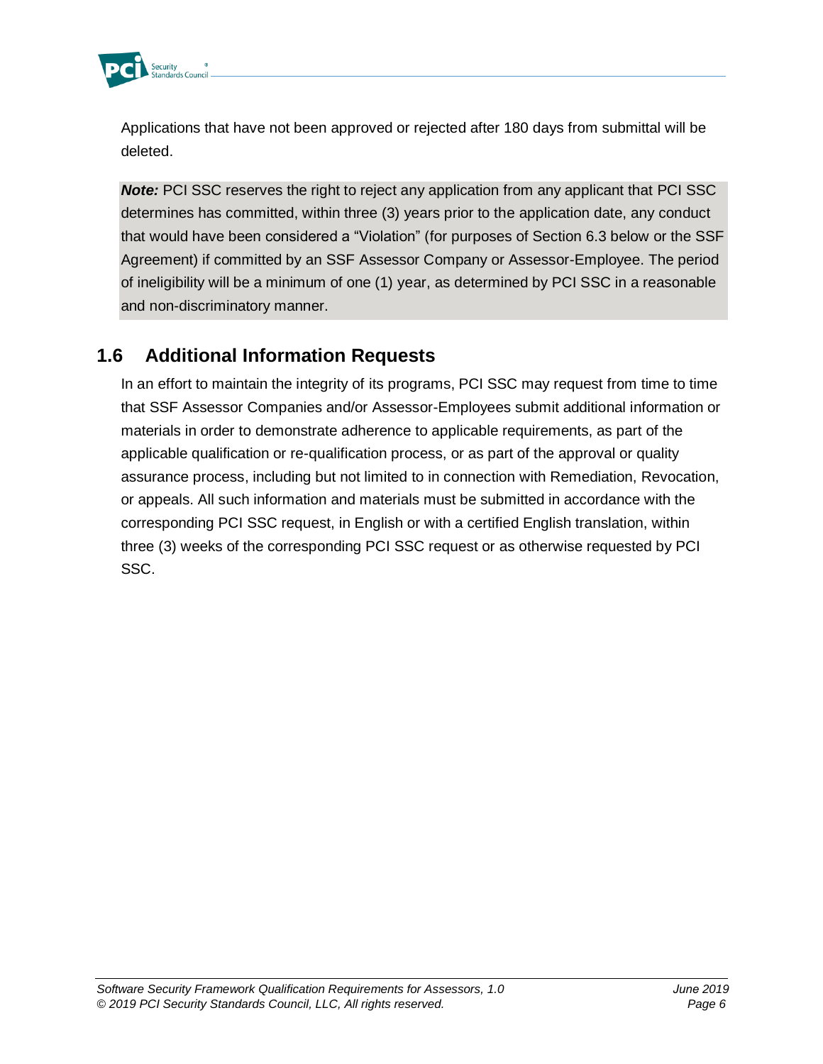Applications that have not been approved or rejected after 180 days from submittal will be deleted.

> ***Note:*** PCI SSC reserves the right to reject any application from any applicant that PCI SSC determines has committed, within three (3) years prior to the application date, any conduct that would have been considered a "Violation" (for purposes of Section 6.3 below or the SSF Agreement) if committed by an SSF Assessor Company or Assessor-Employee. The period of ineligibility will be a minimum of one (1) year, as determined by PCI SSC in a reasonable and non-discriminatory manner.

## 1.6 Additional Information Requests

In an effort to maintain the integrity of its programs, PCI SSC may request from time to time that SSF Assessor Companies and/or Assessor-Employees submit additional information or materials in order to demonstrate adherence to applicable requirements, as part of the applicable qualification or re-qualification process, or as part of the approval or quality assurance process, including but not limited to in connection with Remediation, Revocation, or appeals. All such information and materials must be submitted in accordance with the corresponding PCI SSC request, in English or with a certified English translation, within three (3) weeks of the corresponding PCI SSC request or as otherwise requested by PCI SSC.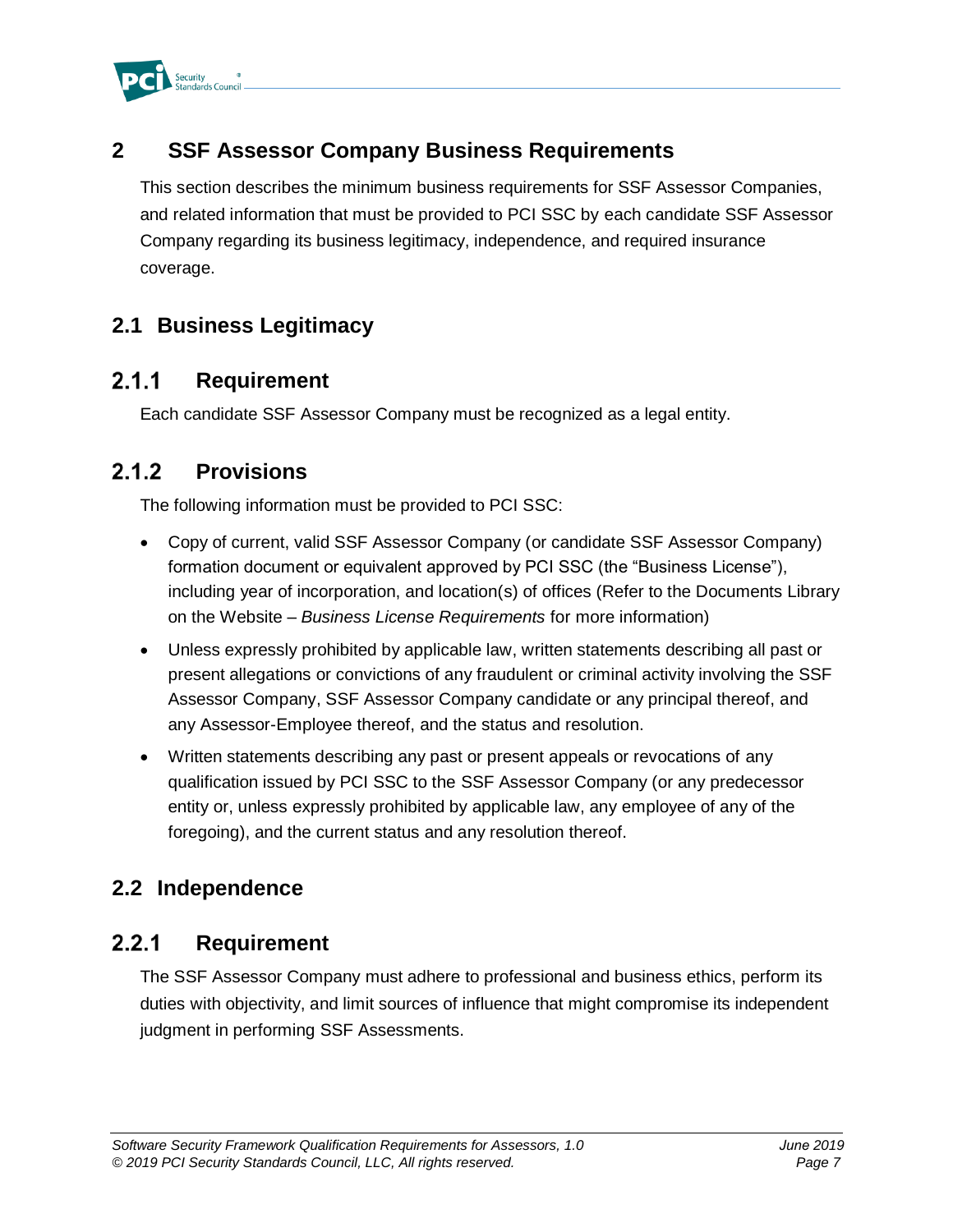# 2 SSF Assessor Company Business Requirements

This section describes the minimum business requirements for SSF Assessor Companies, and related information that must be provided to PCI SSC by each candidate SSF Assessor Company regarding its business legitimacy, independence, and required insurance coverage.

## 2.1 Business Legitimacy

### 2.1.1 Requirement

Each candidate SSF Assessor Company must be recognized as a legal entity.

### 2.1.2 Provisions

The following information must be provided to PCI SSC:

- Copy of current, valid SSF Assessor Company (or candidate SSF Assessor Company) formation document or equivalent approved by PCI SSC (the "Business License"), including year of incorporation, and location(s) of offices (Refer to the Documents Library on the Website – *Business License Requirements* for more information)
- Unless expressly prohibited by applicable law, written statements describing all past or present allegations or convictions of any fraudulent or criminal activity involving the SSF Assessor Company, SSF Assessor Company candidate or any principal thereof, and any Assessor-Employee thereof, and the status and resolution.
- Written statements describing any past or present appeals or revocations of any qualification issued by PCI SSC to the SSF Assessor Company (or any predecessor entity or, unless expressly prohibited by applicable law, any employee of any of the foregoing), and the current status and any resolution thereof.

## 2.2 Independence

### 2.2.1 Requirement

The SSF Assessor Company must adhere to professional and business ethics, perform its duties with objectivity, and limit sources of influence that might compromise its independent judgment in performing SSF Assessments.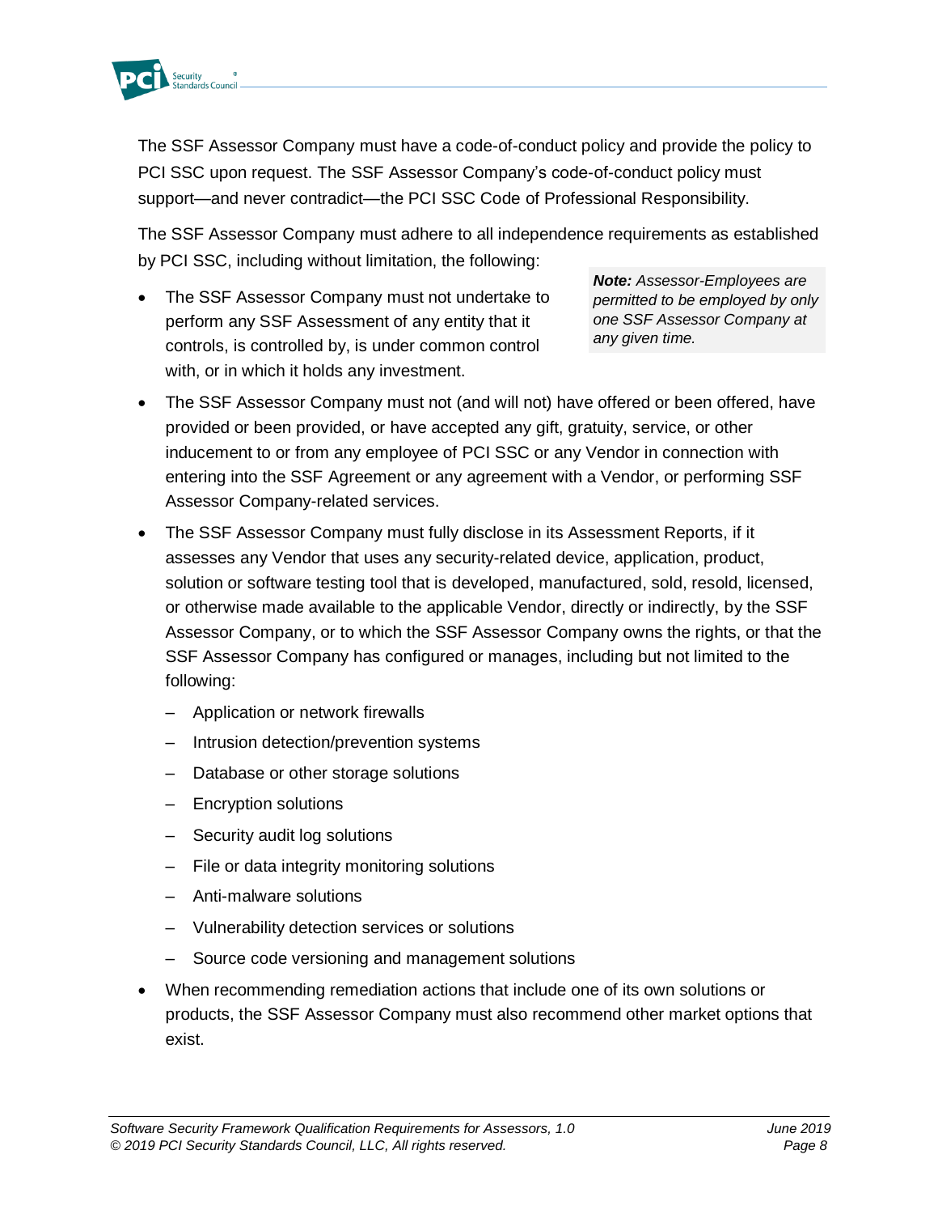The SSF Assessor Company must have a code-of-conduct policy and provide the policy to PCI SSC upon request. The SSF Assessor Company's code-of-conduct policy must support—and never contradict—the PCI SSC Code of Professional Responsibility.

The SSF Assessor Company must adhere to all independence requirements as established by PCI SSC, including without limitation, the following:

> ***Note:*** *Assessor-Employees are permitted to be employed by only one SSF Assessor Company at any given time.*

- The SSF Assessor Company must not undertake to perform any SSF Assessment of any entity that it controls, is controlled by, is under common control with, or in which it holds any investment.
- The SSF Assessor Company must not (and will not) have offered or been offered, have provided or been provided, or have accepted any gift, gratuity, service, or other inducement to or from any employee of PCI SSC or any Vendor in connection with entering into the SSF Agreement or any agreement with a Vendor, or performing SSF Assessor Company-related services.
- The SSF Assessor Company must fully disclose in its Assessment Reports, if it assesses any Vendor that uses any security-related device, application, product, solution or software testing tool that is developed, manufactured, sold, resold, licensed, or otherwise made available to the applicable Vendor, directly or indirectly, by the SSF Assessor Company, or to which the SSF Assessor Company owns the rights, or that the SSF Assessor Company has configured or manages, including but not limited to the following:
  - Application or network firewalls
  - Intrusion detection/prevention systems
  - Database or other storage solutions
  - Encryption solutions
  - Security audit log solutions
  - File or data integrity monitoring solutions
  - Anti-malware solutions
  - Vulnerability detection services or solutions
  - Source code versioning and management solutions
- When recommending remediation actions that include one of its own solutions or products, the SSF Assessor Company must also recommend other market options that exist.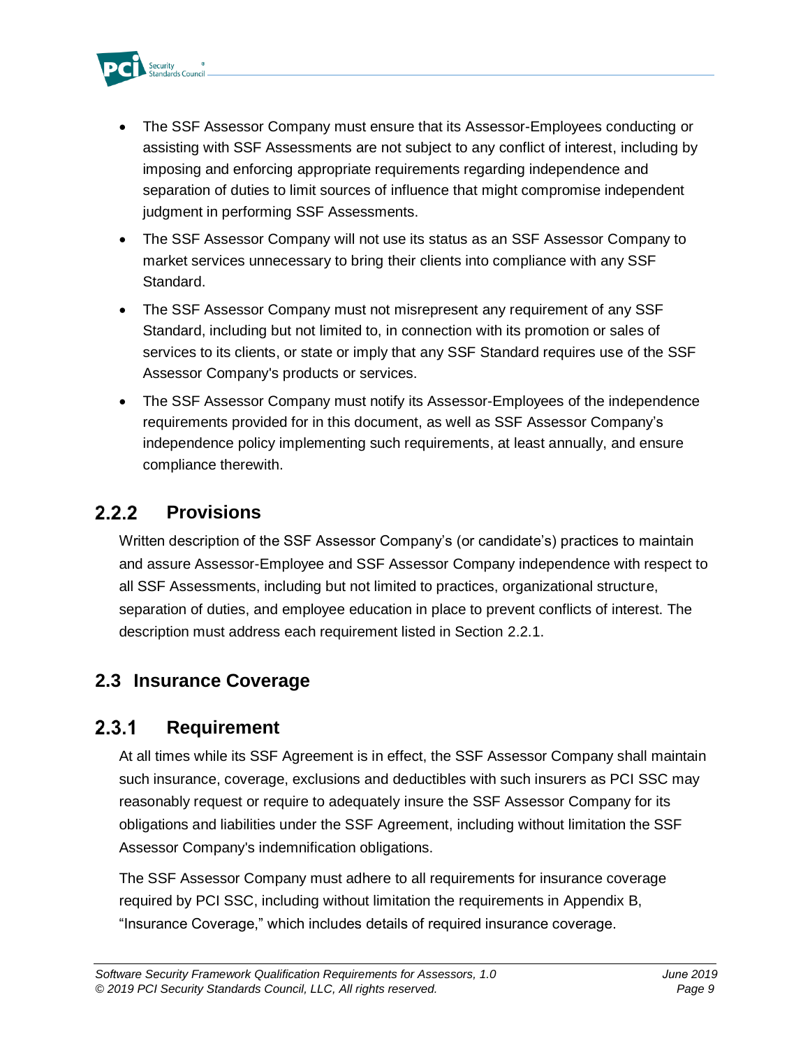- The SSF Assessor Company must ensure that its Assessor-Employees conducting or assisting with SSF Assessments are not subject to any conflict of interest, including by imposing and enforcing appropriate requirements regarding independence and separation of duties to limit sources of influence that might compromise independent judgment in performing SSF Assessments.
- The SSF Assessor Company will not use its status as an SSF Assessor Company to market services unnecessary to bring their clients into compliance with any SSF Standard.
- The SSF Assessor Company must not misrepresent any requirement of any SSF Standard, including but not limited to, in connection with its promotion or sales of services to its clients, or state or imply that any SSF Standard requires use of the SSF Assessor Company's products or services.
- The SSF Assessor Company must notify its Assessor-Employees of the independence requirements provided for in this document, as well as SSF Assessor Company's independence policy implementing such requirements, at least annually, and ensure compliance therewith.

### 2.2.2 Provisions

Written description of the SSF Assessor Company's (or candidate's) practices to maintain and assure Assessor-Employee and SSF Assessor Company independence with respect to all SSF Assessments, including but not limited to practices, organizational structure, separation of duties, and employee education in place to prevent conflicts of interest. The description must address each requirement listed in Section 2.2.1.

## 2.3 Insurance Coverage

### 2.3.1 Requirement

At all times while its SSF Agreement is in effect, the SSF Assessor Company shall maintain such insurance, coverage, exclusions and deductibles with such insurers as PCI SSC may reasonably request or require to adequately insure the SSF Assessor Company for its obligations and liabilities under the SSF Agreement, including without limitation the SSF Assessor Company's indemnification obligations.

The SSF Assessor Company must adhere to all requirements for insurance coverage required by PCI SSC, including without limitation the requirements in Appendix B, "Insurance Coverage," which includes details of required insurance coverage.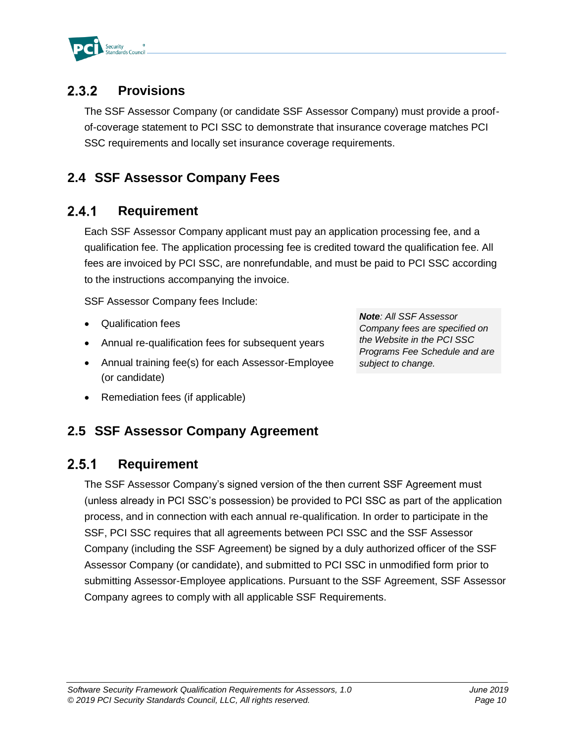### 2.3.2 Provisions

The SSF Assessor Company (or candidate SSF Assessor Company) must provide a proof-of-coverage statement to PCI SSC to demonstrate that insurance coverage matches PCI SSC requirements and locally set insurance coverage requirements.

## 2.4 SSF Assessor Company Fees

### 2.4.1 Requirement

Each SSF Assessor Company applicant must pay an application processing fee, and a qualification fee. The application processing fee is credited toward the qualification fee. All fees are invoiced by PCI SSC, are nonrefundable, and must be paid to PCI SSC according to the instructions accompanying the invoice.

SSF Assessor Company fees Include:

- Qualification fees
- Annual re-qualification fees for subsequent years
- Annual training fee(s) for each Assessor-Employee (or candidate)
- Remediation fees (if applicable)

> ***Note****: All SSF Assessor Company fees are specified on the Website in the PCI SSC Programs Fee Schedule and are subject to change.*

## 2.5 SSF Assessor Company Agreement

### 2.5.1 Requirement

The SSF Assessor Company's signed version of the then current SSF Agreement must (unless already in PCI SSC's possession) be provided to PCI SSC as part of the application process, and in connection with each annual re-qualification. In order to participate in the SSF, PCI SSC requires that all agreements between PCI SSC and the SSF Assessor Company (including the SSF Agreement) be signed by a duly authorized officer of the SSF Assessor Company (or candidate), and submitted to PCI SSC in unmodified form prior to submitting Assessor-Employee applications. Pursuant to the SSF Agreement, SSF Assessor Company agrees to comply with all applicable SSF Requirements.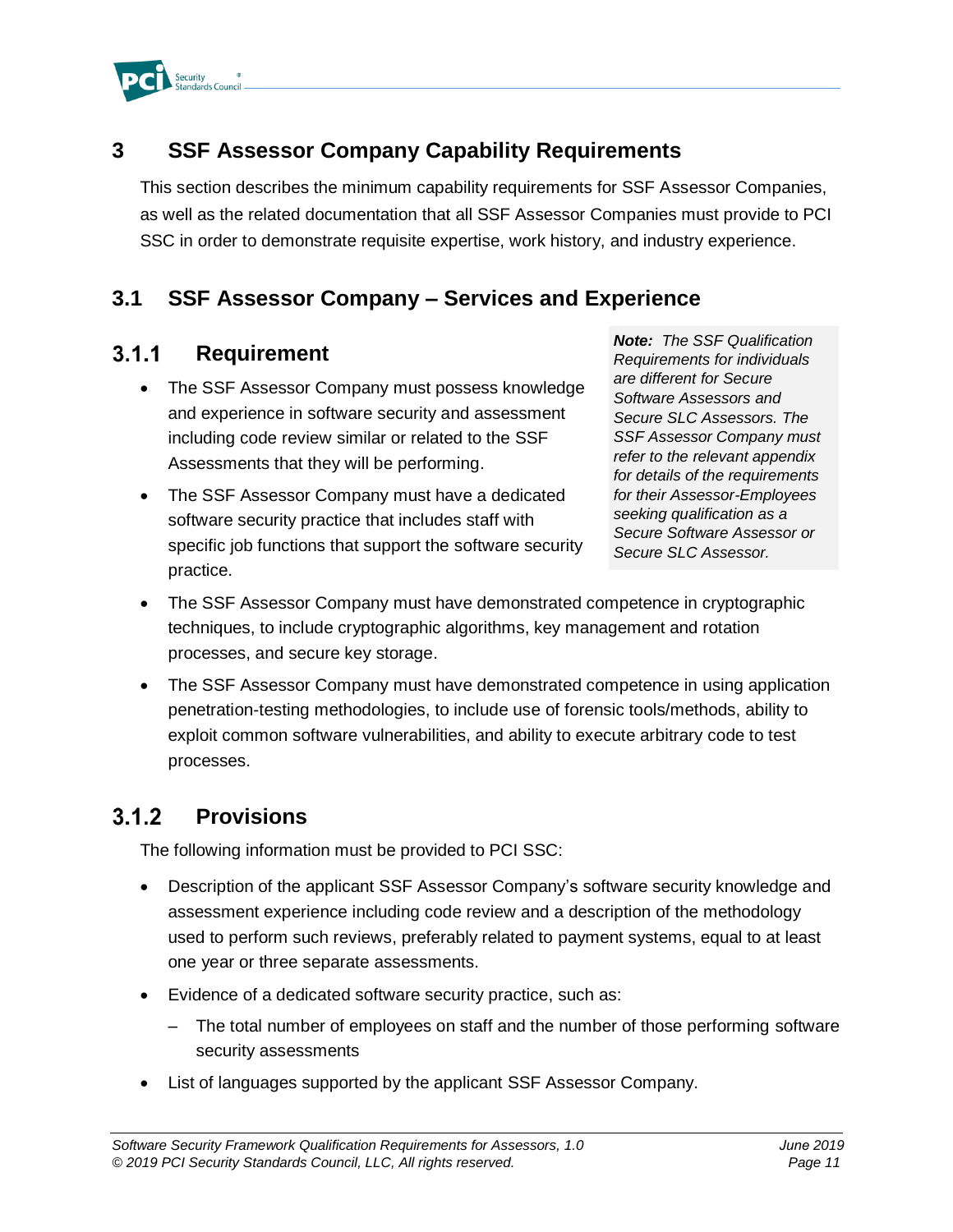# 3 SSF Assessor Company Capability Requirements

This section describes the minimum capability requirements for SSF Assessor Companies, as well as the related documentation that all SSF Assessor Companies must provide to PCI SSC in order to demonstrate requisite expertise, work history, and industry experience.

## 3.1 SSF Assessor Company – Services and Experience

### 3.1.1 Requirement

> ***Note:*** *The SSF Qualification Requirements for individuals are different for Secure Software Assessors and Secure SLC Assessors. The SSF Assessor Company must refer to the relevant appendix for details of the requirements for their Assessor-Employees seeking qualification as a Secure Software Assessor or Secure SLC Assessor.*

- The SSF Assessor Company must possess knowledge and experience in software security and assessment including code review similar or related to the SSF Assessments that they will be performing.
- The SSF Assessor Company must have a dedicated software security practice that includes staff with specific job functions that support the software security practice.
- The SSF Assessor Company must have demonstrated competence in cryptographic techniques, to include cryptographic algorithms, key management and rotation processes, and secure key storage.
- The SSF Assessor Company must have demonstrated competence in using application penetration-testing methodologies, to include use of forensic tools/methods, ability to exploit common software vulnerabilities, and ability to execute arbitrary code to test processes.

### 3.1.2 Provisions

The following information must be provided to PCI SSC:

- Description of the applicant SSF Assessor Company's software security knowledge and assessment experience including code review and a description of the methodology used to perform such reviews, preferably related to payment systems, equal to at least one year or three separate assessments.
- Evidence of a dedicated software security practice, such as:
  - The total number of employees on staff and the number of those performing software security assessments
- List of languages supported by the applicant SSF Assessor Company.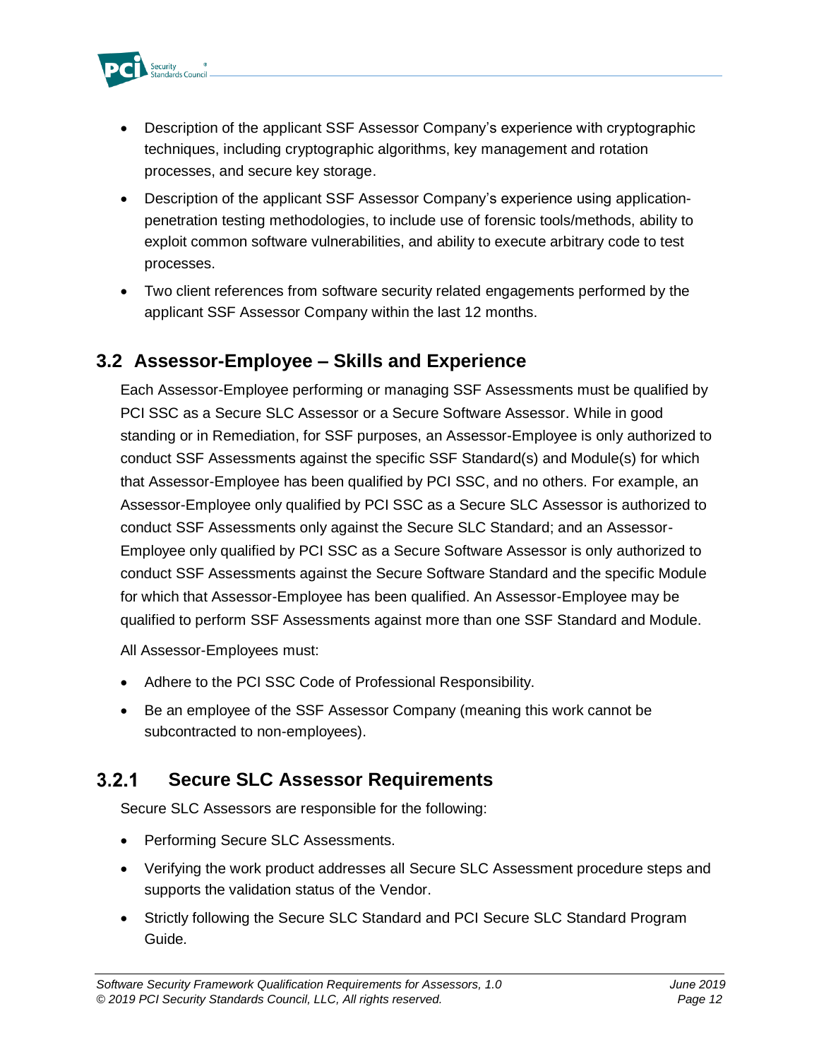- Description of the applicant SSF Assessor Company's experience with cryptographic techniques, including cryptographic algorithms, key management and rotation processes, and secure key storage.
- Description of the applicant SSF Assessor Company's experience using application-penetration testing methodologies, to include use of forensic tools/methods, ability to exploit common software vulnerabilities, and ability to execute arbitrary code to test processes.
- Two client references from software security related engagements performed by the applicant SSF Assessor Company within the last 12 months.

## 3.2 Assessor-Employee – Skills and Experience

Each Assessor-Employee performing or managing SSF Assessments must be qualified by PCI SSC as a Secure SLC Assessor or a Secure Software Assessor. While in good standing or in Remediation, for SSF purposes, an Assessor-Employee is only authorized to conduct SSF Assessments against the specific SSF Standard(s) and Module(s) for which that Assessor-Employee has been qualified by PCI SSC, and no others. For example, an Assessor-Employee only qualified by PCI SSC as a Secure SLC Assessor is authorized to conduct SSF Assessments only against the Secure SLC Standard; and an Assessor-Employee only qualified by PCI SSC as a Secure Software Assessor is only authorized to conduct SSF Assessments against the Secure Software Standard and the specific Module for which that Assessor-Employee has been qualified. An Assessor-Employee may be qualified to perform SSF Assessments against more than one SSF Standard and Module.

All Assessor-Employees must:

- Adhere to the PCI SSC Code of Professional Responsibility.
- Be an employee of the SSF Assessor Company (meaning this work cannot be subcontracted to non-employees).

### 3.2.1 Secure SLC Assessor Requirements

Secure SLC Assessors are responsible for the following:

- Performing Secure SLC Assessments.
- Verifying the work product addresses all Secure SLC Assessment procedure steps and supports the validation status of the Vendor.
- Strictly following the Secure SLC Standard and PCI Secure SLC Standard Program Guide.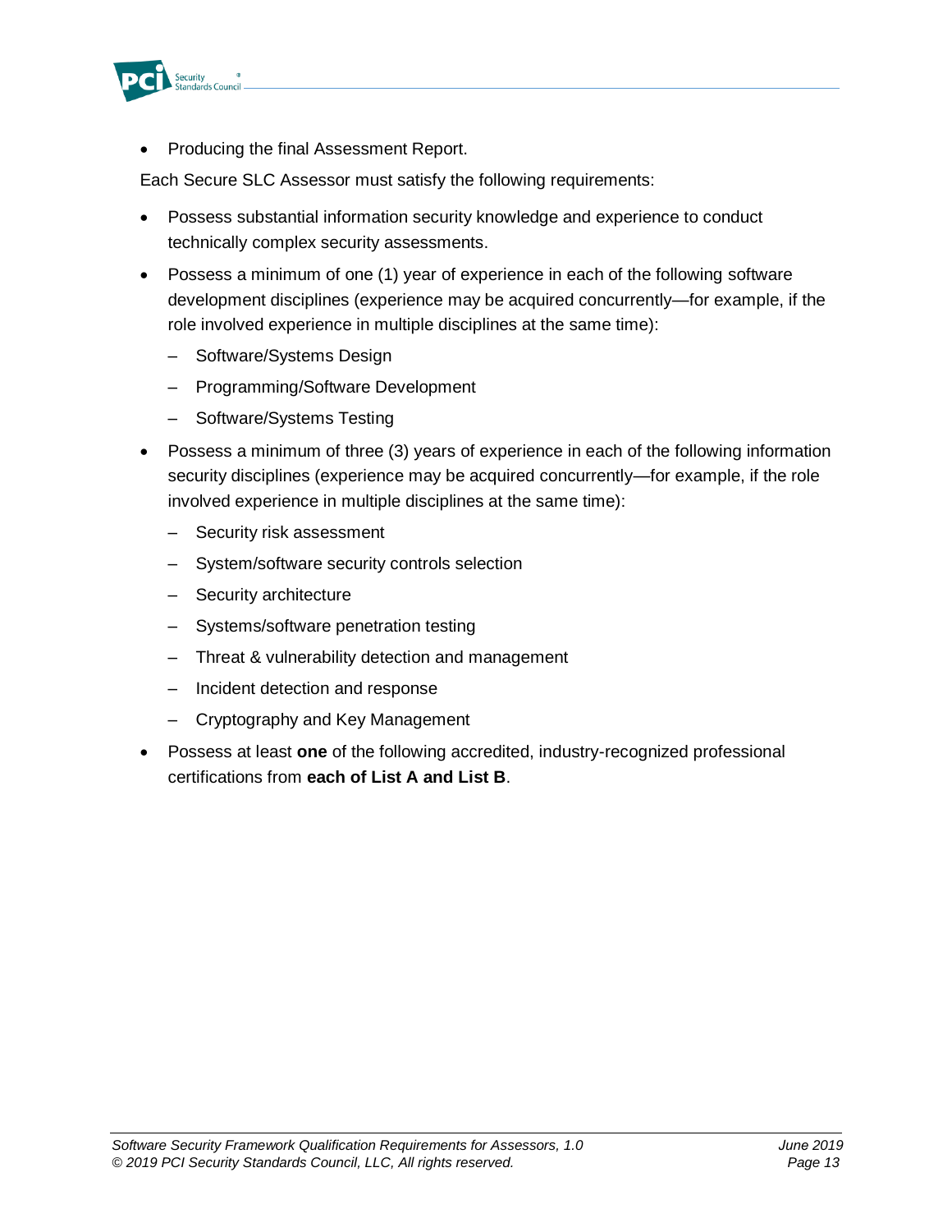- Producing the final Assessment Report.

Each Secure SLC Assessor must satisfy the following requirements:

- Possess substantial information security knowledge and experience to conduct technically complex security assessments.
- Possess a minimum of one (1) year of experience in each of the following software development disciplines (experience may be acquired concurrently—for example, if the role involved experience in multiple disciplines at the same time):
  - Software/Systems Design
  - Programming/Software Development
  - Software/Systems Testing
- Possess a minimum of three (3) years of experience in each of the following information security disciplines (experience may be acquired concurrently—for example, if the role involved experience in multiple disciplines at the same time):
  - Security risk assessment
  - System/software security controls selection
  - Security architecture
  - Systems/software penetration testing
  - Threat & vulnerability detection and management
  - Incident detection and response
  - Cryptography and Key Management
- Possess at least **one** of the following accredited, industry-recognized professional certifications from **each of List A and List B**.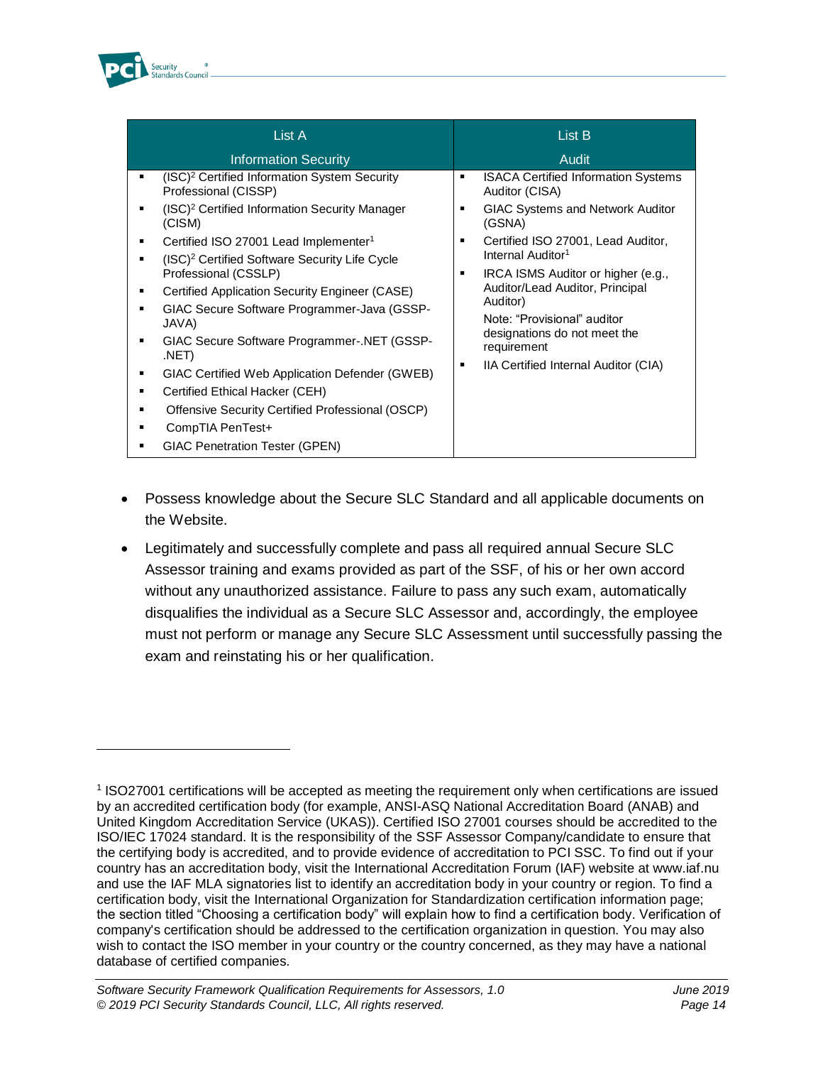| List A<br>Information Security | List B<br>Audit |
|---|---|
| ▪ (ISC)² Certified Information System Security Professional (CISSP)<br>▪ (ISC)² Certified Information Security Manager (CISM)<br>▪ Certified ISO 27001 Lead Implementer[1]<br>▪ (ISC)² Certified Software Security Life Cycle Professional (CSSLP)<br>▪ Certified Application Security Engineer (CASE)<br>▪ GIAC Secure Software Programmer-Java (GSSP-JAVA)<br>▪ GIAC Secure Software Programmer-.NET (GSSP-.NET)<br>▪ GIAC Certified Web Application Defender (GWEB)<br>▪ Certified Ethical Hacker (CEH)<br>▪ Offensive Security Certified Professional (OSCP)<br>▪ CompTIA PenTest+<br>▪ GIAC Penetration Tester (GPEN) | ▪ ISACA Certified Information Systems Auditor (CISA)<br>▪ GIAC Systems and Network Auditor (GSNA)<br>▪ Certified ISO 27001, Lead Auditor, Internal Auditor[1]<br>▪ IRCA ISMS Auditor or higher (e.g., Auditor/Lead Auditor, Principal Auditor)<br>Note: "Provisional" auditor designations do not meet the requirement<br>▪ IIA Certified Internal Auditor (CIA) |

- Possess knowledge about the Secure SLC Standard and all applicable documents on the Website.
- Legitimately and successfully complete and pass all required annual Secure SLC Assessor training and exams provided as part of the SSF, of his or her own accord without any unauthorized assistance. Failure to pass any such exam, automatically disqualifies the individual as a Secure SLC Assessor and, accordingly, the employee must not perform or manage any Secure SLC Assessment until successfully passing the exam and reinstating his or her qualification.

---

[1] ISO27001 certifications will be accepted as meeting the requirement only when certifications are issued by an accredited certification body (for example, ANSI-ASQ National Accreditation Board (ANAB) and United Kingdom Accreditation Service (UKAS)). Certified ISO 27001 courses should be accredited to the ISO/IEC 17024 standard. It is the responsibility of the SSF Assessor Company/candidate to ensure that the certifying body is accredited, and to provide evidence of accreditation to PCI SSC. To find out if your country has an accreditation body, visit the International Accreditation Forum (IAF) website at www.iaf.nu and use the IAF MLA signatories list to identify an accreditation body in your country or region. To find a certification body, visit the International Organization for Standardization certification information page; the section titled "Choosing a certification body" will explain how to find a certification body. Verification of company's certification should be addressed to the certification organization in question. You may also wish to contact the ISO member in your country or the country concerned, as they may have a national database of certified companies.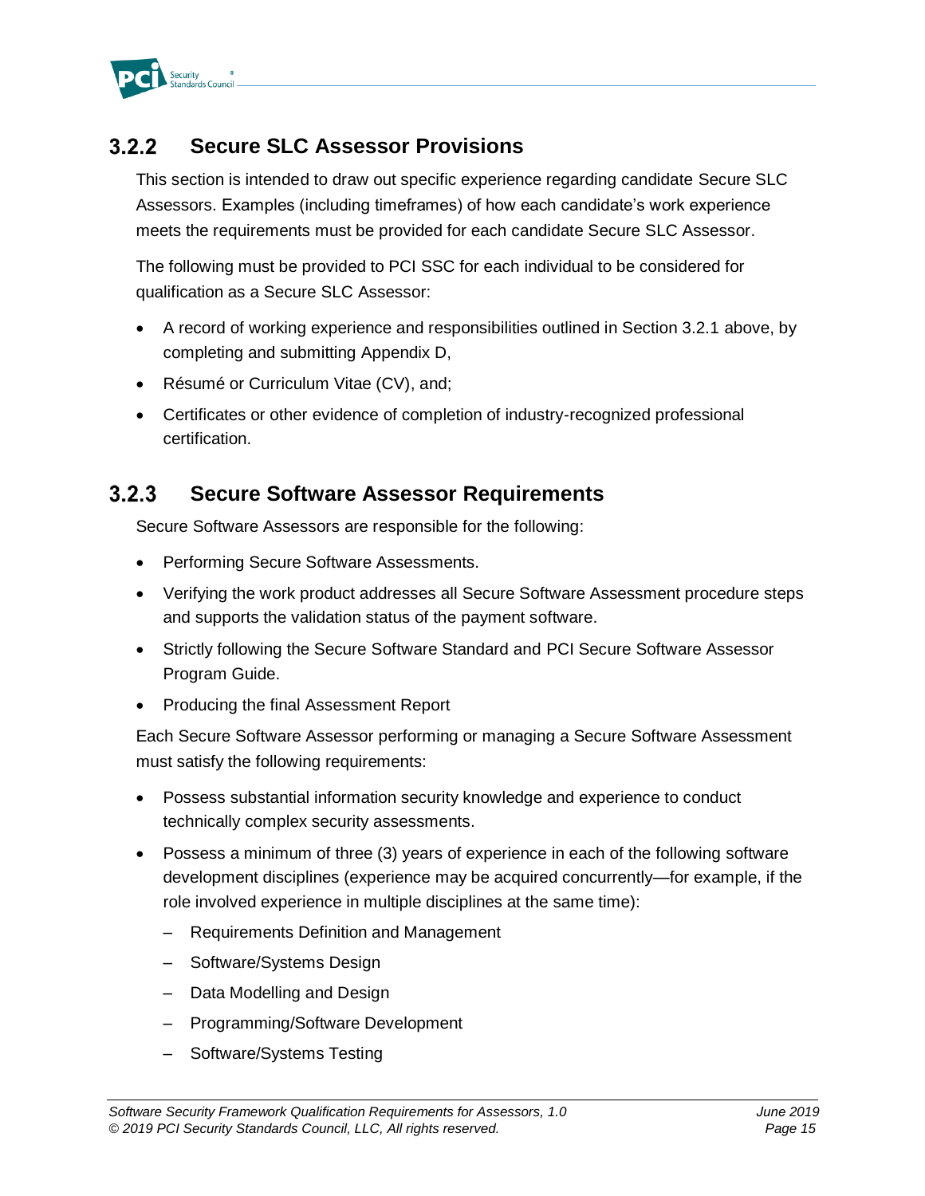### 3.2.2 Secure SLC Assessor Provisions

This section is intended to draw out specific experience regarding candidate Secure SLC Assessors. Examples (including timeframes) of how each candidate's work experience meets the requirements must be provided for each candidate Secure SLC Assessor.

The following must be provided to PCI SSC for each individual to be considered for qualification as a Secure SLC Assessor:

- A record of working experience and responsibilities outlined in Section 3.2.1 above, by completing and submitting Appendix D,
- Résumé or Curriculum Vitae (CV), and;
- Certificates or other evidence of completion of industry-recognized professional certification.

### 3.2.3 Secure Software Assessor Requirements

Secure Software Assessors are responsible for the following:

- Performing Secure Software Assessments.
- Verifying the work product addresses all Secure Software Assessment procedure steps and supports the validation status of the payment software.
- Strictly following the Secure Software Standard and PCI Secure Software Assessor Program Guide.
- Producing the final Assessment Report

Each Secure Software Assessor performing or managing a Secure Software Assessment must satisfy the following requirements:

- Possess substantial information security knowledge and experience to conduct technically complex security assessments.
- Possess a minimum of three (3) years of experience in each of the following software development disciplines (experience may be acquired concurrently—for example, if the role involved experience in multiple disciplines at the same time):
  - Requirements Definition and Management
  - Software/Systems Design
  - Data Modelling and Design
  - Programming/Software Development
  - Software/Systems Testing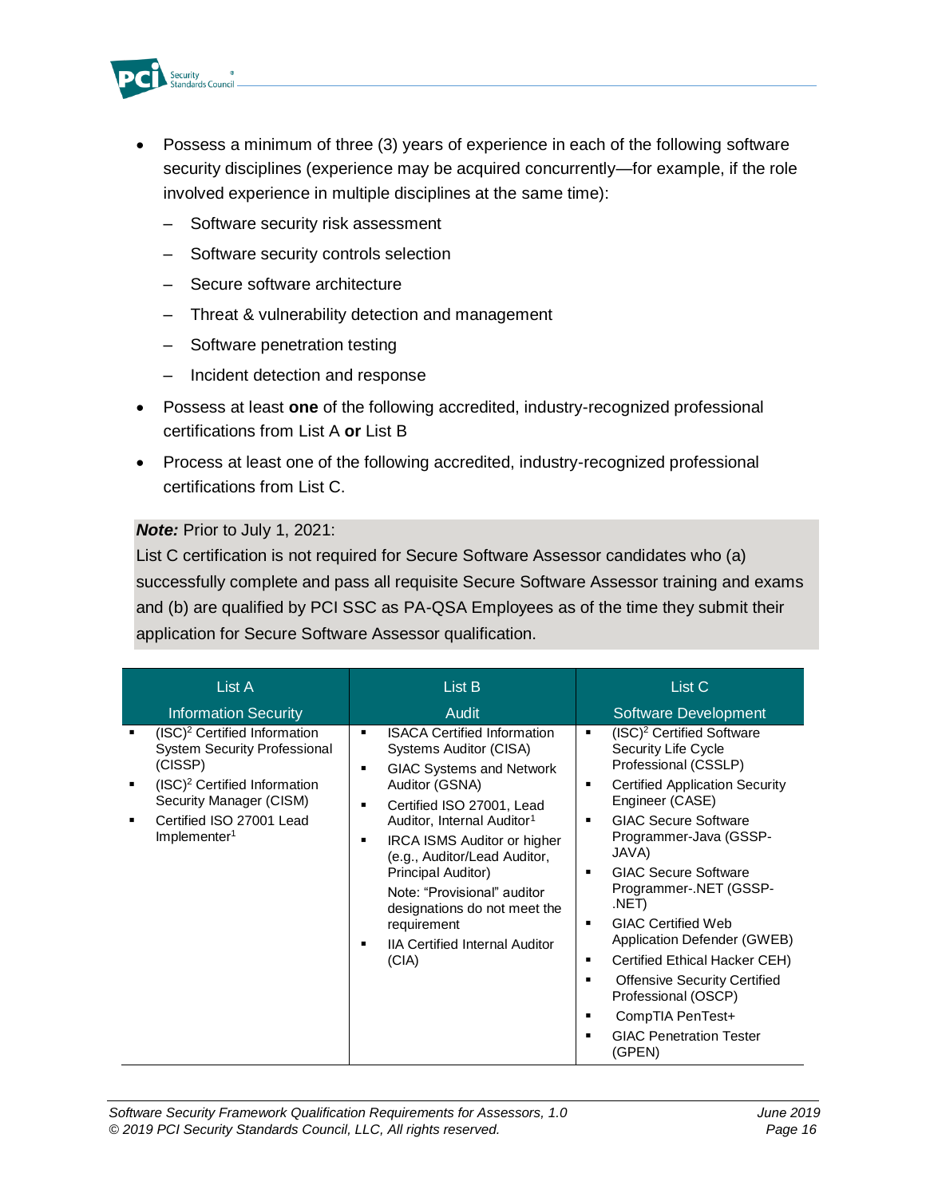- Possess a minimum of three (3) years of experience in each of the following software security disciplines (experience may be acquired concurrently—for example, if the role involved experience in multiple disciplines at the same time):
  - Software security risk assessment
  - Software security controls selection
  - Secure software architecture
  - Threat & vulnerability detection and management
  - Software penetration testing
  - Incident detection and response
- Possess at least **one** of the following accredited, industry-recognized professional certifications from List A **or** List B
- Process at least one of the following accredited, industry-recognized professional certifications from List C.

> ***Note:*** Prior to July 1, 2021:
> List C certification is not required for Secure Software Assessor candidates who (a) successfully complete and pass all requisite Secure Software Assessor training and exams and (b) are qualified by PCI SSC as PA-QSA Employees as of the time they submit their application for Secure Software Assessor qualification.

| List A<br>Information Security | List B<br>Audit | List C<br>Software Development |
|---|---|---|
| ▪ (ISC)[2] Certified Information System Security Professional (CISSP)<br>▪ (ISC)[2] Certified Information Security Manager (CISM)<br>▪ Certified ISO 27001 Lead Implementer[1] | ▪ ISACA Certified Information Systems Auditor (CISA)<br>▪ GIAC Systems and Network Auditor (GSNA)<br>▪ Certified ISO 27001, Lead Auditor, Internal Auditor[1]<br>▪ IRCA ISMS Auditor or higher (e.g., Auditor/Lead Auditor, Principal Auditor)<br>Note: "Provisional" auditor designations do not meet the requirement<br>▪ IIA Certified Internal Auditor (CIA) | ▪ (ISC)[2] Certified Software Security Life Cycle Professional (CSSLP)<br>▪ Certified Application Security Engineer (CASE)<br>▪ GIAC Secure Software Programmer-Java (GSSP-JAVA)<br>▪ GIAC Secure Software Programmer-.NET (GSSP-.NET)<br>▪ GIAC Certified Web Application Defender (GWEB)<br>▪ Certified Ethical Hacker CEH)<br>▪ Offensive Security Certified Professional (OSCP)<br>▪ CompTIA PenTest+<br>▪ GIAC Penetration Tester (GPEN) |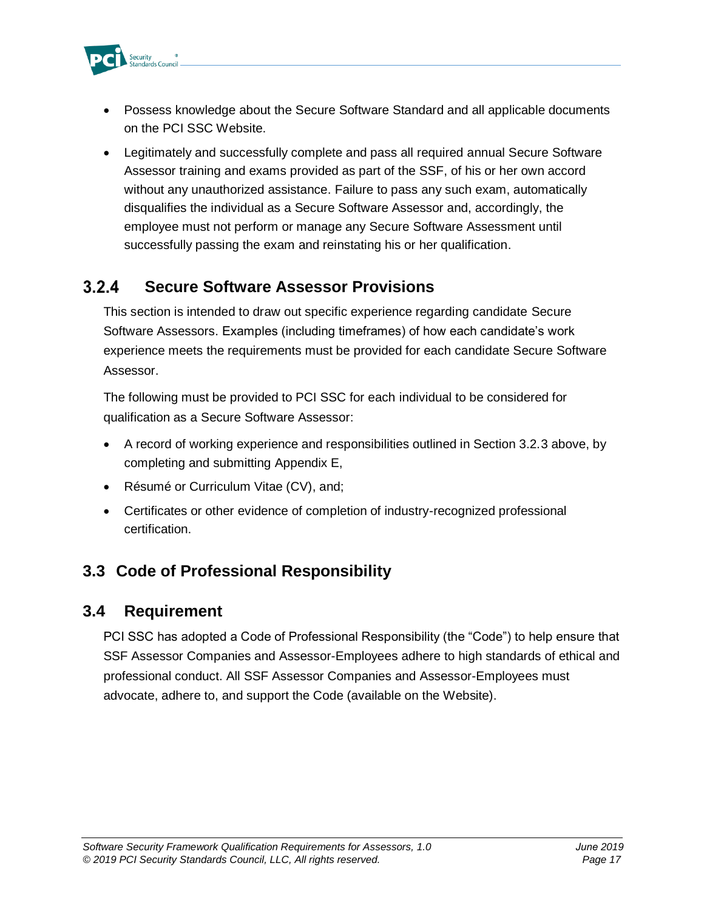- Possess knowledge about the Secure Software Standard and all applicable documents on the PCI SSC Website.
- Legitimately and successfully complete and pass all required annual Secure Software Assessor training and exams provided as part of the SSF, of his or her own accord without any unauthorized assistance. Failure to pass any such exam, automatically disqualifies the individual as a Secure Software Assessor and, accordingly, the employee must not perform or manage any Secure Software Assessment until successfully passing the exam and reinstating his or her qualification.

### 3.2.4 Secure Software Assessor Provisions

This section is intended to draw out specific experience regarding candidate Secure Software Assessors. Examples (including timeframes) of how each candidate's work experience meets the requirements must be provided for each candidate Secure Software Assessor.

The following must be provided to PCI SSC for each individual to be considered for qualification as a Secure Software Assessor:

- A record of working experience and responsibilities outlined in Section 3.2.3 above, by completing and submitting Appendix E,
- Résumé or Curriculum Vitae (CV), and;
- Certificates or other evidence of completion of industry-recognized professional certification.

## 3.3 Code of Professional Responsibility

## 3.4 Requirement

PCI SSC has adopted a Code of Professional Responsibility (the "Code") to help ensure that SSF Assessor Companies and Assessor-Employees adhere to high standards of ethical and professional conduct. All SSF Assessor Companies and Assessor-Employees must advocate, adhere to, and support the Code (available on the Website).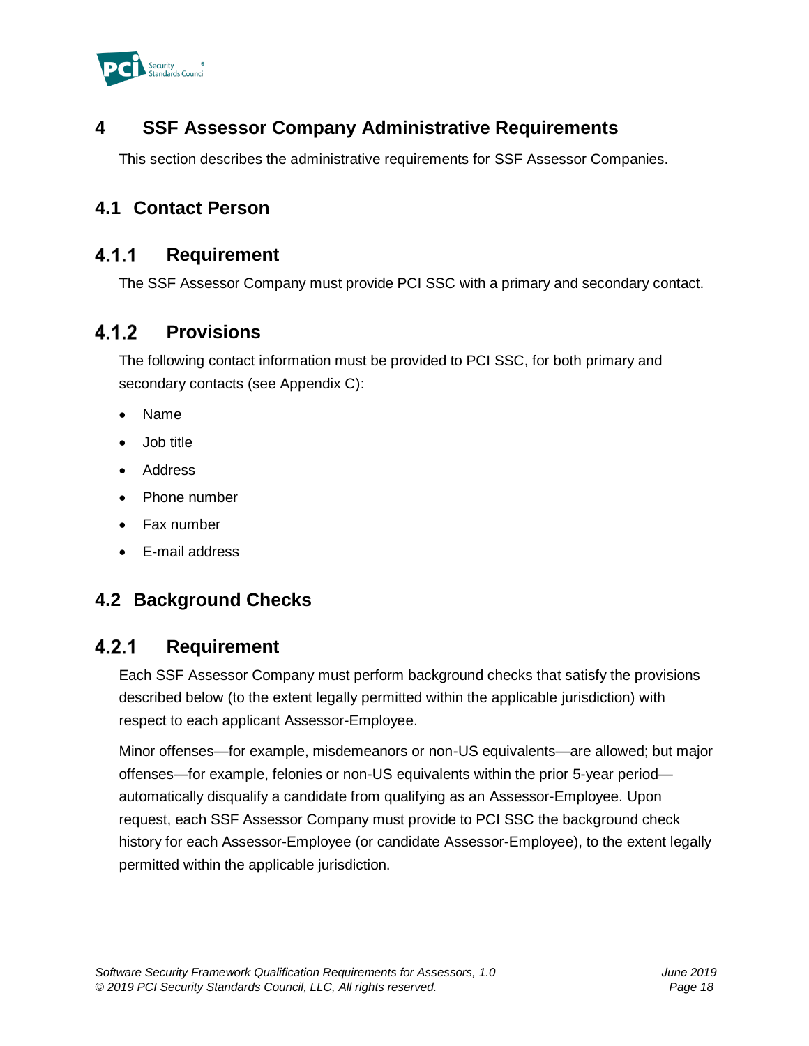# 4 SSF Assessor Company Administrative Requirements

This section describes the administrative requirements for SSF Assessor Companies.

## 4.1 Contact Person

### 4.1.1 Requirement

The SSF Assessor Company must provide PCI SSC with a primary and secondary contact.

### 4.1.2 Provisions

The following contact information must be provided to PCI SSC, for both primary and secondary contacts (see Appendix C):

- Name
- Job title
- Address
- Phone number
- Fax number
- E-mail address

## 4.2 Background Checks

### 4.2.1 Requirement

Each SSF Assessor Company must perform background checks that satisfy the provisions described below (to the extent legally permitted within the applicable jurisdiction) with respect to each applicant Assessor-Employee.

Minor offenses—for example, misdemeanors or non-US equivalents—are allowed; but major offenses—for example, felonies or non-US equivalents within the prior 5-year period—automatically disqualify a candidate from qualifying as an Assessor-Employee. Upon request, each SSF Assessor Company must provide to PCI SSC the background check history for each Assessor-Employee (or candidate Assessor-Employee), to the extent legally permitted within the applicable jurisdiction.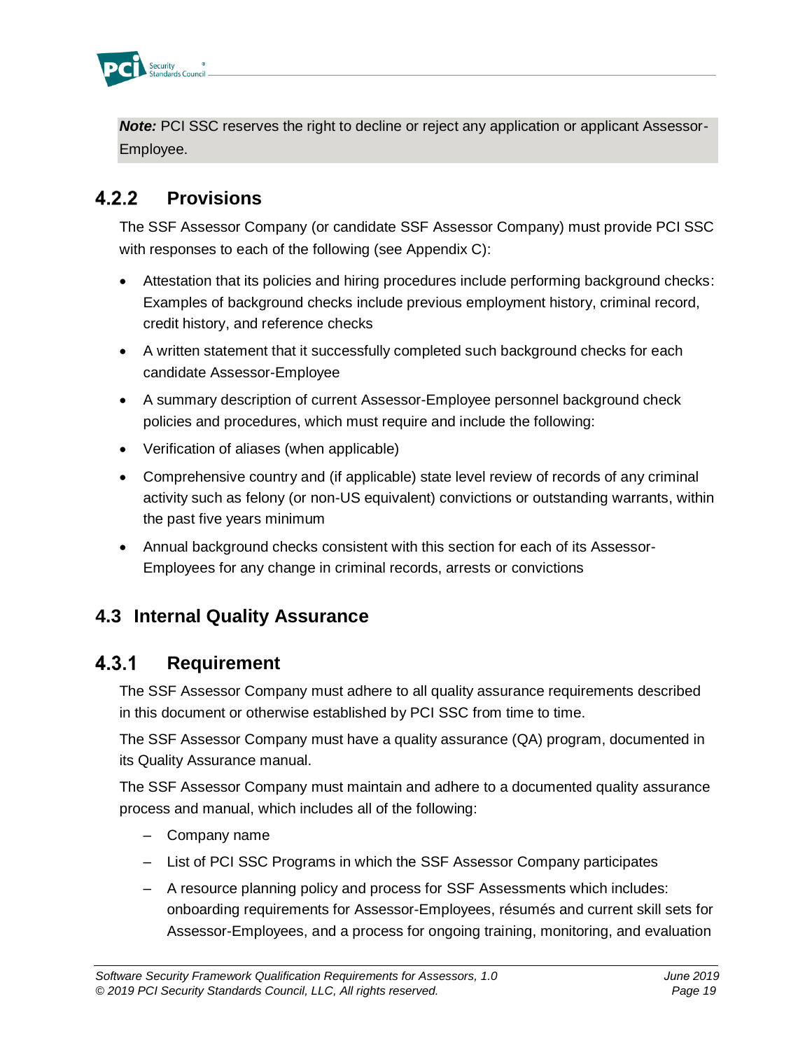***Note:*** PCI SSC reserves the right to decline or reject any application or applicant Assessor-Employee.

### 4.2.2 Provisions

The SSF Assessor Company (or candidate SSF Assessor Company) must provide PCI SSC with responses to each of the following (see Appendix C):

- Attestation that its policies and hiring procedures include performing background checks: Examples of background checks include previous employment history, criminal record, credit history, and reference checks
- A written statement that it successfully completed such background checks for each candidate Assessor-Employee
- A summary description of current Assessor-Employee personnel background check policies and procedures, which must require and include the following:
- Verification of aliases (when applicable)
- Comprehensive country and (if applicable) state level review of records of any criminal activity such as felony (or non-US equivalent) convictions or outstanding warrants, within the past five years minimum
- Annual background checks consistent with this section for each of its Assessor-Employees for any change in criminal records, arrests or convictions

## 4.3 Internal Quality Assurance

### 4.3.1 Requirement

The SSF Assessor Company must adhere to all quality assurance requirements described in this document or otherwise established by PCI SSC from time to time.

The SSF Assessor Company must have a quality assurance (QA) program, documented in its Quality Assurance manual.

The SSF Assessor Company must maintain and adhere to a documented quality assurance process and manual, which includes all of the following:

- Company name
- List of PCI SSC Programs in which the SSF Assessor Company participates
- A resource planning policy and process for SSF Assessments which includes: onboarding requirements for Assessor-Employees, résumés and current skill sets for Assessor-Employees, and a process for ongoing training, monitoring, and evaluation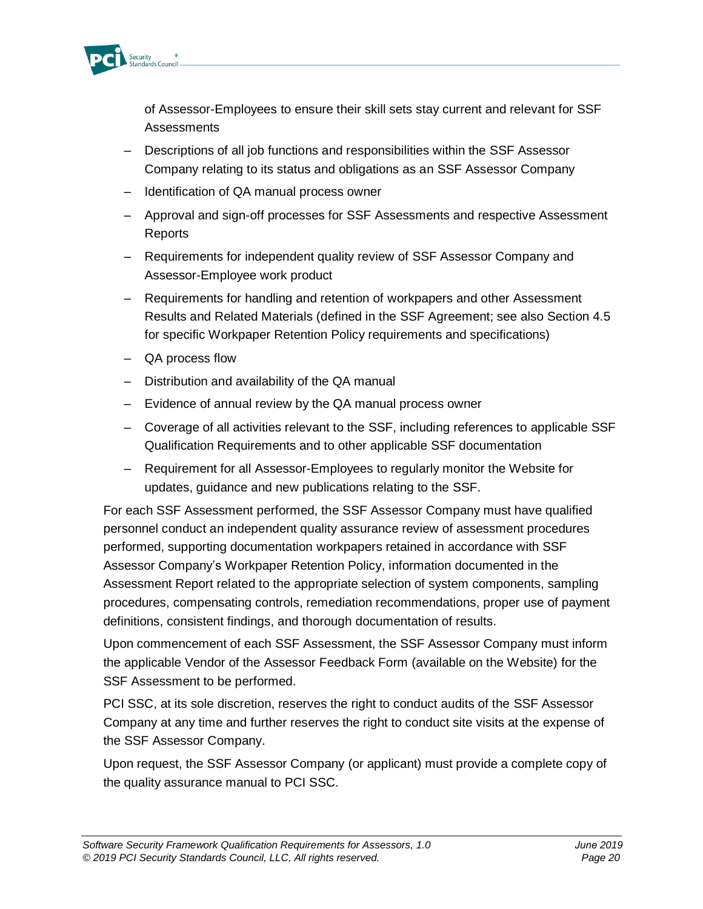of Assessor-Employees to ensure their skill sets stay current and relevant for SSF Assessments

- Descriptions of all job functions and responsibilities within the SSF Assessor Company relating to its status and obligations as an SSF Assessor Company
- Identification of QA manual process owner
- Approval and sign-off processes for SSF Assessments and respective Assessment Reports
- Requirements for independent quality review of SSF Assessor Company and Assessor-Employee work product
- Requirements for handling and retention of workpapers and other Assessment Results and Related Materials (defined in the SSF Agreement; see also Section 4.5 for specific Workpaper Retention Policy requirements and specifications)
- QA process flow
- Distribution and availability of the QA manual
- Evidence of annual review by the QA manual process owner
- Coverage of all activities relevant to the SSF, including references to applicable SSF Qualification Requirements and to other applicable SSF documentation
- Requirement for all Assessor-Employees to regularly monitor the Website for updates, guidance and new publications relating to the SSF.

For each SSF Assessment performed, the SSF Assessor Company must have qualified personnel conduct an independent quality assurance review of assessment procedures performed, supporting documentation workpapers retained in accordance with SSF Assessor Company's Workpaper Retention Policy, information documented in the Assessment Report related to the appropriate selection of system components, sampling procedures, compensating controls, remediation recommendations, proper use of payment definitions, consistent findings, and thorough documentation of results.

Upon commencement of each SSF Assessment, the SSF Assessor Company must inform the applicable Vendor of the Assessor Feedback Form (available on the Website) for the SSF Assessment to be performed.

PCI SSC, at its sole discretion, reserves the right to conduct audits of the SSF Assessor Company at any time and further reserves the right to conduct site visits at the expense of the SSF Assessor Company.

Upon request, the SSF Assessor Company (or applicant) must provide a complete copy of the quality assurance manual to PCI SSC.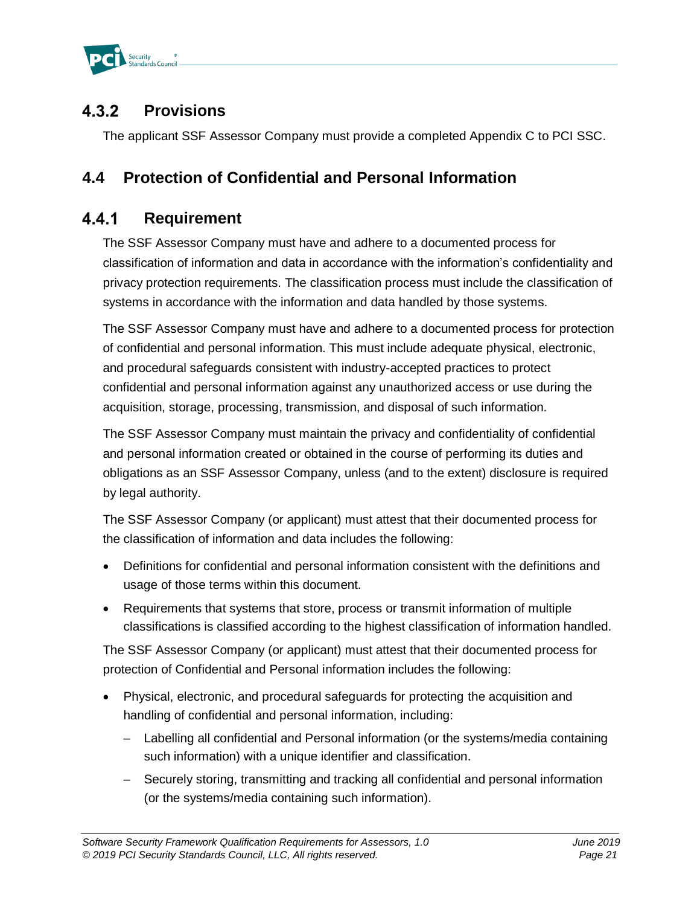### 4.3.2 Provisions

The applicant SSF Assessor Company must provide a completed Appendix C to PCI SSC.

## 4.4 Protection of Confidential and Personal Information

### 4.4.1 Requirement

The SSF Assessor Company must have and adhere to a documented process for classification of information and data in accordance with the information's confidentiality and privacy protection requirements. The classification process must include the classification of systems in accordance with the information and data handled by those systems.

The SSF Assessor Company must have and adhere to a documented process for protection of confidential and personal information. This must include adequate physical, electronic, and procedural safeguards consistent with industry-accepted practices to protect confidential and personal information against any unauthorized access or use during the acquisition, storage, processing, transmission, and disposal of such information.

The SSF Assessor Company must maintain the privacy and confidentiality of confidential and personal information created or obtained in the course of performing its duties and obligations as an SSF Assessor Company, unless (and to the extent) disclosure is required by legal authority.

The SSF Assessor Company (or applicant) must attest that their documented process for the classification of information and data includes the following:

- Definitions for confidential and personal information consistent with the definitions and usage of those terms within this document.
- Requirements that systems that store, process or transmit information of multiple classifications is classified according to the highest classification of information handled.

The SSF Assessor Company (or applicant) must attest that their documented process for protection of Confidential and Personal information includes the following:

- Physical, electronic, and procedural safeguards for protecting the acquisition and handling of confidential and personal information, including:
  - Labelling all confidential and Personal information (or the systems/media containing such information) with a unique identifier and classification.
  - Securely storing, transmitting and tracking all confidential and personal information (or the systems/media containing such information).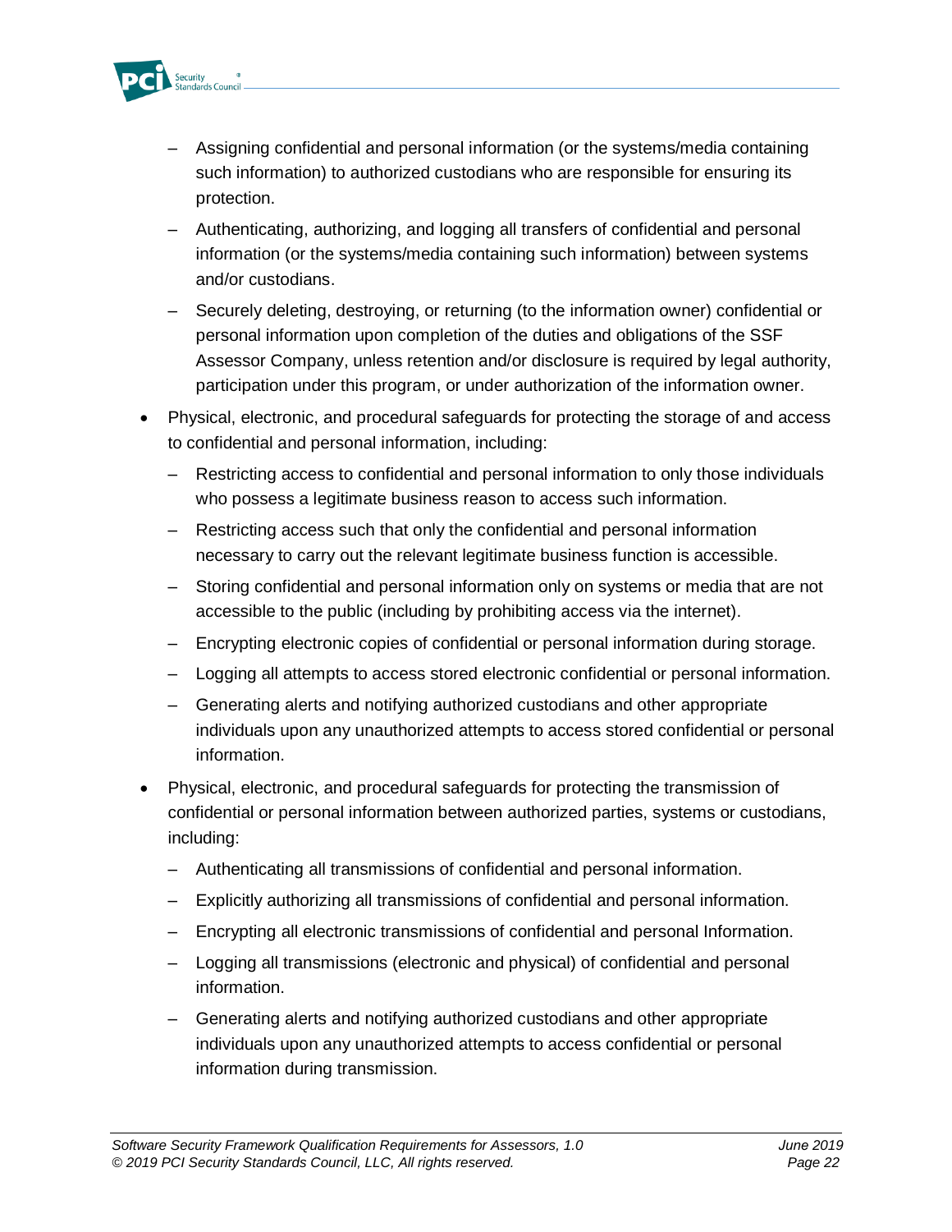- Assigning confidential and personal information (or the systems/media containing such information) to authorized custodians who are responsible for ensuring its protection.
  - Authenticating, authorizing, and logging all transfers of confidential and personal information (or the systems/media containing such information) between systems and/or custodians.
  - Securely deleting, destroying, or returning (to the information owner) confidential or personal information upon completion of the duties and obligations of the SSF Assessor Company, unless retention and/or disclosure is required by legal authority, participation under this program, or under authorization of the information owner.
- Physical, electronic, and procedural safeguards for protecting the storage of and access to confidential and personal information, including:
  - Restricting access to confidential and personal information to only those individuals who possess a legitimate business reason to access such information.
  - Restricting access such that only the confidential and personal information necessary to carry out the relevant legitimate business function is accessible.
  - Storing confidential and personal information only on systems or media that are not accessible to the public (including by prohibiting access via the internet).
  - Encrypting electronic copies of confidential or personal information during storage.
  - Logging all attempts to access stored electronic confidential or personal information.
  - Generating alerts and notifying authorized custodians and other appropriate individuals upon any unauthorized attempts to access stored confidential or personal information.
- Physical, electronic, and procedural safeguards for protecting the transmission of confidential or personal information between authorized parties, systems or custodians, including:
  - Authenticating all transmissions of confidential and personal information.
  - Explicitly authorizing all transmissions of confidential and personal information.
  - Encrypting all electronic transmissions of confidential and personal Information.
  - Logging all transmissions (electronic and physical) of confidential and personal information.
  - Generating alerts and notifying authorized custodians and other appropriate individuals upon any unauthorized attempts to access confidential or personal information during transmission.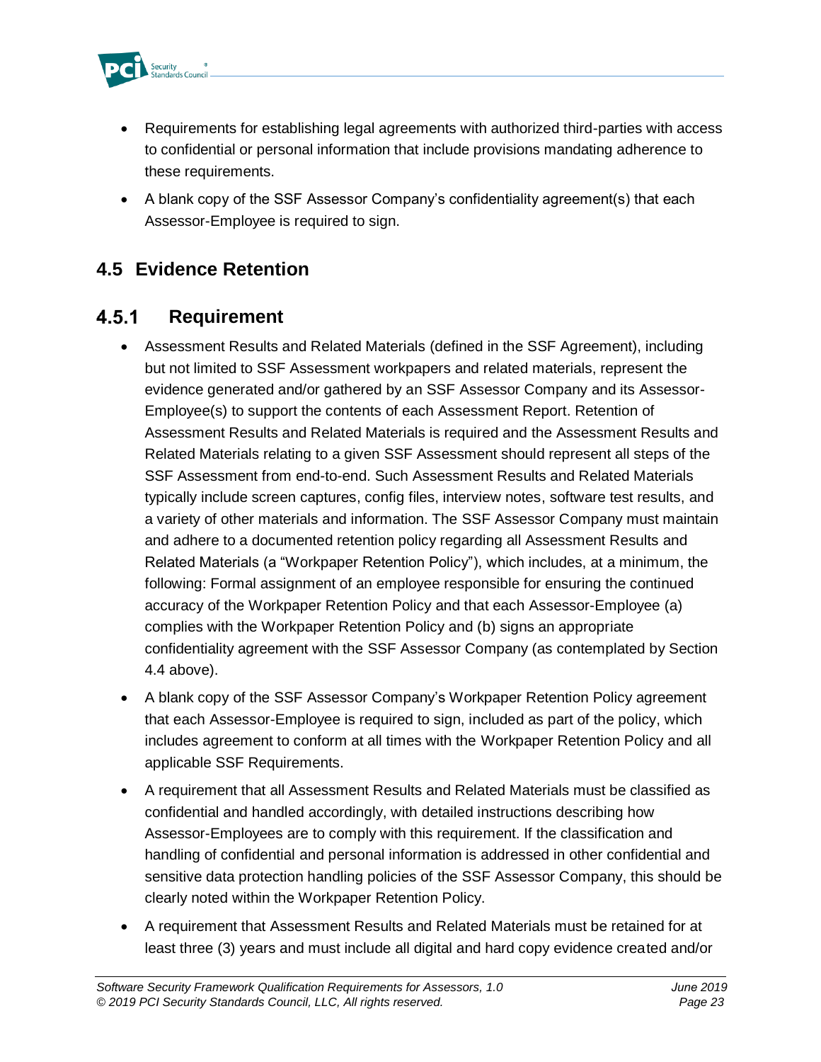- Requirements for establishing legal agreements with authorized third-parties with access to confidential or personal information that include provisions mandating adherence to these requirements.
- A blank copy of the SSF Assessor Company's confidentiality agreement(s) that each Assessor-Employee is required to sign.

## 4.5 Evidence Retention

### 4.5.1 Requirement

- Assessment Results and Related Materials (defined in the SSF Agreement), including but not limited to SSF Assessment workpapers and related materials, represent the evidence generated and/or gathered by an SSF Assessor Company and its Assessor-Employee(s) to support the contents of each Assessment Report. Retention of Assessment Results and Related Materials is required and the Assessment Results and Related Materials relating to a given SSF Assessment should represent all steps of the SSF Assessment from end-to-end. Such Assessment Results and Related Materials typically include screen captures, config files, interview notes, software test results, and a variety of other materials and information. The SSF Assessor Company must maintain and adhere to a documented retention policy regarding all Assessment Results and Related Materials (a "Workpaper Retention Policy"), which includes, at a minimum, the following: Formal assignment of an employee responsible for ensuring the continued accuracy of the Workpaper Retention Policy and that each Assessor-Employee (a) complies with the Workpaper Retention Policy and (b) signs an appropriate confidentiality agreement with the SSF Assessor Company (as contemplated by Section 4.4 above).
- A blank copy of the SSF Assessor Company's Workpaper Retention Policy agreement that each Assessor-Employee is required to sign, included as part of the policy, which includes agreement to conform at all times with the Workpaper Retention Policy and all applicable SSF Requirements.
- A requirement that all Assessment Results and Related Materials must be classified as confidential and handled accordingly, with detailed instructions describing how Assessor-Employees are to comply with this requirement. If the classification and handling of confidential and personal information is addressed in other confidential and sensitive data protection handling policies of the SSF Assessor Company, this should be clearly noted within the Workpaper Retention Policy.
- A requirement that Assessment Results and Related Materials must be retained for at least three (3) years and must include all digital and hard copy evidence created and/or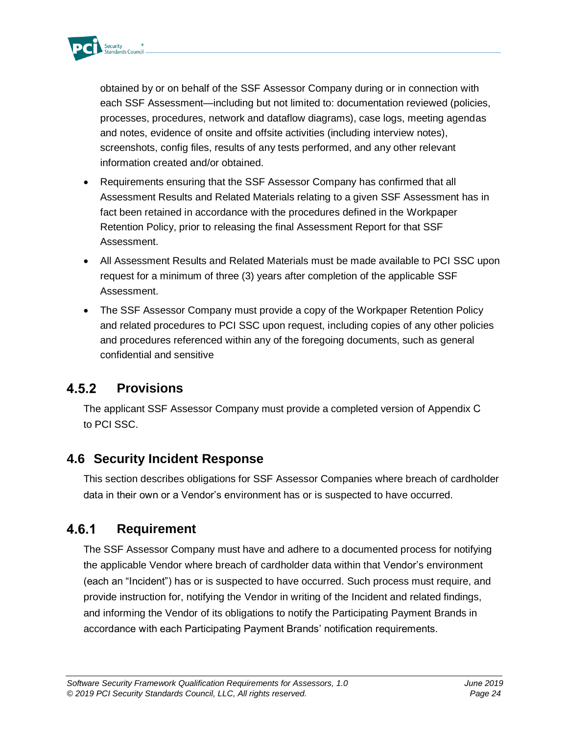obtained by or on behalf of the SSF Assessor Company during or in connection with each SSF Assessment—including but not limited to: documentation reviewed (policies, processes, procedures, network and dataflow diagrams), case logs, meeting agendas and notes, evidence of onsite and offsite activities (including interview notes), screenshots, config files, results of any tests performed, and any other relevant information created and/or obtained.

- Requirements ensuring that the SSF Assessor Company has confirmed that all Assessment Results and Related Materials relating to a given SSF Assessment has in fact been retained in accordance with the procedures defined in the Workpaper Retention Policy, prior to releasing the final Assessment Report for that SSF Assessment.
- All Assessment Results and Related Materials must be made available to PCI SSC upon request for a minimum of three (3) years after completion of the applicable SSF Assessment.
- The SSF Assessor Company must provide a copy of the Workpaper Retention Policy and related procedures to PCI SSC upon request, including copies of any other policies and procedures referenced within any of the foregoing documents, such as general confidential and sensitive

### 4.5.2 Provisions

The applicant SSF Assessor Company must provide a completed version of Appendix C to PCI SSC.

## 4.6 Security Incident Response

This section describes obligations for SSF Assessor Companies where breach of cardholder data in their own or a Vendor's environment has or is suspected to have occurred.

### 4.6.1 Requirement

The SSF Assessor Company must have and adhere to a documented process for notifying the applicable Vendor where breach of cardholder data within that Vendor's environment (each an "Incident") has or is suspected to have occurred. Such process must require, and provide instruction for, notifying the Vendor in writing of the Incident and related findings, and informing the Vendor of its obligations to notify the Participating Payment Brands in accordance with each Participating Payment Brands' notification requirements.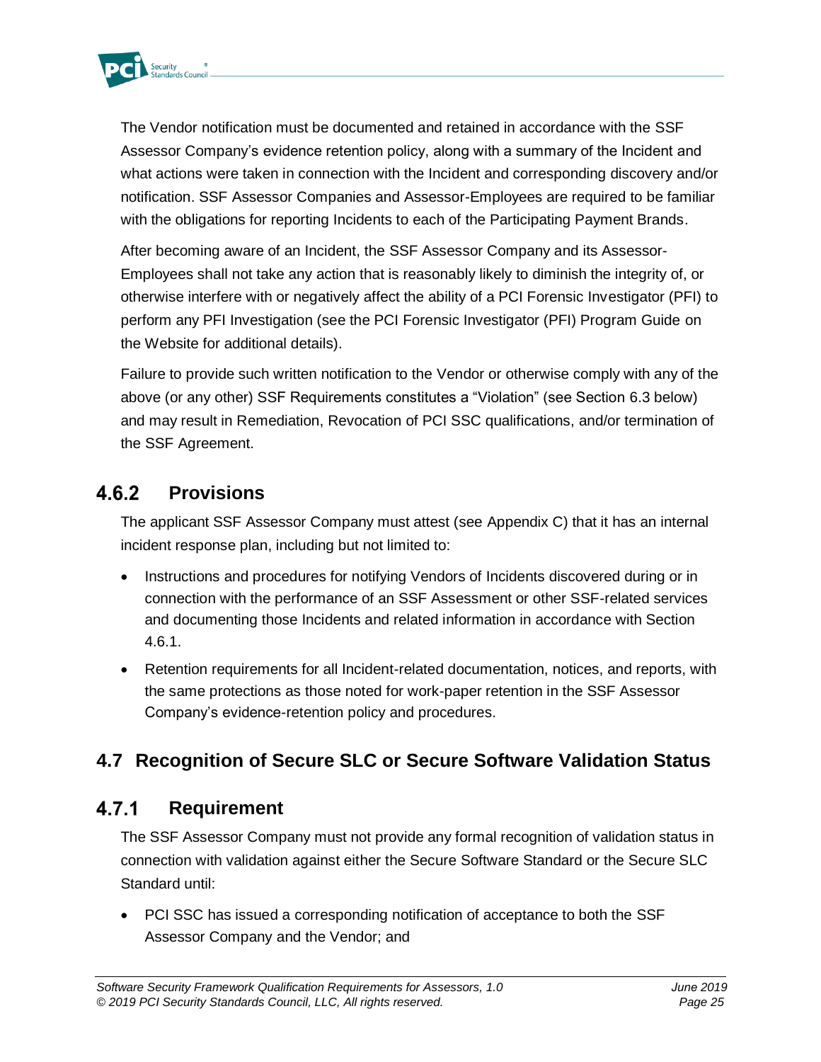The Vendor notification must be documented and retained in accordance with the SSF Assessor Company's evidence retention policy, along with a summary of the Incident and what actions were taken in connection with the Incident and corresponding discovery and/or notification. SSF Assessor Companies and Assessor-Employees are required to be familiar with the obligations for reporting Incidents to each of the Participating Payment Brands.

After becoming aware of an Incident, the SSF Assessor Company and its Assessor-Employees shall not take any action that is reasonably likely to diminish the integrity of, or otherwise interfere with or negatively affect the ability of a PCI Forensic Investigator (PFI) to perform any PFI Investigation (see the PCI Forensic Investigator (PFI) Program Guide on the Website for additional details).

Failure to provide such written notification to the Vendor or otherwise comply with any of the above (or any other) SSF Requirements constitutes a "Violation" (see Section 6.3 below) and may result in Remediation, Revocation of PCI SSC qualifications, and/or termination of the SSF Agreement.

### 4.6.2 Provisions

The applicant SSF Assessor Company must attest (see Appendix C) that it has an internal incident response plan, including but not limited to:

- Instructions and procedures for notifying Vendors of Incidents discovered during or in connection with the performance of an SSF Assessment or other SSF-related services and documenting those Incidents and related information in accordance with Section 4.6.1.
- Retention requirements for all Incident-related documentation, notices, and reports, with the same protections as those noted for work-paper retention in the SSF Assessor Company's evidence-retention policy and procedures.

## 4.7 Recognition of Secure SLC or Secure Software Validation Status

### 4.7.1 Requirement

The SSF Assessor Company must not provide any formal recognition of validation status in connection with validation against either the Secure Software Standard or the Secure SLC Standard until:

- PCI SSC has issued a corresponding notification of acceptance to both the SSF Assessor Company and the Vendor; and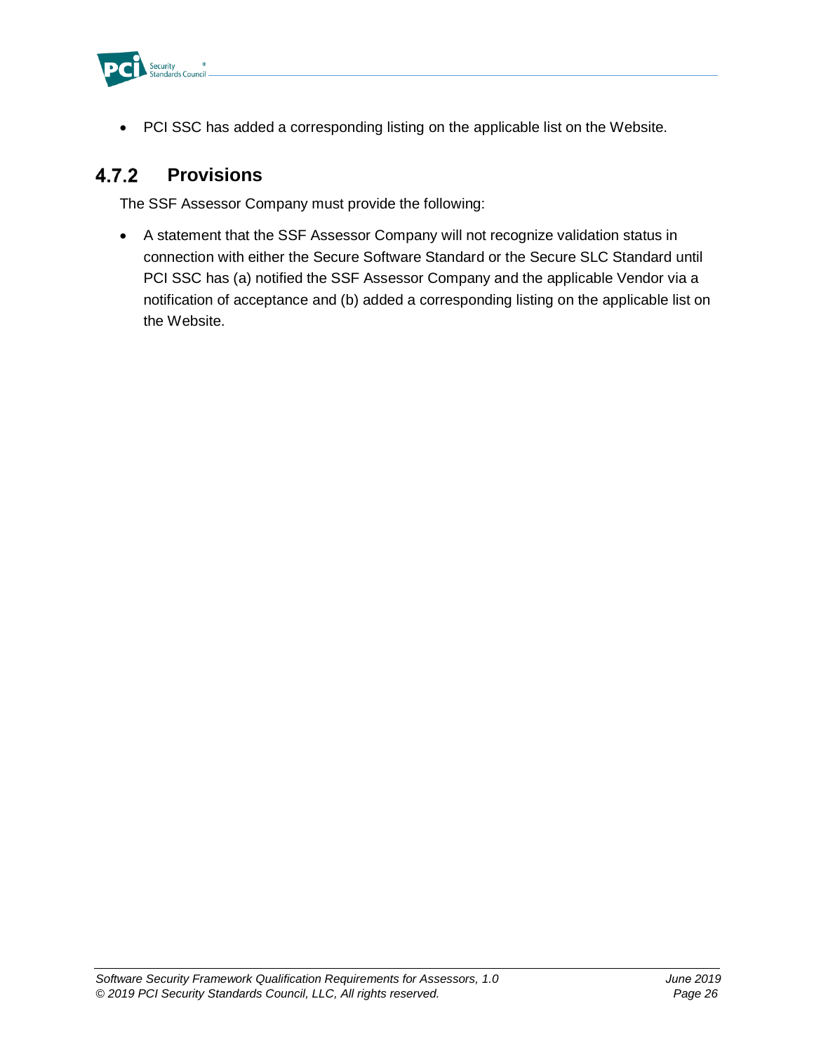- PCI SSC has added a corresponding listing on the applicable list on the Website.

### 4.7.2 Provisions

The SSF Assessor Company must provide the following:

- A statement that the SSF Assessor Company will not recognize validation status in connection with either the Secure Software Standard or the Secure SLC Standard until PCI SSC has (a) notified the SSF Assessor Company and the applicable Vendor via a notification of acceptance and (b) added a corresponding listing on the applicable list on the Website.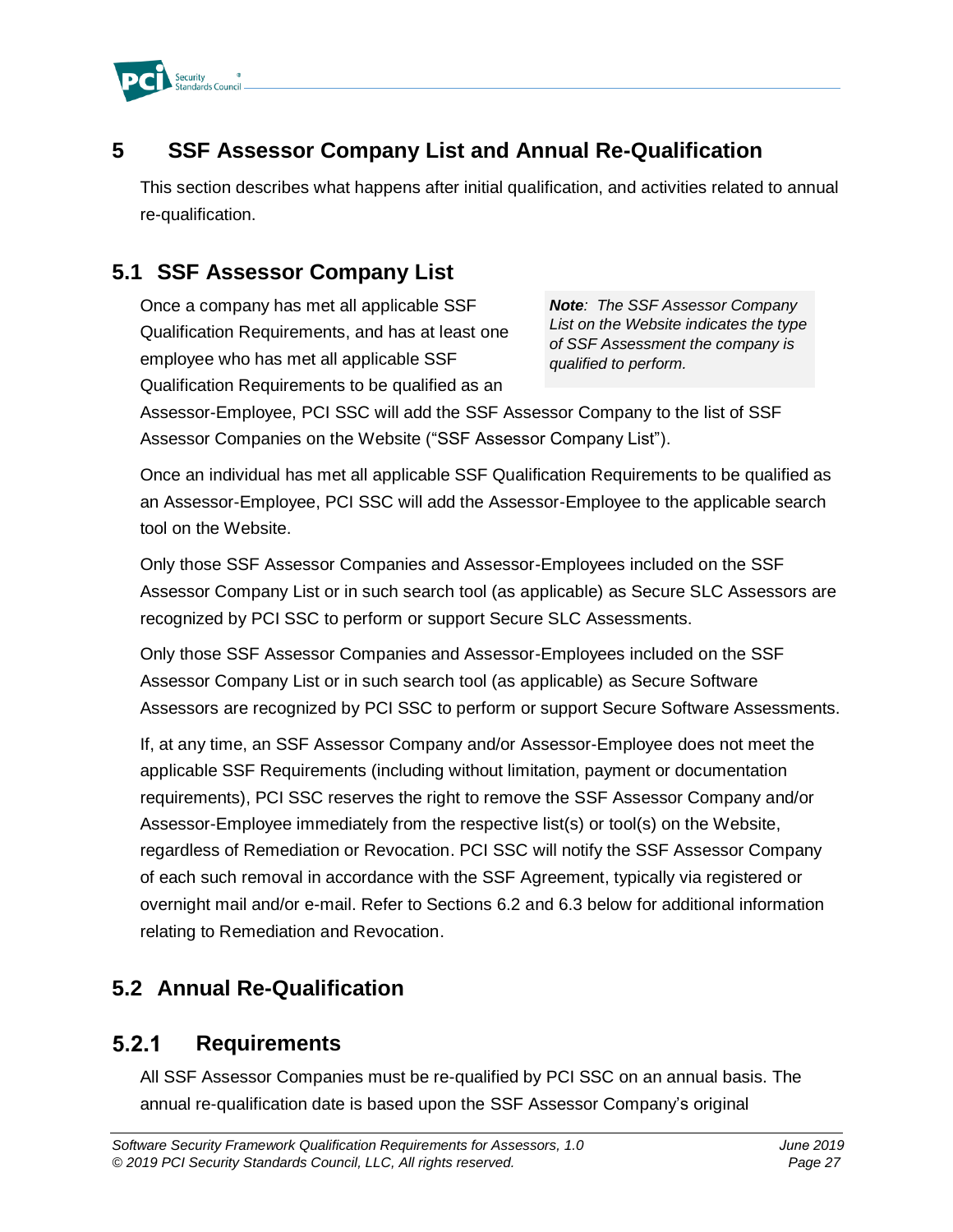# 5 SSF Assessor Company List and Annual Re-Qualification

This section describes what happens after initial qualification, and activities related to annual re-qualification.

## 5.1 SSF Assessor Company List

> ***Note**: The SSF Assessor Company List on the Website indicates the type of SSF Assessment the company is qualified to perform.*

Once a company has met all applicable SSF Qualification Requirements, and has at least one employee who has met all applicable SSF Qualification Requirements to be qualified as an Assessor-Employee, PCI SSC will add the SSF Assessor Company to the list of SSF Assessor Companies on the Website ("SSF Assessor Company List").

Once an individual has met all applicable SSF Qualification Requirements to be qualified as an Assessor-Employee, PCI SSC will add the Assessor-Employee to the applicable search tool on the Website.

Only those SSF Assessor Companies and Assessor-Employees included on the SSF Assessor Company List or in such search tool (as applicable) as Secure SLC Assessors are recognized by PCI SSC to perform or support Secure SLC Assessments.

Only those SSF Assessor Companies and Assessor-Employees included on the SSF Assessor Company List or in such search tool (as applicable) as Secure Software Assessors are recognized by PCI SSC to perform or support Secure Software Assessments.

If, at any time, an SSF Assessor Company and/or Assessor-Employee does not meet the applicable SSF Requirements (including without limitation, payment or documentation requirements), PCI SSC reserves the right to remove the SSF Assessor Company and/or Assessor-Employee immediately from the respective list(s) or tool(s) on the Website, regardless of Remediation or Revocation. PCI SSC will notify the SSF Assessor Company of each such removal in accordance with the SSF Agreement, typically via registered or overnight mail and/or e-mail. Refer to Sections 6.2 and 6.3 below for additional information relating to Remediation and Revocation.

## 5.2 Annual Re-Qualification

### 5.2.1 Requirements

All SSF Assessor Companies must be re-qualified by PCI SSC on an annual basis. The annual re-qualification date is based upon the SSF Assessor Company's original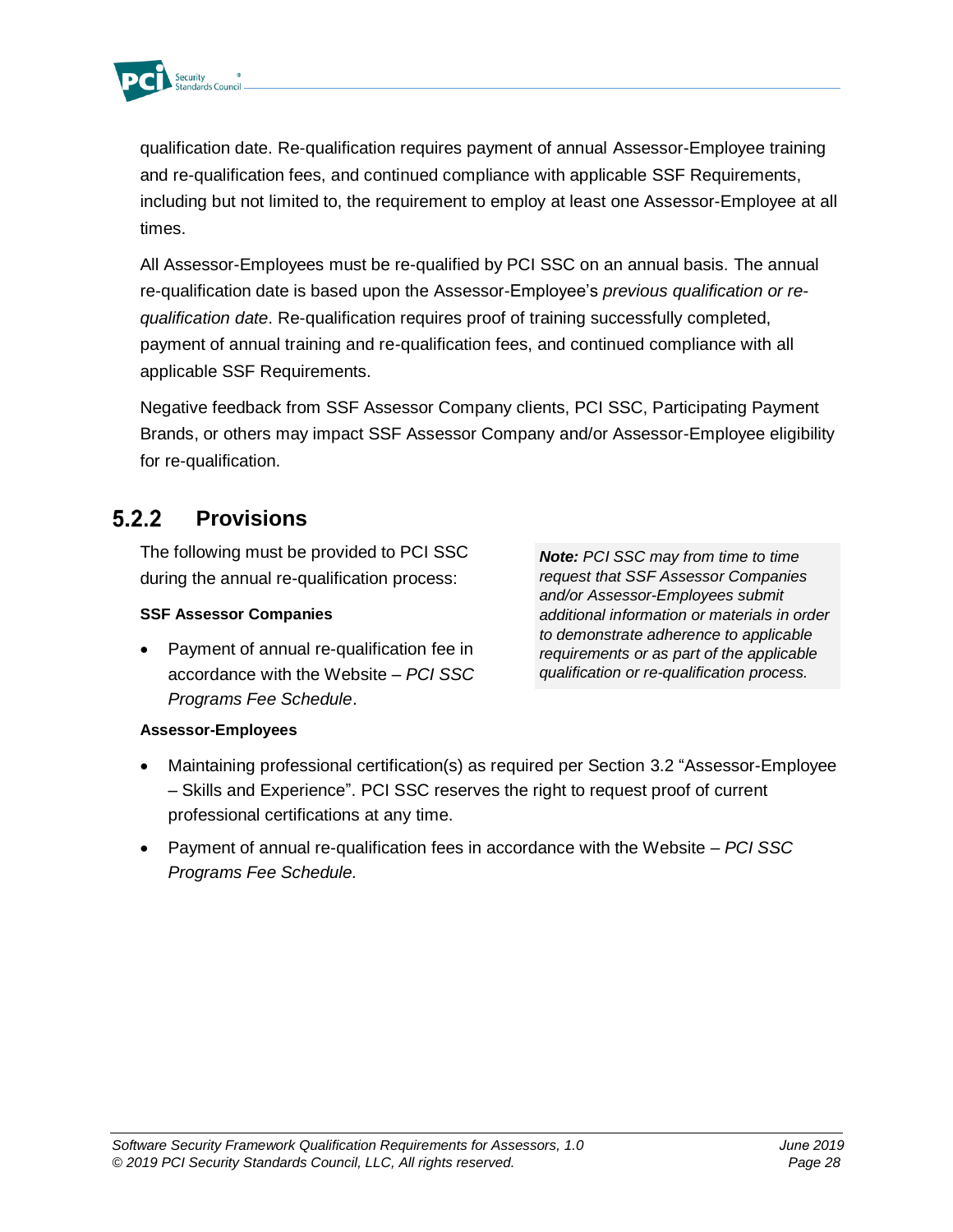qualification date. Re-qualification requires payment of annual Assessor-Employee training and re-qualification fees, and continued compliance with applicable SSF Requirements, including but not limited to, the requirement to employ at least one Assessor-Employee at all times.

All Assessor-Employees must be re-qualified by PCI SSC on an annual basis. The annual re-qualification date is based upon the Assessor-Employee's *previous qualification or re-qualification date*. Re-qualification requires proof of training successfully completed, payment of annual training and re-qualification fees, and continued compliance with all applicable SSF Requirements.

Negative feedback from SSF Assessor Company clients, PCI SSC, Participating Payment Brands, or others may impact SSF Assessor Company and/or Assessor-Employee eligibility for re-qualification.

### 5.2.2 Provisions

The following must be provided to PCI SSC during the annual re-qualification process:

> ***Note:*** *PCI SSC may from time to time request that SSF Assessor Companies and/or Assessor-Employees submit additional information or materials in order to demonstrate adherence to applicable requirements or as part of the applicable qualification or re-qualification process.*

**SSF Assessor Companies**

- Payment of annual re-qualification fee in accordance with the Website – *PCI SSC Programs Fee Schedule*.

**Assessor-Employees**

- Maintaining professional certification(s) as required per Section 3.2 "Assessor-Employee – Skills and Experience". PCI SSC reserves the right to request proof of current professional certifications at any time.
- Payment of annual re-qualification fees in accordance with the Website – *PCI SSC Programs Fee Schedule.*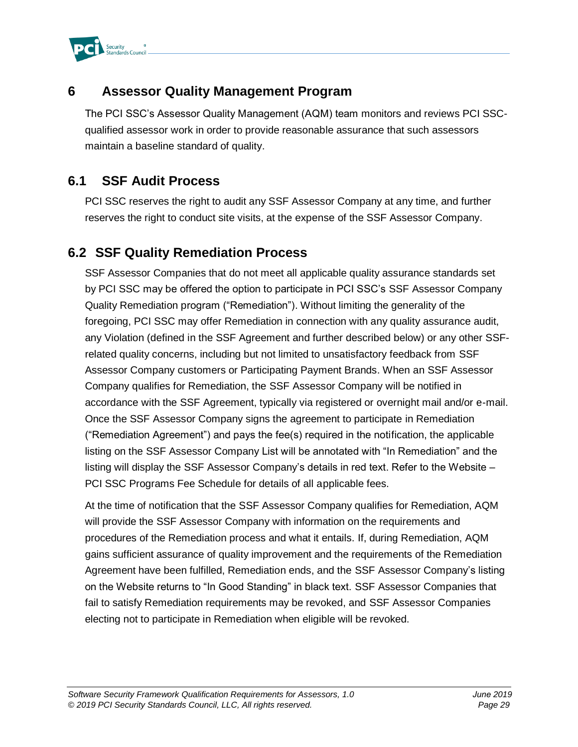# 6 Assessor Quality Management Program

The PCI SSC's Assessor Quality Management (AQM) team monitors and reviews PCI SSC-qualified assessor work in order to provide reasonable assurance that such assessors maintain a baseline standard of quality.

## 6.1 SSF Audit Process

PCI SSC reserves the right to audit any SSF Assessor Company at any time, and further reserves the right to conduct site visits, at the expense of the SSF Assessor Company.

## 6.2 SSF Quality Remediation Process

SSF Assessor Companies that do not meet all applicable quality assurance standards set by PCI SSC may be offered the option to participate in PCI SSC's SSF Assessor Company Quality Remediation program ("Remediation"). Without limiting the generality of the foregoing, PCI SSC may offer Remediation in connection with any quality assurance audit, any Violation (defined in the SSF Agreement and further described below) or any other SSF-related quality concerns, including but not limited to unsatisfactory feedback from SSF Assessor Company customers or Participating Payment Brands. When an SSF Assessor Company qualifies for Remediation, the SSF Assessor Company will be notified in accordance with the SSF Agreement, typically via registered or overnight mail and/or e-mail. Once the SSF Assessor Company signs the agreement to participate in Remediation ("Remediation Agreement") and pays the fee(s) required in the notification, the applicable listing on the SSF Assessor Company List will be annotated with "In Remediation" and the listing will display the SSF Assessor Company's details in red text. Refer to the Website – PCI SSC Programs Fee Schedule for details of all applicable fees.

At the time of notification that the SSF Assessor Company qualifies for Remediation, AQM will provide the SSF Assessor Company with information on the requirements and procedures of the Remediation process and what it entails. If, during Remediation, AQM gains sufficient assurance of quality improvement and the requirements of the Remediation Agreement have been fulfilled, Remediation ends, and the SSF Assessor Company's listing on the Website returns to "In Good Standing" in black text. SSF Assessor Companies that fail to satisfy Remediation requirements may be revoked, and SSF Assessor Companies electing not to participate in Remediation when eligible will be revoked.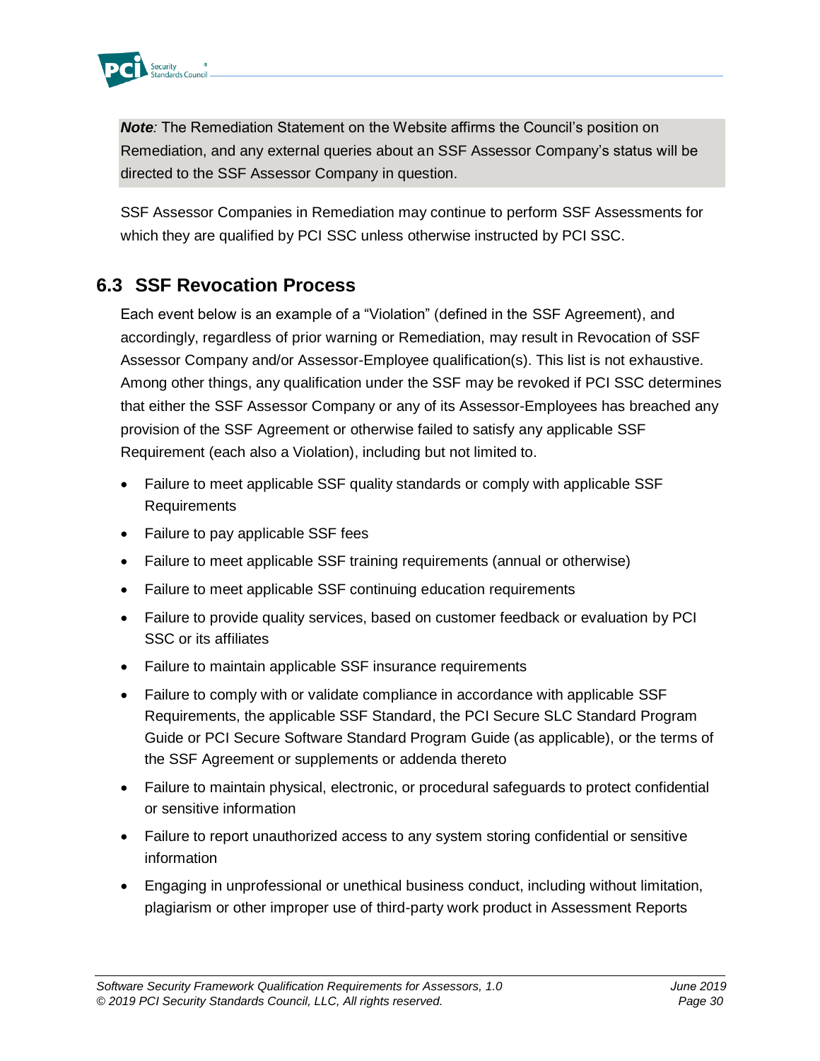> ***Note**: The Remediation Statement on the Website affirms the Council's position on Remediation, and any external queries about an SSF Assessor Company's status will be directed to the SSF Assessor Company in question.*

SSF Assessor Companies in Remediation may continue to perform SSF Assessments for which they are qualified by PCI SSC unless otherwise instructed by PCI SSC.

## 6.3 SSF Revocation Process

Each event below is an example of a "Violation" (defined in the SSF Agreement), and accordingly, regardless of prior warning or Remediation, may result in Revocation of SSF Assessor Company and/or Assessor-Employee qualification(s). This list is not exhaustive. Among other things, any qualification under the SSF may be revoked if PCI SSC determines that either the SSF Assessor Company or any of its Assessor-Employees has breached any provision of the SSF Agreement or otherwise failed to satisfy any applicable SSF Requirement (each also a Violation), including but not limited to.

- Failure to meet applicable SSF quality standards or comply with applicable SSF Requirements
- Failure to pay applicable SSF fees
- Failure to meet applicable SSF training requirements (annual or otherwise)
- Failure to meet applicable SSF continuing education requirements
- Failure to provide quality services, based on customer feedback or evaluation by PCI SSC or its affiliates
- Failure to maintain applicable SSF insurance requirements
- Failure to comply with or validate compliance in accordance with applicable SSF Requirements, the applicable SSF Standard, the PCI Secure SLC Standard Program Guide or PCI Secure Software Standard Program Guide (as applicable), or the terms of the SSF Agreement or supplements or addenda thereto
- Failure to maintain physical, electronic, or procedural safeguards to protect confidential or sensitive information
- Failure to report unauthorized access to any system storing confidential or sensitive information
- Engaging in unprofessional or unethical business conduct, including without limitation, plagiarism or other improper use of third-party work product in Assessment Reports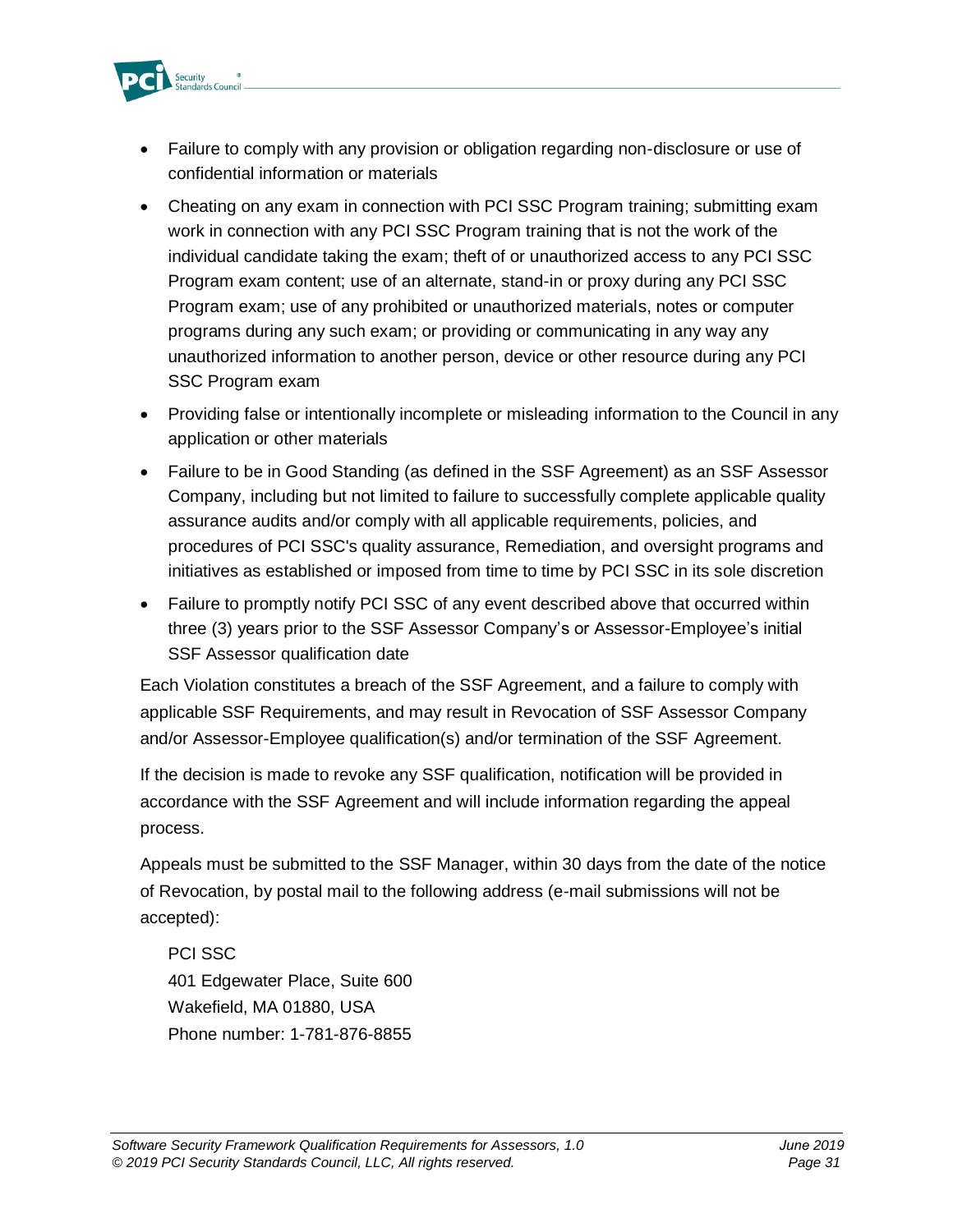- Failure to comply with any provision or obligation regarding non-disclosure or use of confidential information or materials
- Cheating on any exam in connection with PCI SSC Program training; submitting exam work in connection with any PCI SSC Program training that is not the work of the individual candidate taking the exam; theft of or unauthorized access to any PCI SSC Program exam content; use of an alternate, stand-in or proxy during any PCI SSC Program exam; use of any prohibited or unauthorized materials, notes or computer programs during any such exam; or providing or communicating in any way any unauthorized information to another person, device or other resource during any PCI SSC Program exam
- Providing false or intentionally incomplete or misleading information to the Council in any application or other materials
- Failure to be in Good Standing (as defined in the SSF Agreement) as an SSF Assessor Company, including but not limited to failure to successfully complete applicable quality assurance audits and/or comply with all applicable requirements, policies, and procedures of PCI SSC's quality assurance, Remediation, and oversight programs and initiatives as established or imposed from time to time by PCI SSC in its sole discretion
- Failure to promptly notify PCI SSC of any event described above that occurred within three (3) years prior to the SSF Assessor Company's or Assessor-Employee's initial SSF Assessor qualification date

Each Violation constitutes a breach of the SSF Agreement, and a failure to comply with applicable SSF Requirements, and may result in Revocation of SSF Assessor Company and/or Assessor-Employee qualification(s) and/or termination of the SSF Agreement.

If the decision is made to revoke any SSF qualification, notification will be provided in accordance with the SSF Agreement and will include information regarding the appeal process.

Appeals must be submitted to the SSF Manager, within 30 days from the date of the notice of Revocation, by postal mail to the following address (e-mail submissions will not be accepted):

PCI SSC
401 Edgewater Place, Suite 600
Wakefield, MA 01880, USA
Phone number: 1-781-876-8855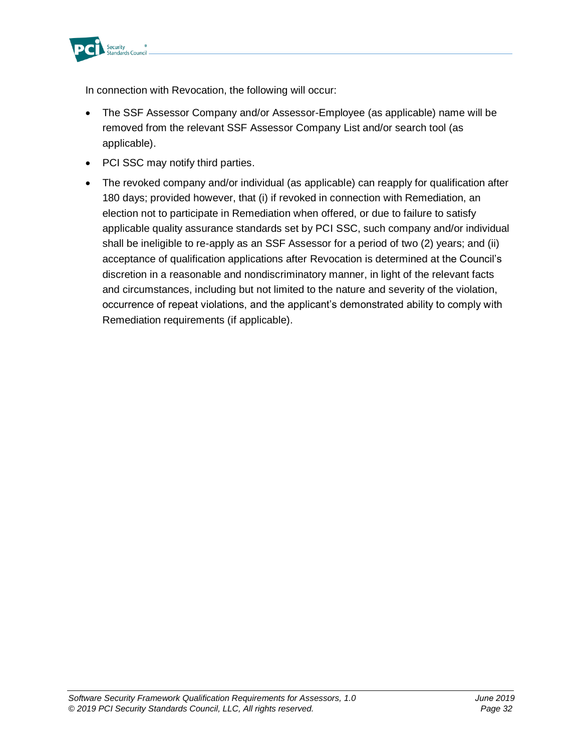In connection with Revocation, the following will occur:

- The SSF Assessor Company and/or Assessor-Employee (as applicable) name will be removed from the relevant SSF Assessor Company List and/or search tool (as applicable).
- PCI SSC may notify third parties.
- The revoked company and/or individual (as applicable) can reapply for qualification after 180 days; provided however, that (i) if revoked in connection with Remediation, an election not to participate in Remediation when offered, or due to failure to satisfy applicable quality assurance standards set by PCI SSC, such company and/or individual shall be ineligible to re-apply as an SSF Assessor for a period of two (2) years; and (ii) acceptance of qualification applications after Revocation is determined at the Council's discretion in a reasonable and nondiscriminatory manner, in light of the relevant facts and circumstances, including but not limited to the nature and severity of the violation, occurrence of repeat violations, and the applicant's demonstrated ability to comply with Remediation requirements (if applicable).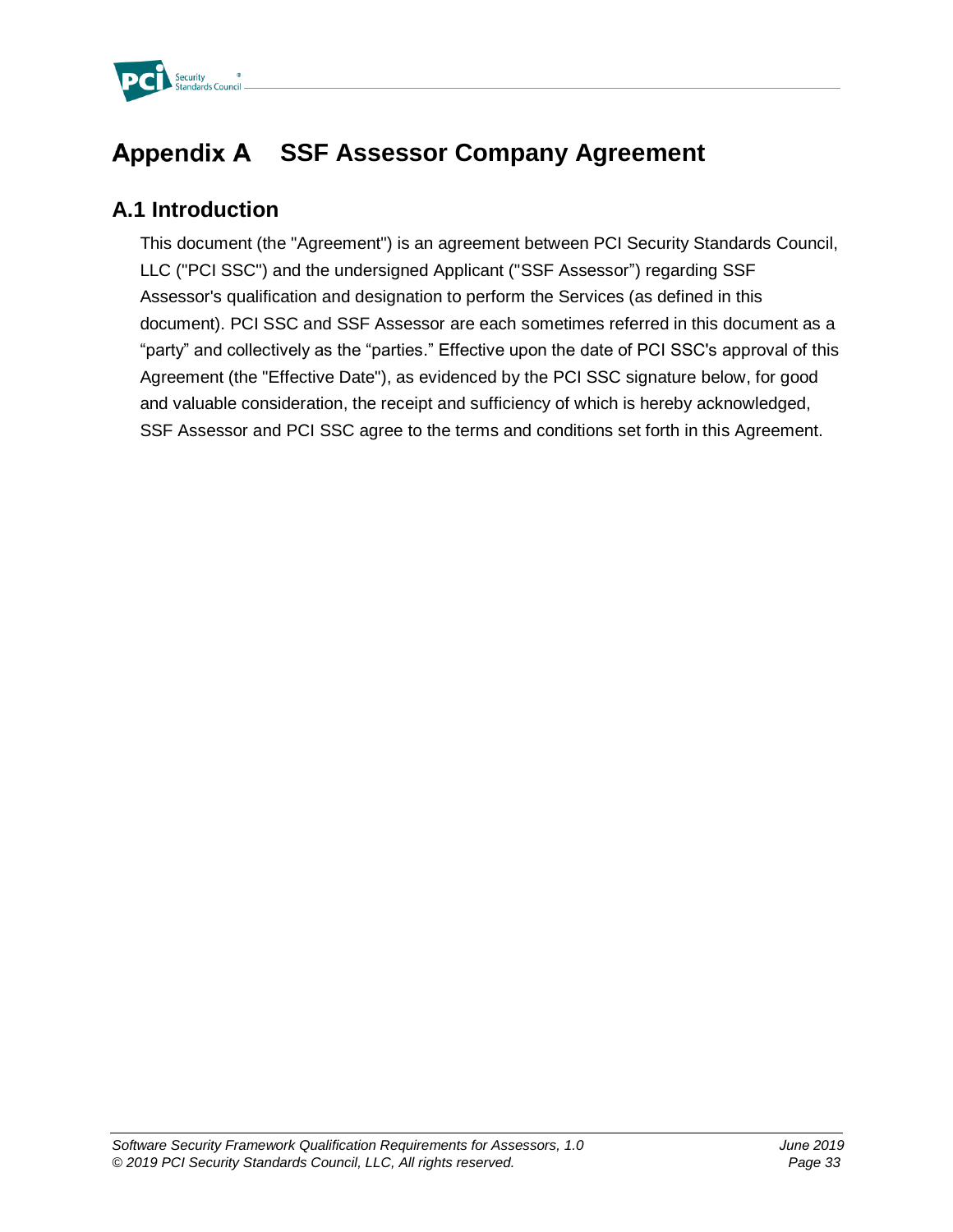# Appendix A SSF Assessor Company Agreement

## A.1 Introduction

This document (the "Agreement") is an agreement between PCI Security Standards Council, LLC ("PCI SSC") and the undersigned Applicant ("SSF Assessor") regarding SSF Assessor's qualification and designation to perform the Services (as defined in this document). PCI SSC and SSF Assessor are each sometimes referred in this document as a "party" and collectively as the "parties." Effective upon the date of PCI SSC's approval of this Agreement (the "Effective Date"), as evidenced by the PCI SSC signature below, for good and valuable consideration, the receipt and sufficiency of which is hereby acknowledged, SSF Assessor and PCI SSC agree to the terms and conditions set forth in this Agreement.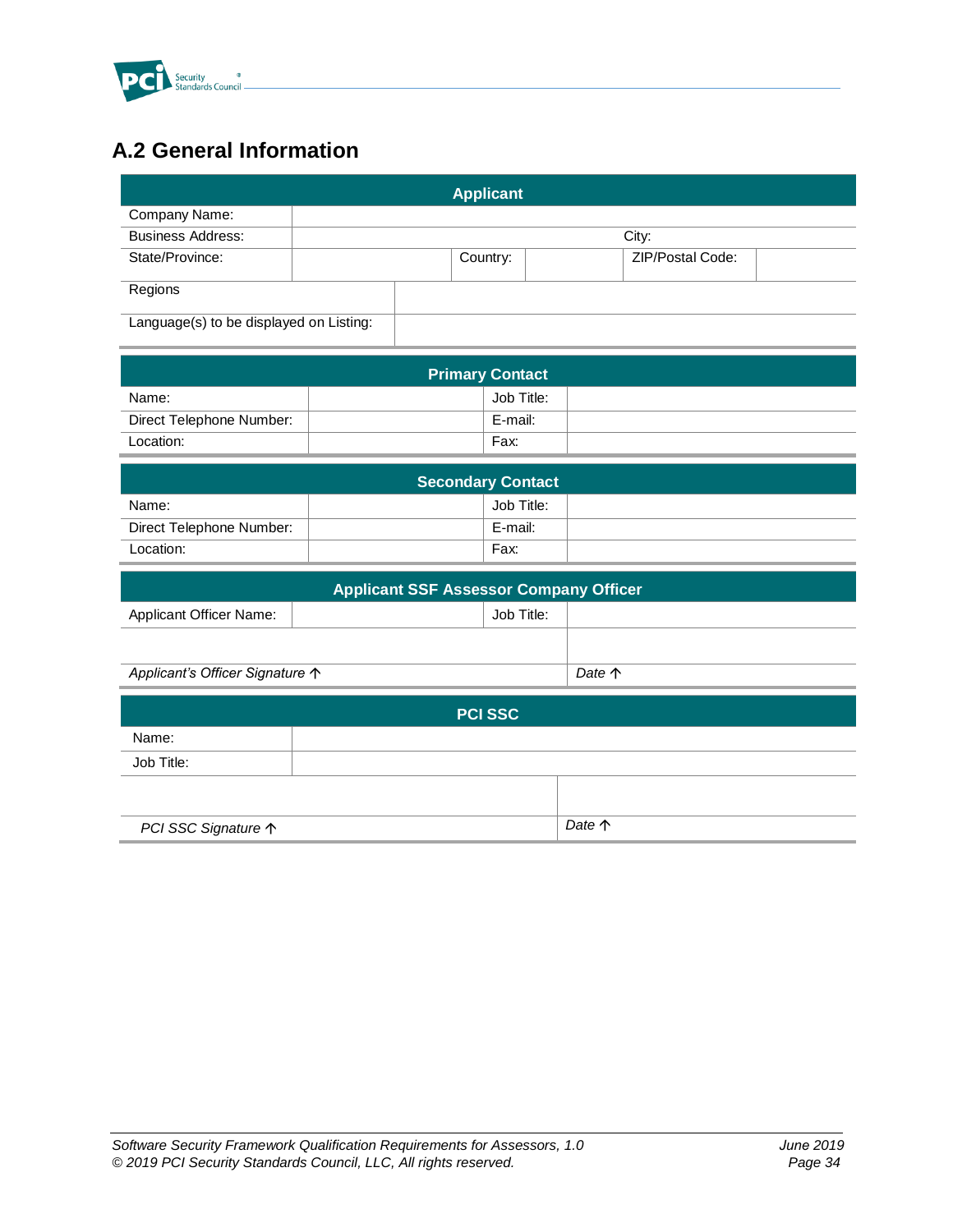## A.2 General Information

| Applicant | | | | | |
|---|---|---|---|---|---|
| Company Name: | | | | | |
| Business Address: | | | City: | | |
| State/Province: | | Country: | | ZIP/Postal Code: | |
| Regions | | | | | |
| Language(s) to be displayed on Listing: | | | | | |

| Primary Contact | | | |
|---|---|---|---|
| Name: | | Job Title: | |
| Direct Telephone Number: | | E-mail: | |
| Location: | | Fax: | |

| Secondary Contact | | | |
|---|---|---|---|
| Name: | | Job Title: | |
| Direct Telephone Number: | | E-mail: | |
| Location: | | Fax: | |

| Applicant SSF Assessor Company Officer | | | |
|---|---|---|---|
| Applicant Officer Name: | | Job Title: | |
| | | | |
| *Applicant's Officer Signature ↑* | | | *Date ↑* |

| PCI SSC | |
|---|---|
| Name: | |
| Job Title: | |
| | |
| *PCI SSC Signature ↑* | *Date ↑* |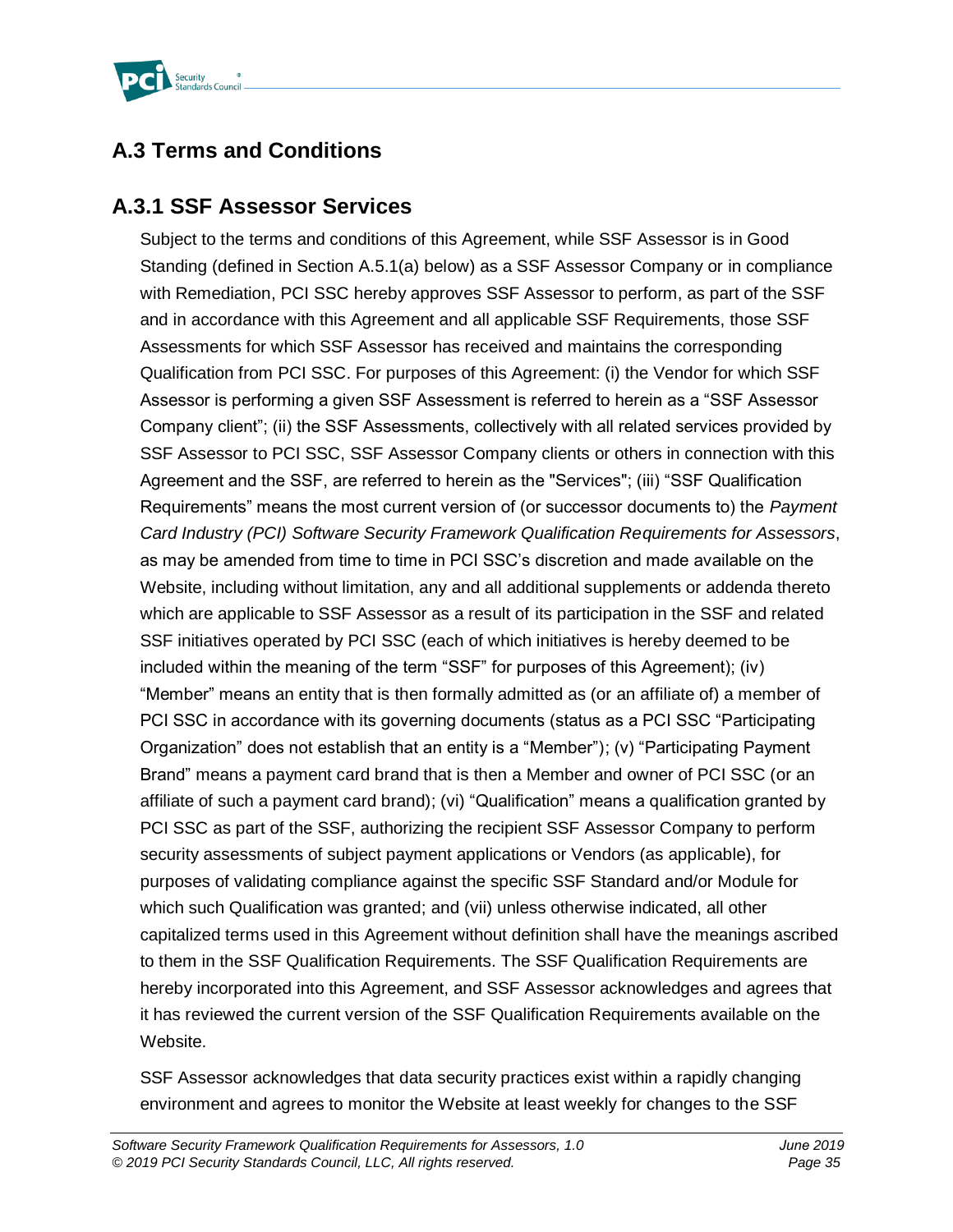## A.3 Terms and Conditions

### A.3.1 SSF Assessor Services

Subject to the terms and conditions of this Agreement, while SSF Assessor is in Good Standing (defined in Section A.5.1(a) below) as a SSF Assessor Company or in compliance with Remediation, PCI SSC hereby approves SSF Assessor to perform, as part of the SSF and in accordance with this Agreement and all applicable SSF Requirements, those SSF Assessments for which SSF Assessor has received and maintains the corresponding Qualification from PCI SSC. For purposes of this Agreement: (i) the Vendor for which SSF Assessor is performing a given SSF Assessment is referred to herein as a "SSF Assessor Company client"; (ii) the SSF Assessments, collectively with all related services provided by SSF Assessor to PCI SSC, SSF Assessor Company clients or others in connection with this Agreement and the SSF, are referred to herein as the "Services"; (iii) "SSF Qualification Requirements" means the most current version of (or successor documents to) the *Payment Card Industry (PCI) Software Security Framework Qualification Requirements for Assessors*, as may be amended from time to time in PCI SSC's discretion and made available on the Website, including without limitation, any and all additional supplements or addenda thereto which are applicable to SSF Assessor as a result of its participation in the SSF and related SSF initiatives operated by PCI SSC (each of which initiatives is hereby deemed to be included within the meaning of the term "SSF" for purposes of this Agreement); (iv) "Member" means an entity that is then formally admitted as (or an affiliate of) a member of PCI SSC in accordance with its governing documents (status as a PCI SSC "Participating Organization" does not establish that an entity is a "Member"); (v) "Participating Payment Brand" means a payment card brand that is then a Member and owner of PCI SSC (or an affiliate of such a payment card brand); (vi) "Qualification" means a qualification granted by PCI SSC as part of the SSF, authorizing the recipient SSF Assessor Company to perform security assessments of subject payment applications or Vendors (as applicable), for purposes of validating compliance against the specific SSF Standard and/or Module for which such Qualification was granted; and (vii) unless otherwise indicated, all other capitalized terms used in this Agreement without definition shall have the meanings ascribed to them in the SSF Qualification Requirements. The SSF Qualification Requirements are hereby incorporated into this Agreement, and SSF Assessor acknowledges and agrees that it has reviewed the current version of the SSF Qualification Requirements available on the Website.

SSF Assessor acknowledges that data security practices exist within a rapidly changing environment and agrees to monitor the Website at least weekly for changes to the SSF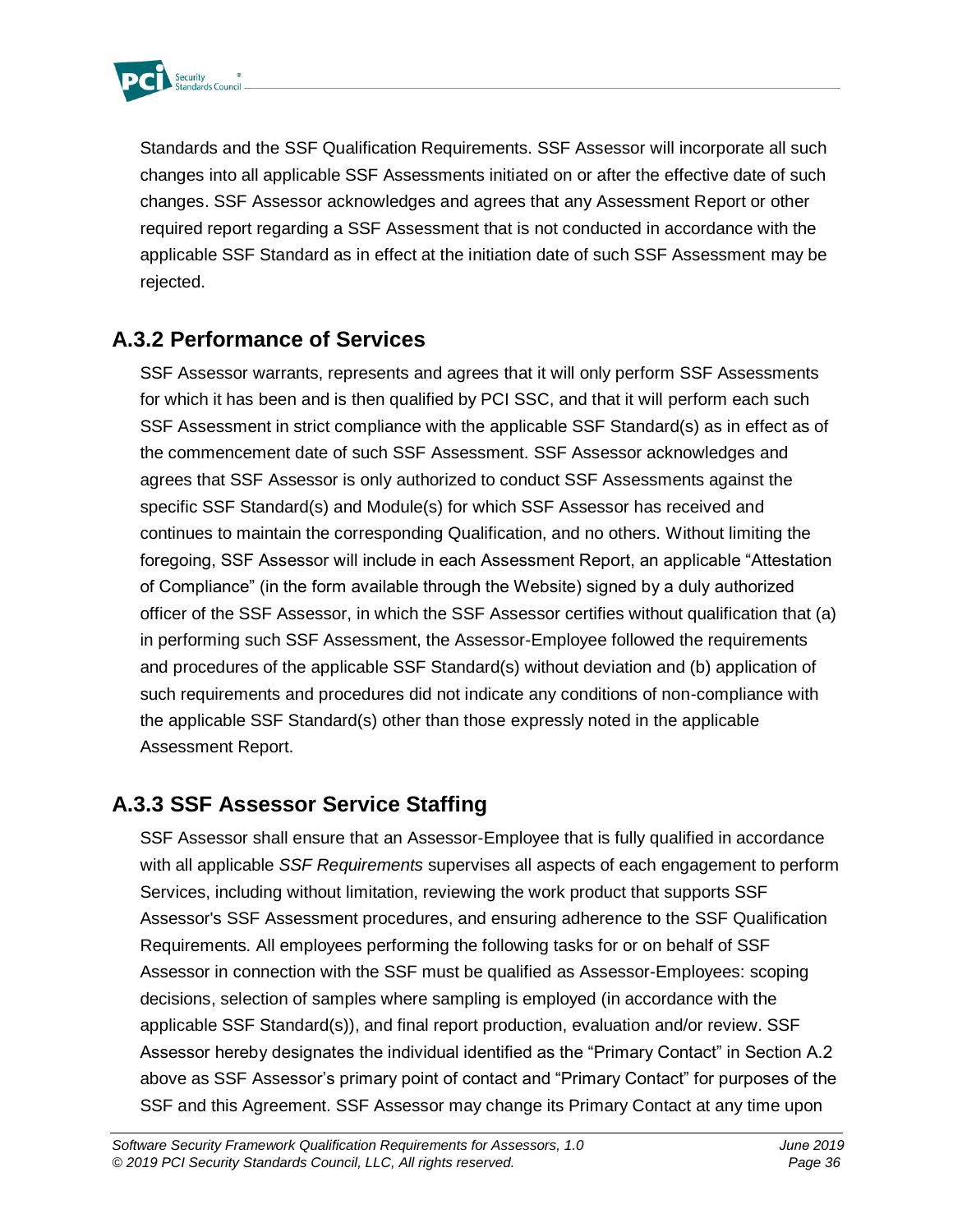Standards and the SSF Qualification Requirements. SSF Assessor will incorporate all such changes into all applicable SSF Assessments initiated on or after the effective date of such changes. SSF Assessor acknowledges and agrees that any Assessment Report or other required report regarding a SSF Assessment that is not conducted in accordance with the applicable SSF Standard as in effect at the initiation date of such SSF Assessment may be rejected.

## A.3.2 Performance of Services

SSF Assessor warrants, represents and agrees that it will only perform SSF Assessments for which it has been and is then qualified by PCI SSC, and that it will perform each such SSF Assessment in strict compliance with the applicable SSF Standard(s) as in effect as of the commencement date of such SSF Assessment. SSF Assessor acknowledges and agrees that SSF Assessor is only authorized to conduct SSF Assessments against the specific SSF Standard(s) and Module(s) for which SSF Assessor has received and continues to maintain the corresponding Qualification, and no others. Without limiting the foregoing, SSF Assessor will include in each Assessment Report, an applicable "Attestation of Compliance" (in the form available through the Website) signed by a duly authorized officer of the SSF Assessor, in which the SSF Assessor certifies without qualification that (a) in performing such SSF Assessment, the Assessor-Employee followed the requirements and procedures of the applicable SSF Standard(s) without deviation and (b) application of such requirements and procedures did not indicate any conditions of non-compliance with the applicable SSF Standard(s) other than those expressly noted in the applicable Assessment Report.

## A.3.3 SSF Assessor Service Staffing

SSF Assessor shall ensure that an Assessor-Employee that is fully qualified in accordance with all applicable *SSF Requirements* supervises all aspects of each engagement to perform Services, including without limitation, reviewing the work product that supports SSF Assessor's SSF Assessment procedures, and ensuring adherence to the SSF Qualification Requirements. All employees performing the following tasks for or on behalf of SSF Assessor in connection with the SSF must be qualified as Assessor-Employees: scoping decisions, selection of samples where sampling is employed (in accordance with the applicable SSF Standard(s)), and final report production, evaluation and/or review. SSF Assessor hereby designates the individual identified as the "Primary Contact" in Section A.2 above as SSF Assessor's primary point of contact and "Primary Contact" for purposes of the SSF and this Agreement. SSF Assessor may change its Primary Contact at any time upon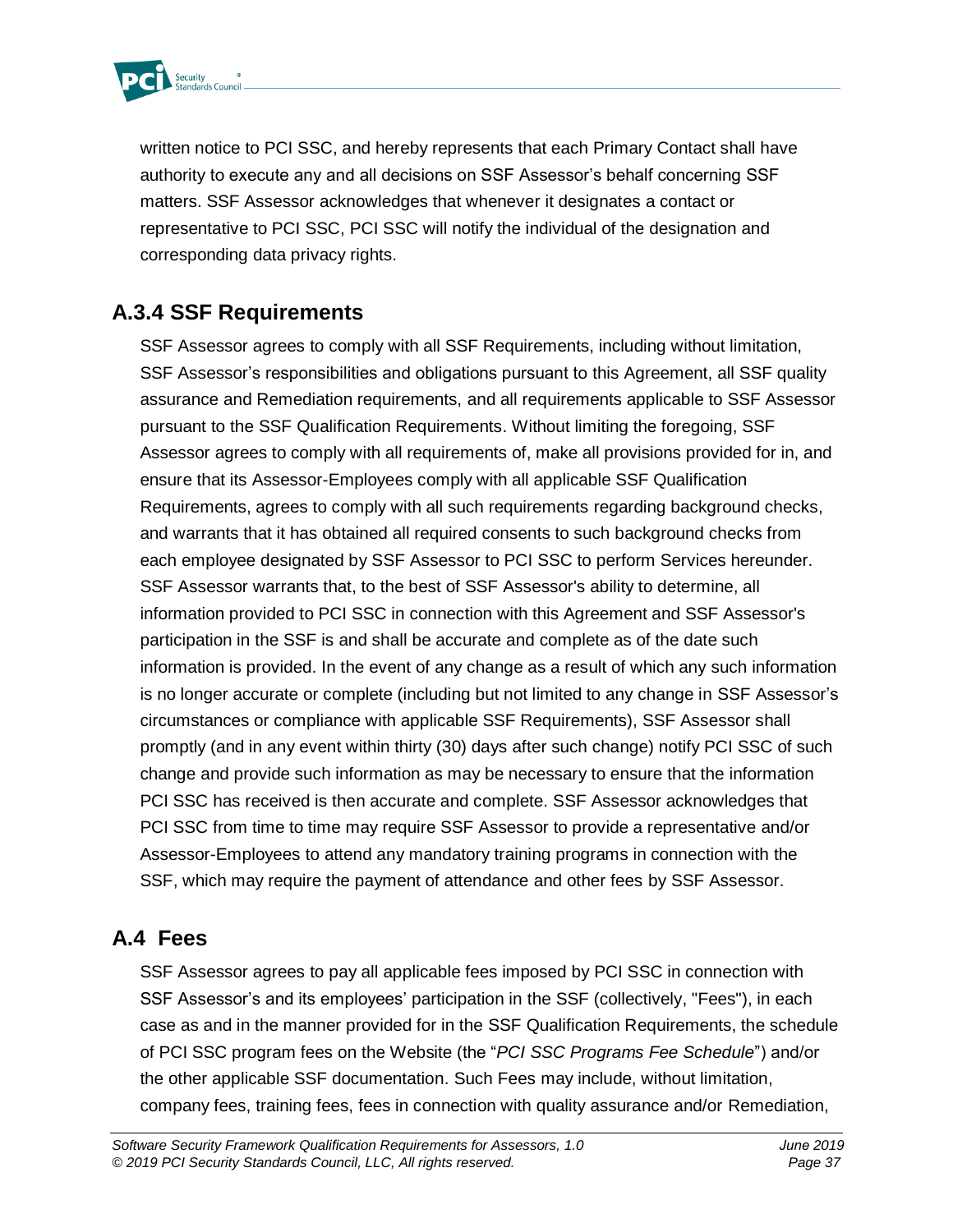written notice to PCI SSC, and hereby represents that each Primary Contact shall have authority to execute any and all decisions on SSF Assessor's behalf concerning SSF matters. SSF Assessor acknowledges that whenever it designates a contact or representative to PCI SSC, PCI SSC will notify the individual of the designation and corresponding data privacy rights.

### A.3.4 SSF Requirements

SSF Assessor agrees to comply with all SSF Requirements, including without limitation, SSF Assessor's responsibilities and obligations pursuant to this Agreement, all SSF quality assurance and Remediation requirements, and all requirements applicable to SSF Assessor pursuant to the SSF Qualification Requirements. Without limiting the foregoing, SSF Assessor agrees to comply with all requirements of, make all provisions provided for in, and ensure that its Assessor-Employees comply with all applicable SSF Qualification Requirements, agrees to comply with all such requirements regarding background checks, and warrants that it has obtained all required consents to such background checks from each employee designated by SSF Assessor to PCI SSC to perform Services hereunder. SSF Assessor warrants that, to the best of SSF Assessor's ability to determine, all information provided to PCI SSC in connection with this Agreement and SSF Assessor's participation in the SSF is and shall be accurate and complete as of the date such information is provided. In the event of any change as a result of which any such information is no longer accurate or complete (including but not limited to any change in SSF Assessor's circumstances or compliance with applicable SSF Requirements), SSF Assessor shall promptly (and in any event within thirty (30) days after such change) notify PCI SSC of such change and provide such information as may be necessary to ensure that the information PCI SSC has received is then accurate and complete. SSF Assessor acknowledges that PCI SSC from time to time may require SSF Assessor to provide a representative and/or Assessor-Employees to attend any mandatory training programs in connection with the SSF, which may require the payment of attendance and other fees by SSF Assessor.

## A.4 Fees

SSF Assessor agrees to pay all applicable fees imposed by PCI SSC in connection with SSF Assessor's and its employees' participation in the SSF (collectively, "Fees"), in each case as and in the manner provided for in the SSF Qualification Requirements, the schedule of PCI SSC program fees on the Website (the "*PCI SSC Programs Fee Schedule*") and/or the other applicable SSF documentation. Such Fees may include, without limitation, company fees, training fees, fees in connection with quality assurance and/or Remediation,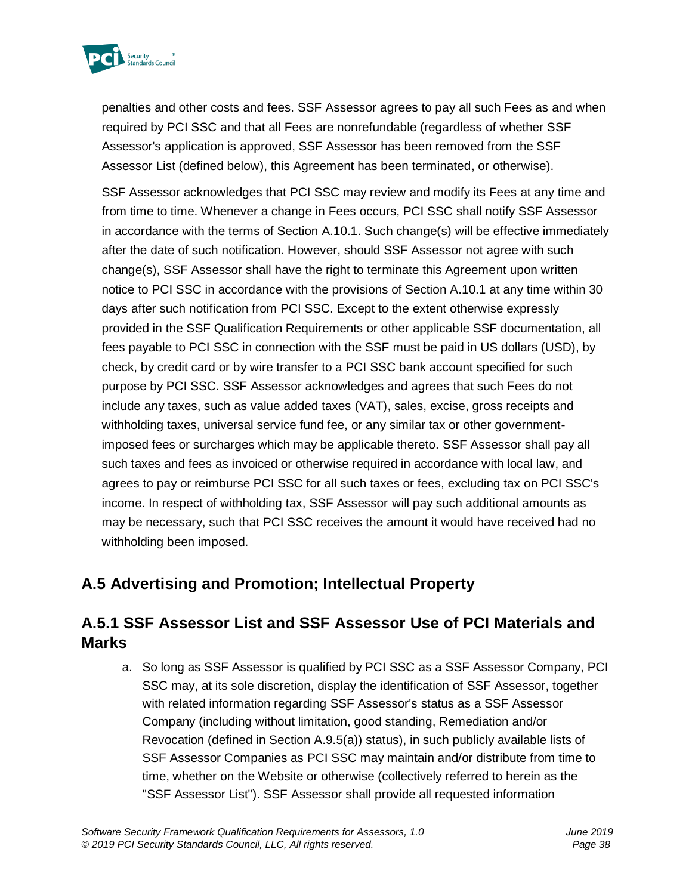penalties and other costs and fees. SSF Assessor agrees to pay all such Fees as and when required by PCI SSC and that all Fees are nonrefundable (regardless of whether SSF Assessor's application is approved, SSF Assessor has been removed from the SSF Assessor List (defined below), this Agreement has been terminated, or otherwise).

SSF Assessor acknowledges that PCI SSC may review and modify its Fees at any time and from time to time. Whenever a change in Fees occurs, PCI SSC shall notify SSF Assessor in accordance with the terms of Section A.10.1. Such change(s) will be effective immediately after the date of such notification. However, should SSF Assessor not agree with such change(s), SSF Assessor shall have the right to terminate this Agreement upon written notice to PCI SSC in accordance with the provisions of Section A.10.1 at any time within 30 days after such notification from PCI SSC. Except to the extent otherwise expressly provided in the SSF Qualification Requirements or other applicable SSF documentation, all fees payable to PCI SSC in connection with the SSF must be paid in US dollars (USD), by check, by credit card or by wire transfer to a PCI SSC bank account specified for such purpose by PCI SSC. SSF Assessor acknowledges and agrees that such Fees do not include any taxes, such as value added taxes (VAT), sales, excise, gross receipts and withholding taxes, universal service fund fee, or any similar tax or other government-imposed fees or surcharges which may be applicable thereto. SSF Assessor shall pay all such taxes and fees as invoiced or otherwise required in accordance with local law, and agrees to pay or reimburse PCI SSC for all such taxes or fees, excluding tax on PCI SSC's income. In respect of withholding tax, SSF Assessor will pay such additional amounts as may be necessary, such that PCI SSC receives the amount it would have received had no withholding been imposed.

## A.5 Advertising and Promotion; Intellectual Property

### A.5.1 SSF Assessor List and SSF Assessor Use of PCI Materials and Marks

a. So long as SSF Assessor is qualified by PCI SSC as a SSF Assessor Company, PCI SSC may, at its sole discretion, display the identification of SSF Assessor, together with related information regarding SSF Assessor's status as a SSF Assessor Company (including without limitation, good standing, Remediation and/or Revocation (defined in Section A.9.5(a)) status), in such publicly available lists of SSF Assessor Companies as PCI SSC may maintain and/or distribute from time to time, whether on the Website or otherwise (collectively referred to herein as the "SSF Assessor List"). SSF Assessor shall provide all requested information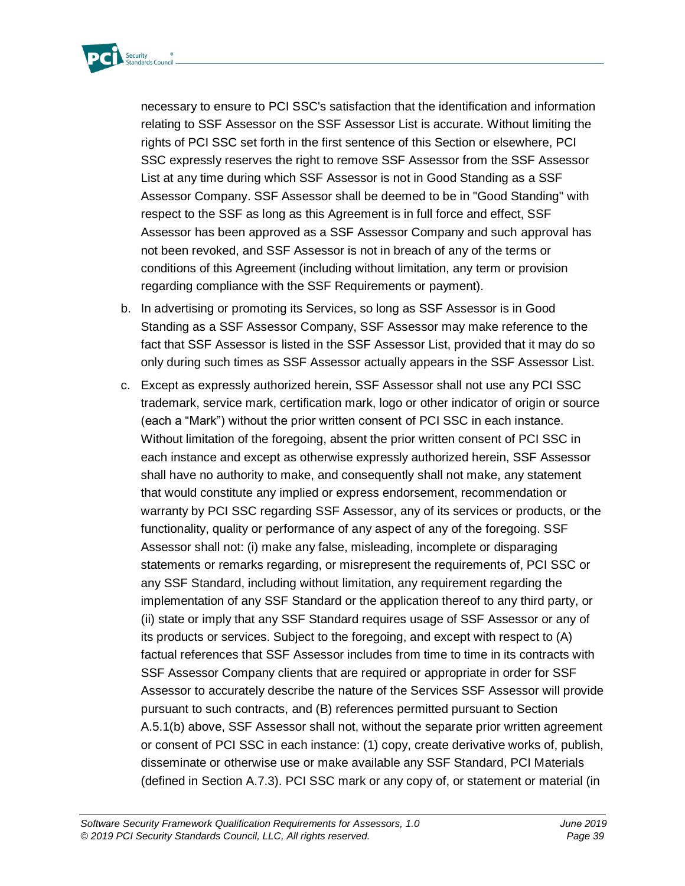necessary to ensure to PCI SSC's satisfaction that the identification and information relating to SSF Assessor on the SSF Assessor List is accurate. Without limiting the rights of PCI SSC set forth in the first sentence of this Section or elsewhere, PCI SSC expressly reserves the right to remove SSF Assessor from the SSF Assessor List at any time during which SSF Assessor is not in Good Standing as a SSF Assessor Company. SSF Assessor shall be deemed to be in "Good Standing" with respect to the SSF as long as this Agreement is in full force and effect, SSF Assessor has been approved as a SSF Assessor Company and such approval has not been revoked, and SSF Assessor is not in breach of any of the terms or conditions of this Agreement (including without limitation, any term or provision regarding compliance with the SSF Requirements or payment).

b. In advertising or promoting its Services, so long as SSF Assessor is in Good Standing as a SSF Assessor Company, SSF Assessor may make reference to the fact that SSF Assessor is listed in the SSF Assessor List, provided that it may do so only during such times as SSF Assessor actually appears in the SSF Assessor List.

c. Except as expressly authorized herein, SSF Assessor shall not use any PCI SSC trademark, service mark, certification mark, logo or other indicator of origin or source (each a "Mark") without the prior written consent of PCI SSC in each instance. Without limitation of the foregoing, absent the prior written consent of PCI SSC in each instance and except as otherwise expressly authorized herein, SSF Assessor shall have no authority to make, and consequently shall not make, any statement that would constitute any implied or express endorsement, recommendation or warranty by PCI SSC regarding SSF Assessor, any of its services or products, or the functionality, quality or performance of any aspect of any of the foregoing. SSF Assessor shall not: (i) make any false, misleading, incomplete or disparaging statements or remarks regarding, or misrepresent the requirements of, PCI SSC or any SSF Standard, including without limitation, any requirement regarding the implementation of any SSF Standard or the application thereof to any third party, or (ii) state or imply that any SSF Standard requires usage of SSF Assessor or any of its products or services. Subject to the foregoing, and except with respect to (A) factual references that SSF Assessor includes from time to time in its contracts with SSF Assessor Company clients that are required or appropriate in order for SSF Assessor to accurately describe the nature of the Services SSF Assessor will provide pursuant to such contracts, and (B) references permitted pursuant to Section A.5.1(b) above, SSF Assessor shall not, without the separate prior written agreement or consent of PCI SSC in each instance: (1) copy, create derivative works of, publish, disseminate or otherwise use or make available any SSF Standard, PCI Materials (defined in Section A.7.3). PCI SSC mark or any copy of, or statement or material (in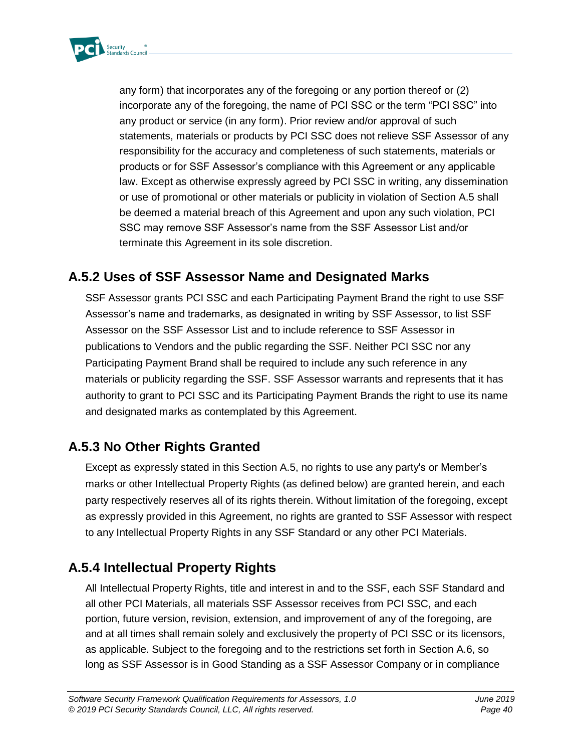any form) that incorporates any of the foregoing or any portion thereof or (2) incorporate any of the foregoing, the name of PCI SSC or the term "PCI SSC" into any product or service (in any form). Prior review and/or approval of such statements, materials or products by PCI SSC does not relieve SSF Assessor of any responsibility for the accuracy and completeness of such statements, materials or products or for SSF Assessor's compliance with this Agreement or any applicable law. Except as otherwise expressly agreed by PCI SSC in writing, any dissemination or use of promotional or other materials or publicity in violation of Section A.5 shall be deemed a material breach of this Agreement and upon any such violation, PCI SSC may remove SSF Assessor's name from the SSF Assessor List and/or terminate this Agreement in its sole discretion.

### A.5.2 Uses of SSF Assessor Name and Designated Marks

SSF Assessor grants PCI SSC and each Participating Payment Brand the right to use SSF Assessor's name and trademarks, as designated in writing by SSF Assessor, to list SSF Assessor on the SSF Assessor List and to include reference to SSF Assessor in publications to Vendors and the public regarding the SSF. Neither PCI SSC nor any Participating Payment Brand shall be required to include any such reference in any materials or publicity regarding the SSF. SSF Assessor warrants and represents that it has authority to grant to PCI SSC and its Participating Payment Brands the right to use its name and designated marks as contemplated by this Agreement.

### A.5.3 No Other Rights Granted

Except as expressly stated in this Section A.5, no rights to use any party's or Member's marks or other Intellectual Property Rights (as defined below) are granted herein, and each party respectively reserves all of its rights therein. Without limitation of the foregoing, except as expressly provided in this Agreement, no rights are granted to SSF Assessor with respect to any Intellectual Property Rights in any SSF Standard or any other PCI Materials.

### A.5.4 Intellectual Property Rights

All Intellectual Property Rights, title and interest in and to the SSF, each SSF Standard and all other PCI Materials, all materials SSF Assessor receives from PCI SSC, and each portion, future version, revision, extension, and improvement of any of the foregoing, are and at all times shall remain solely and exclusively the property of PCI SSC or its licensors, as applicable. Subject to the foregoing and to the restrictions set forth in Section A.6, so long as SSF Assessor is in Good Standing as a SSF Assessor Company or in compliance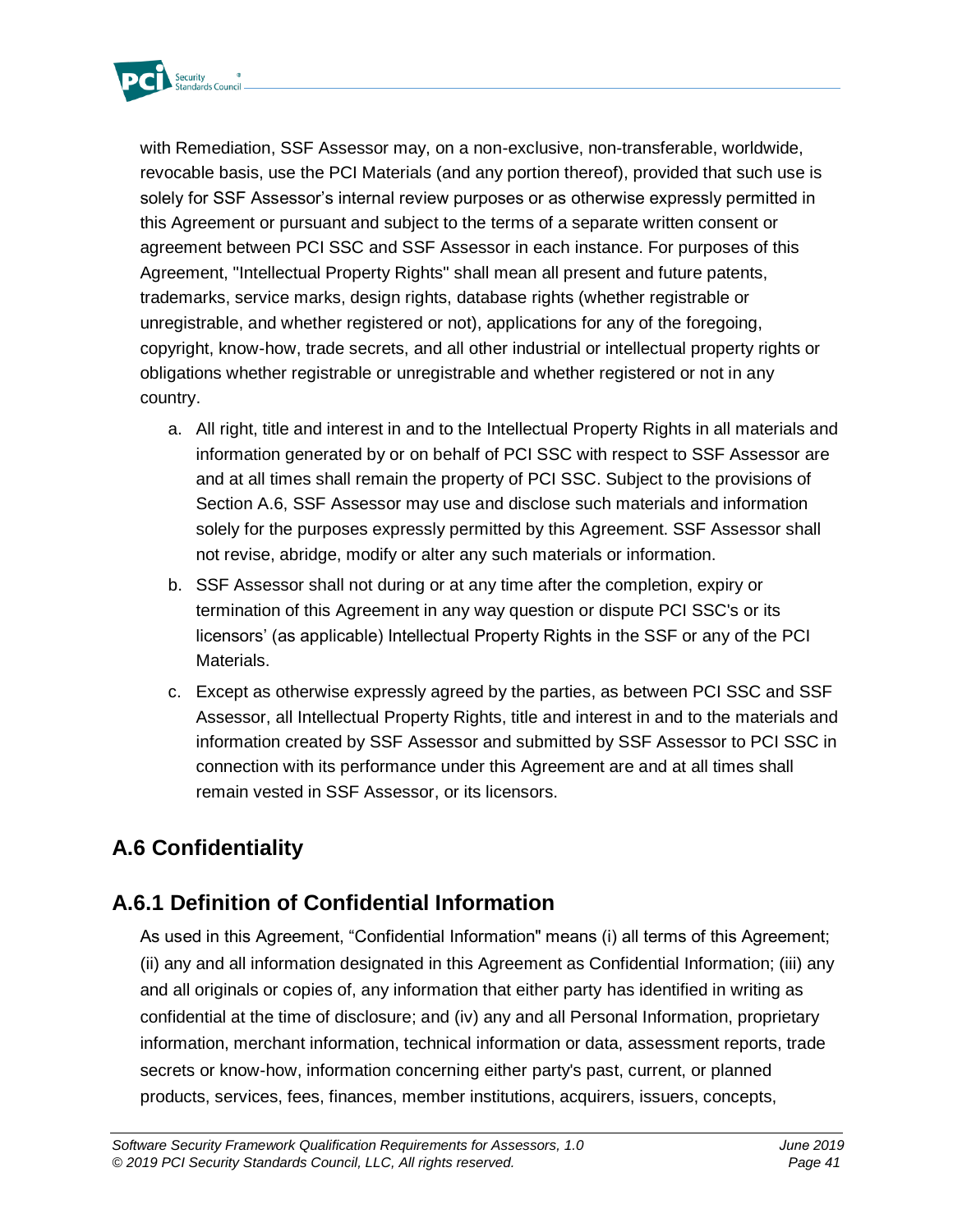with Remediation, SSF Assessor may, on a non-exclusive, non-transferable, worldwide, revocable basis, use the PCI Materials (and any portion thereof), provided that such use is solely for SSF Assessor's internal review purposes or as otherwise expressly permitted in this Agreement or pursuant and subject to the terms of a separate written consent or agreement between PCI SSC and SSF Assessor in each instance. For purposes of this Agreement, "Intellectual Property Rights" shall mean all present and future patents, trademarks, service marks, design rights, database rights (whether registrable or unregistrable, and whether registered or not), applications for any of the foregoing, copyright, know-how, trade secrets, and all other industrial or intellectual property rights or obligations whether registrable or unregistrable and whether registered or not in any country.

a. All right, title and interest in and to the Intellectual Property Rights in all materials and information generated by or on behalf of PCI SSC with respect to SSF Assessor are and at all times shall remain the property of PCI SSC. Subject to the provisions of Section A.6, SSF Assessor may use and disclose such materials and information solely for the purposes expressly permitted by this Agreement. SSF Assessor shall not revise, abridge, modify or alter any such materials or information.

b. SSF Assessor shall not during or at any time after the completion, expiry or termination of this Agreement in any way question or dispute PCI SSC's or its licensors' (as applicable) Intellectual Property Rights in the SSF or any of the PCI Materials.

c. Except as otherwise expressly agreed by the parties, as between PCI SSC and SSF Assessor, all Intellectual Property Rights, title and interest in and to the materials and information created by SSF Assessor and submitted by SSF Assessor to PCI SSC in connection with its performance under this Agreement are and at all times shall remain vested in SSF Assessor, or its licensors.

## A.6 Confidentiality

## A.6.1 Definition of Confidential Information

As used in this Agreement, "Confidential Information" means (i) all terms of this Agreement; (ii) any and all information designated in this Agreement as Confidential Information; (iii) any and all originals or copies of, any information that either party has identified in writing as confidential at the time of disclosure; and (iv) any and all Personal Information, proprietary information, merchant information, technical information or data, assessment reports, trade secrets or know-how, information concerning either party's past, current, or planned products, services, fees, finances, member institutions, acquirers, issuers, concepts,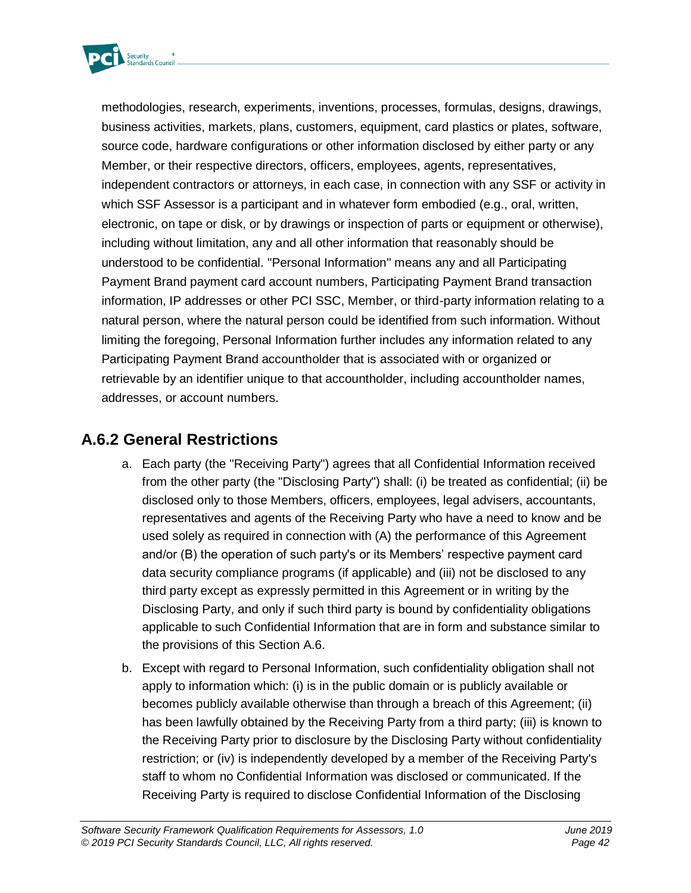methodologies, research, experiments, inventions, processes, formulas, designs, drawings, business activities, markets, plans, customers, equipment, card plastics or plates, software, source code, hardware configurations or other information disclosed by either party or any Member, or their respective directors, officers, employees, agents, representatives, independent contractors or attorneys, in each case, in connection with any SSF or activity in which SSF Assessor is a participant and in whatever form embodied (e.g., oral, written, electronic, on tape or disk, or by drawings or inspection of parts or equipment or otherwise), including without limitation, any and all other information that reasonably should be understood to be confidential. "Personal Information" means any and all Participating Payment Brand payment card account numbers, Participating Payment Brand transaction information, IP addresses or other PCI SSC, Member, or third-party information relating to a natural person, where the natural person could be identified from such information. Without limiting the foregoing, Personal Information further includes any information related to any Participating Payment Brand accountholder that is associated with or organized or retrievable by an identifier unique to that accountholder, including accountholder names, addresses, or account numbers.

## A.6.2 General Restrictions

a. Each party (the "Receiving Party") agrees that all Confidential Information received from the other party (the "Disclosing Party") shall: (i) be treated as confidential; (ii) be disclosed only to those Members, officers, employees, legal advisers, accountants, representatives and agents of the Receiving Party who have a need to know and be used solely as required in connection with (A) the performance of this Agreement and/or (B) the operation of such party's or its Members' respective payment card data security compliance programs (if applicable) and (iii) not be disclosed to any third party except as expressly permitted in this Agreement or in writing by the Disclosing Party, and only if such third party is bound by confidentiality obligations applicable to such Confidential Information that are in form and substance similar to the provisions of this Section A.6.

b. Except with regard to Personal Information, such confidentiality obligation shall not apply to information which: (i) is in the public domain or is publicly available or becomes publicly available otherwise than through a breach of this Agreement; (ii) has been lawfully obtained by the Receiving Party from a third party; (iii) is known to the Receiving Party prior to disclosure by the Disclosing Party without confidentiality restriction; or (iv) is independently developed by a member of the Receiving Party's staff to whom no Confidential Information was disclosed or communicated. If the Receiving Party is required to disclose Confidential Information of the Disclosing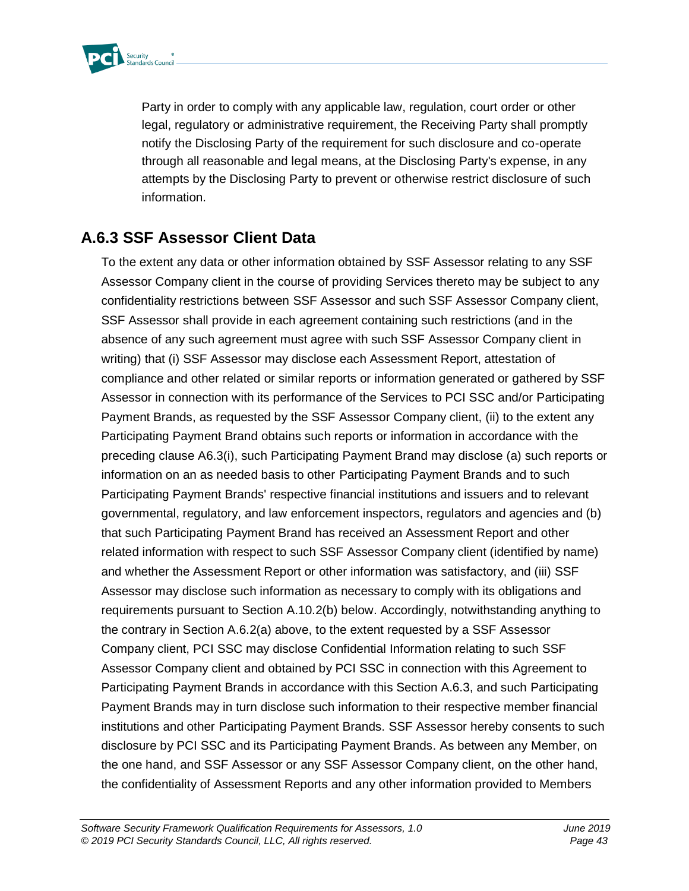Party in order to comply with any applicable law, regulation, court order or other legal, regulatory or administrative requirement, the Receiving Party shall promptly notify the Disclosing Party of the requirement for such disclosure and co-operate through all reasonable and legal means, at the Disclosing Party's expense, in any attempts by the Disclosing Party to prevent or otherwise restrict disclosure of such information.

### A.6.3 SSF Assessor Client Data

To the extent any data or other information obtained by SSF Assessor relating to any SSF Assessor Company client in the course of providing Services thereto may be subject to any confidentiality restrictions between SSF Assessor and such SSF Assessor Company client, SSF Assessor shall provide in each agreement containing such restrictions (and in the absence of any such agreement must agree with such SSF Assessor Company client in writing) that (i) SSF Assessor may disclose each Assessment Report, attestation of compliance and other related or similar reports or information generated or gathered by SSF Assessor in connection with its performance of the Services to PCI SSC and/or Participating Payment Brands, as requested by the SSF Assessor Company client, (ii) to the extent any Participating Payment Brand obtains such reports or information in accordance with the preceding clause A6.3(i), such Participating Payment Brand may disclose (a) such reports or information on an as needed basis to other Participating Payment Brands and to such Participating Payment Brands' respective financial institutions and issuers and to relevant governmental, regulatory, and law enforcement inspectors, regulators and agencies and (b) that such Participating Payment Brand has received an Assessment Report and other related information with respect to such SSF Assessor Company client (identified by name) and whether the Assessment Report or other information was satisfactory, and (iii) SSF Assessor may disclose such information as necessary to comply with its obligations and requirements pursuant to Section A.10.2(b) below. Accordingly, notwithstanding anything to the contrary in Section A.6.2(a) above, to the extent requested by a SSF Assessor Company client, PCI SSC may disclose Confidential Information relating to such SSF Assessor Company client and obtained by PCI SSC in connection with this Agreement to Participating Payment Brands in accordance with this Section A.6.3, and such Participating Payment Brands may in turn disclose such information to their respective member financial institutions and other Participating Payment Brands. SSF Assessor hereby consents to such disclosure by PCI SSC and its Participating Payment Brands. As between any Member, on the one hand, and SSF Assessor or any SSF Assessor Company client, on the other hand, the confidentiality of Assessment Reports and any other information provided to Members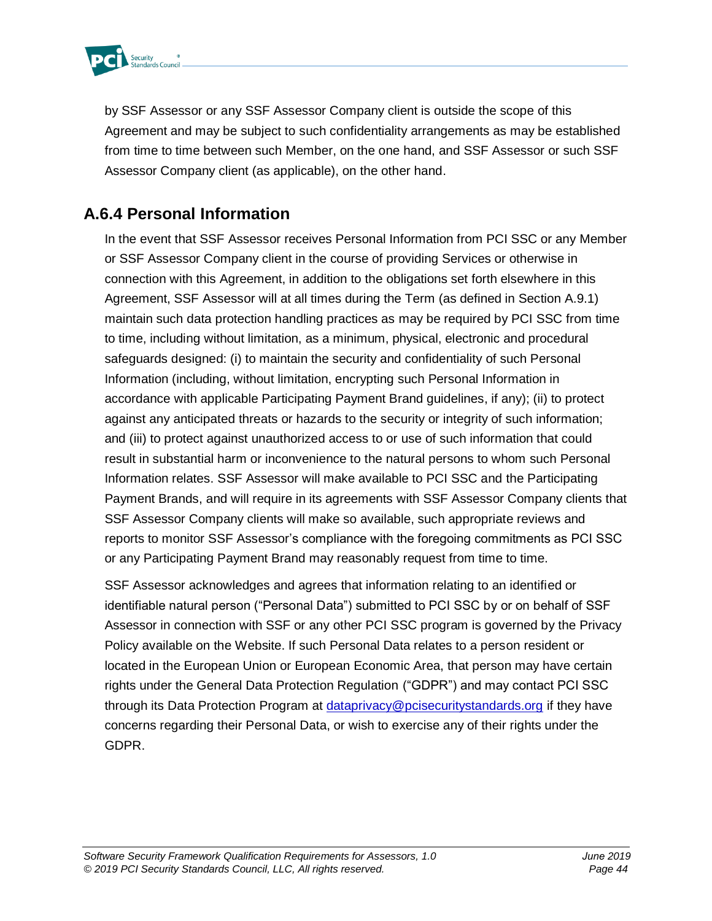by SSF Assessor or any SSF Assessor Company client is outside the scope of this Agreement and may be subject to such confidentiality arrangements as may be established from time to time between such Member, on the one hand, and SSF Assessor or such SSF Assessor Company client (as applicable), on the other hand.

## A.6.4 Personal Information

In the event that SSF Assessor receives Personal Information from PCI SSC or any Member or SSF Assessor Company client in the course of providing Services or otherwise in connection with this Agreement, in addition to the obligations set forth elsewhere in this Agreement, SSF Assessor will at all times during the Term (as defined in Section A.9.1) maintain such data protection handling practices as may be required by PCI SSC from time to time, including without limitation, as a minimum, physical, electronic and procedural safeguards designed: (i) to maintain the security and confidentiality of such Personal Information (including, without limitation, encrypting such Personal Information in accordance with applicable Participating Payment Brand guidelines, if any); (ii) to protect against any anticipated threats or hazards to the security or integrity of such information; and (iii) to protect against unauthorized access to or use of such information that could result in substantial harm or inconvenience to the natural persons to whom such Personal Information relates. SSF Assessor will make available to PCI SSC and the Participating Payment Brands, and will require in its agreements with SSF Assessor Company clients that SSF Assessor Company clients will make so available, such appropriate reviews and reports to monitor SSF Assessor's compliance with the foregoing commitments as PCI SSC or any Participating Payment Brand may reasonably request from time to time.

SSF Assessor acknowledges and agrees that information relating to an identified or identifiable natural person ("Personal Data") submitted to PCI SSC by or on behalf of SSF Assessor in connection with SSF or any other PCI SSC program is governed by the Privacy Policy available on the Website. If such Personal Data relates to a person resident or located in the European Union or European Economic Area, that person may have certain rights under the General Data Protection Regulation ("GDPR") and may contact PCI SSC through its Data Protection Program at dataprivacy@pcisecuritystandards.org if they have concerns regarding their Personal Data, or wish to exercise any of their rights under the GDPR.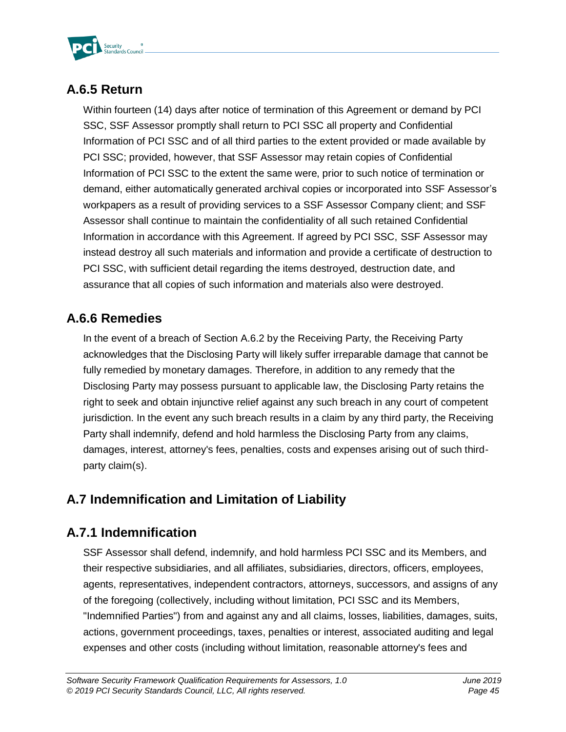### A.6.5 Return

Within fourteen (14) days after notice of termination of this Agreement or demand by PCI SSC, SSF Assessor promptly shall return to PCI SSC all property and Confidential Information of PCI SSC and of all third parties to the extent provided or made available by PCI SSC; provided, however, that SSF Assessor may retain copies of Confidential Information of PCI SSC to the extent the same were, prior to such notice of termination or demand, either automatically generated archival copies or incorporated into SSF Assessor's workpapers as a result of providing services to a SSF Assessor Company client; and SSF Assessor shall continue to maintain the confidentiality of all such retained Confidential Information in accordance with this Agreement. If agreed by PCI SSC, SSF Assessor may instead destroy all such materials and information and provide a certificate of destruction to PCI SSC, with sufficient detail regarding the items destroyed, destruction date, and assurance that all copies of such information and materials also were destroyed.

### A.6.6 Remedies

In the event of a breach of Section A.6.2 by the Receiving Party, the Receiving Party acknowledges that the Disclosing Party will likely suffer irreparable damage that cannot be fully remedied by monetary damages. Therefore, in addition to any remedy that the Disclosing Party may possess pursuant to applicable law, the Disclosing Party retains the right to seek and obtain injunctive relief against any such breach in any court of competent jurisdiction. In the event any such breach results in a claim by any third party, the Receiving Party shall indemnify, defend and hold harmless the Disclosing Party from any claims, damages, interest, attorney's fees, penalties, costs and expenses arising out of such third-party claim(s).

## A.7 Indemnification and Limitation of Liability

### A.7.1 Indemnification

SSF Assessor shall defend, indemnify, and hold harmless PCI SSC and its Members, and their respective subsidiaries, and all affiliates, subsidiaries, directors, officers, employees, agents, representatives, independent contractors, attorneys, successors, and assigns of any of the foregoing (collectively, including without limitation, PCI SSC and its Members, "Indemnified Parties") from and against any and all claims, losses, liabilities, damages, suits, actions, government proceedings, taxes, penalties or interest, associated auditing and legal expenses and other costs (including without limitation, reasonable attorney's fees and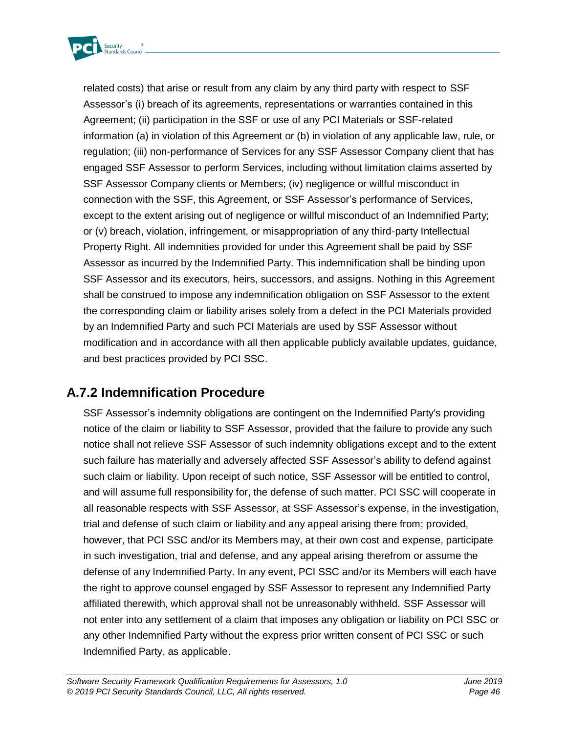related costs) that arise or result from any claim by any third party with respect to SSF Assessor's (i) breach of its agreements, representations or warranties contained in this Agreement; (ii) participation in the SSF or use of any PCI Materials or SSF-related information (a) in violation of this Agreement or (b) in violation of any applicable law, rule, or regulation; (iii) non-performance of Services for any SSF Assessor Company client that has engaged SSF Assessor to perform Services, including without limitation claims asserted by SSF Assessor Company clients or Members; (iv) negligence or willful misconduct in connection with the SSF, this Agreement, or SSF Assessor's performance of Services, except to the extent arising out of negligence or willful misconduct of an Indemnified Party; or (v) breach, violation, infringement, or misappropriation of any third-party Intellectual Property Right. All indemnities provided for under this Agreement shall be paid by SSF Assessor as incurred by the Indemnified Party. This indemnification shall be binding upon SSF Assessor and its executors, heirs, successors, and assigns. Nothing in this Agreement shall be construed to impose any indemnification obligation on SSF Assessor to the extent the corresponding claim or liability arises solely from a defect in the PCI Materials provided by an Indemnified Party and such PCI Materials are used by SSF Assessor without modification and in accordance with all then applicable publicly available updates, guidance, and best practices provided by PCI SSC.

## A.7.2 Indemnification Procedure

SSF Assessor's indemnity obligations are contingent on the Indemnified Party's providing notice of the claim or liability to SSF Assessor, provided that the failure to provide any such notice shall not relieve SSF Assessor of such indemnity obligations except and to the extent such failure has materially and adversely affected SSF Assessor's ability to defend against such claim or liability. Upon receipt of such notice, SSF Assessor will be entitled to control, and will assume full responsibility for, the defense of such matter. PCI SSC will cooperate in all reasonable respects with SSF Assessor, at SSF Assessor's expense, in the investigation, trial and defense of such claim or liability and any appeal arising there from; provided, however, that PCI SSC and/or its Members may, at their own cost and expense, participate in such investigation, trial and defense, and any appeal arising therefrom or assume the defense of any Indemnified Party. In any event, PCI SSC and/or its Members will each have the right to approve counsel engaged by SSF Assessor to represent any Indemnified Party affiliated therewith, which approval shall not be unreasonably withheld. SSF Assessor will not enter into any settlement of a claim that imposes any obligation or liability on PCI SSC or any other Indemnified Party without the express prior written consent of PCI SSC or such Indemnified Party, as applicable.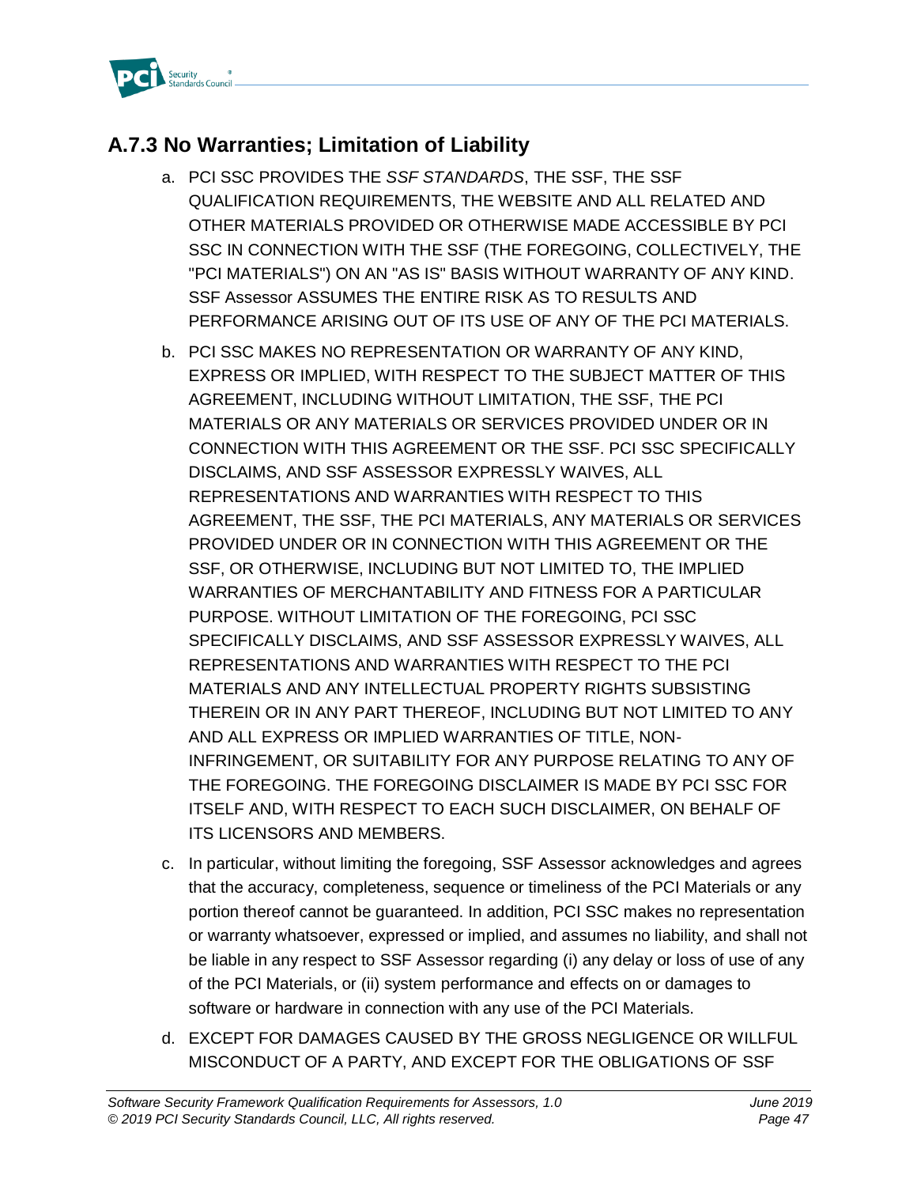### A.7.3 No Warranties; Limitation of Liability

a. PCI SSC PROVIDES THE *SSF STANDARDS*, THE SSF, THE SSF QUALIFICATION REQUIREMENTS, THE WEBSITE AND ALL RELATED AND OTHER MATERIALS PROVIDED OR OTHERWISE MADE ACCESSIBLE BY PCI SSC IN CONNECTION WITH THE SSF (THE FOREGOING, COLLECTIVELY, THE "PCI MATERIALS") ON AN "AS IS" BASIS WITHOUT WARRANTY OF ANY KIND. SSF Assessor ASSUMES THE ENTIRE RISK AS TO RESULTS AND PERFORMANCE ARISING OUT OF ITS USE OF ANY OF THE PCI MATERIALS.

b. PCI SSC MAKES NO REPRESENTATION OR WARRANTY OF ANY KIND, EXPRESS OR IMPLIED, WITH RESPECT TO THE SUBJECT MATTER OF THIS AGREEMENT, INCLUDING WITHOUT LIMITATION, THE SSF, THE PCI MATERIALS OR ANY MATERIALS OR SERVICES PROVIDED UNDER OR IN CONNECTION WITH THIS AGREEMENT OR THE SSF. PCI SSC SPECIFICALLY DISCLAIMS, AND SSF ASSESSOR EXPRESSLY WAIVES, ALL REPRESENTATIONS AND WARRANTIES WITH RESPECT TO THIS AGREEMENT, THE SSF, THE PCI MATERIALS, ANY MATERIALS OR SERVICES PROVIDED UNDER OR IN CONNECTION WITH THIS AGREEMENT OR THE SSF, OR OTHERWISE, INCLUDING BUT NOT LIMITED TO, THE IMPLIED WARRANTIES OF MERCHANTABILITY AND FITNESS FOR A PARTICULAR PURPOSE. WITHOUT LIMITATION OF THE FOREGOING, PCI SSC SPECIFICALLY DISCLAIMS, AND SSF ASSESSOR EXPRESSLY WAIVES, ALL REPRESENTATIONS AND WARRANTIES WITH RESPECT TO THE PCI MATERIALS AND ANY INTELLECTUAL PROPERTY RIGHTS SUBSISTING THEREIN OR IN ANY PART THEREOF, INCLUDING BUT NOT LIMITED TO ANY AND ALL EXPRESS OR IMPLIED WARRANTIES OF TITLE, NON-INFRINGEMENT, OR SUITABILITY FOR ANY PURPOSE RELATING TO ANY OF THE FOREGOING. THE FOREGOING DISCLAIMER IS MADE BY PCI SSC FOR ITSELF AND, WITH RESPECT TO EACH SUCH DISCLAIMER, ON BEHALF OF ITS LICENSORS AND MEMBERS.

c. In particular, without limiting the foregoing, SSF Assessor acknowledges and agrees that the accuracy, completeness, sequence or timeliness of the PCI Materials or any portion thereof cannot be guaranteed. In addition, PCI SSC makes no representation or warranty whatsoever, expressed or implied, and assumes no liability, and shall not be liable in any respect to SSF Assessor regarding (i) any delay or loss of use of any of the PCI Materials, or (ii) system performance and effects on or damages to software or hardware in connection with any use of the PCI Materials.

d. EXCEPT FOR DAMAGES CAUSED BY THE GROSS NEGLIGENCE OR WILLFUL MISCONDUCT OF A PARTY, AND EXCEPT FOR THE OBLIGATIONS OF SSF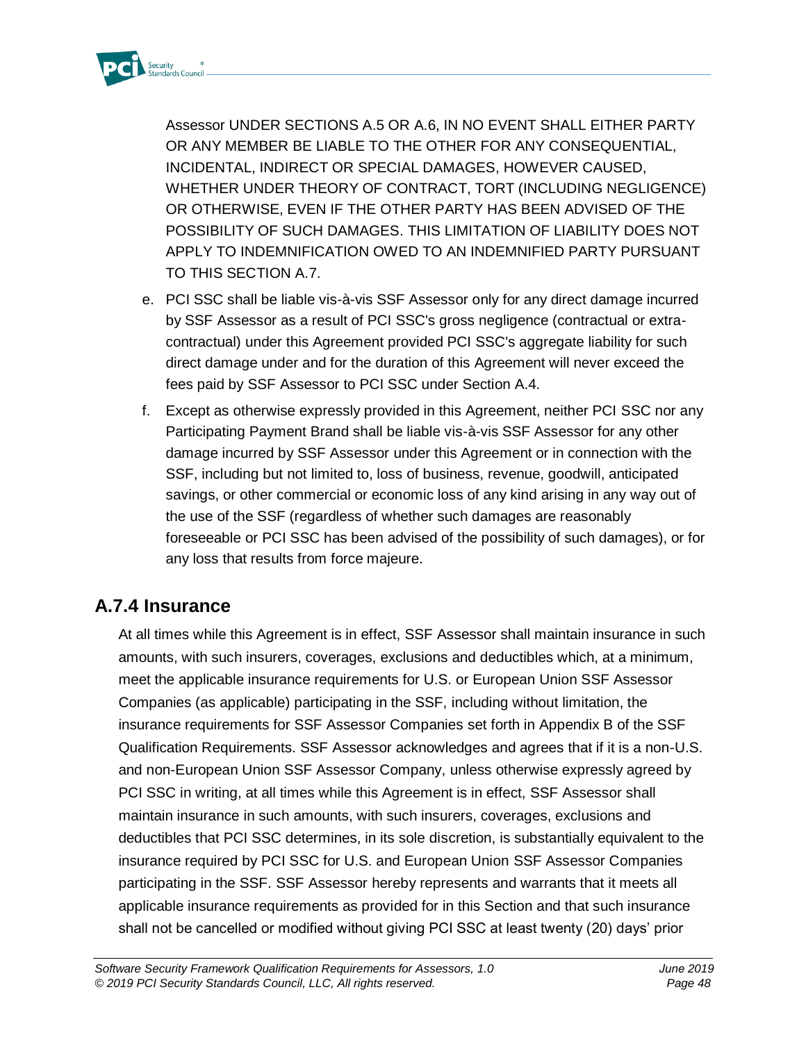Assessor UNDER SECTIONS A.5 OR A.6, IN NO EVENT SHALL EITHER PARTY OR ANY MEMBER BE LIABLE TO THE OTHER FOR ANY CONSEQUENTIAL, INCIDENTAL, INDIRECT OR SPECIAL DAMAGES, HOWEVER CAUSED, WHETHER UNDER THEORY OF CONTRACT, TORT (INCLUDING NEGLIGENCE) OR OTHERWISE, EVEN IF THE OTHER PARTY HAS BEEN ADVISED OF THE POSSIBILITY OF SUCH DAMAGES. THIS LIMITATION OF LIABILITY DOES NOT APPLY TO INDEMNIFICATION OWED TO AN INDEMNIFIED PARTY PURSUANT TO THIS SECTION A.7.

e. PCI SSC shall be liable vis-à-vis SSF Assessor only for any direct damage incurred by SSF Assessor as a result of PCI SSC's gross negligence (contractual or extra-contractual) under this Agreement provided PCI SSC's aggregate liability for such direct damage under and for the duration of this Agreement will never exceed the fees paid by SSF Assessor to PCI SSC under Section A.4.

f. Except as otherwise expressly provided in this Agreement, neither PCI SSC nor any Participating Payment Brand shall be liable vis-à-vis SSF Assessor for any other damage incurred by SSF Assessor under this Agreement or in connection with the SSF, including but not limited to, loss of business, revenue, goodwill, anticipated savings, or other commercial or economic loss of any kind arising in any way out of the use of the SSF (regardless of whether such damages are reasonably foreseeable or PCI SSC has been advised of the possibility of such damages), or for any loss that results from force majeure.

## A.7.4 Insurance

At all times while this Agreement is in effect, SSF Assessor shall maintain insurance in such amounts, with such insurers, coverages, exclusions and deductibles which, at a minimum, meet the applicable insurance requirements for U.S. or European Union SSF Assessor Companies (as applicable) participating in the SSF, including without limitation, the insurance requirements for SSF Assessor Companies set forth in Appendix B of the SSF Qualification Requirements. SSF Assessor acknowledges and agrees that if it is a non-U.S. and non-European Union SSF Assessor Company, unless otherwise expressly agreed by PCI SSC in writing, at all times while this Agreement is in effect, SSF Assessor shall maintain insurance in such amounts, with such insurers, coverages, exclusions and deductibles that PCI SSC determines, in its sole discretion, is substantially equivalent to the insurance required by PCI SSC for U.S. and European Union SSF Assessor Companies participating in the SSF. SSF Assessor hereby represents and warrants that it meets all applicable insurance requirements as provided for in this Section and that such insurance shall not be cancelled or modified without giving PCI SSC at least twenty (20) days' prior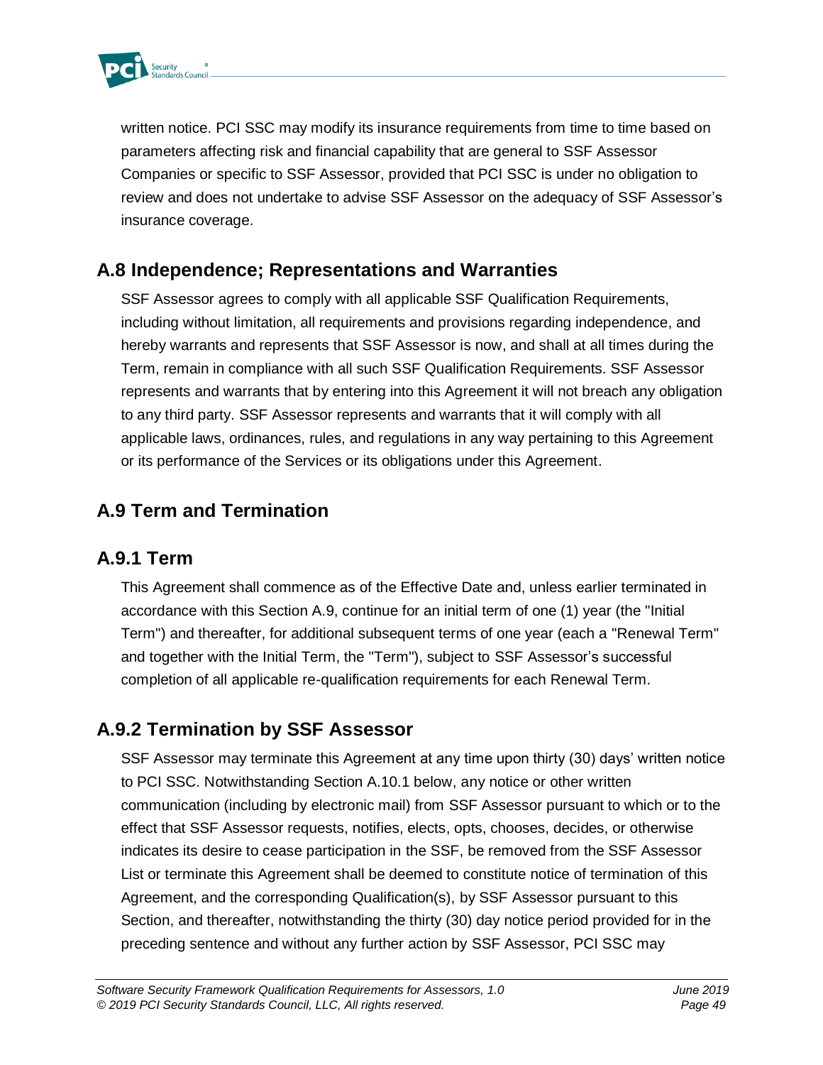written notice. PCI SSC may modify its insurance requirements from time to time based on parameters affecting risk and financial capability that are general to SSF Assessor Companies or specific to SSF Assessor, provided that PCI SSC is under no obligation to review and does not undertake to advise SSF Assessor on the adequacy of SSF Assessor's insurance coverage.

## A.8 Independence; Representations and Warranties

SSF Assessor agrees to comply with all applicable SSF Qualification Requirements, including without limitation, all requirements and provisions regarding independence, and hereby warrants and represents that SSF Assessor is now, and shall at all times during the Term, remain in compliance with all such SSF Qualification Requirements. SSF Assessor represents and warrants that by entering into this Agreement it will not breach any obligation to any third party. SSF Assessor represents and warrants that it will comply with all applicable laws, ordinances, rules, and regulations in any way pertaining to this Agreement or its performance of the Services or its obligations under this Agreement.

## A.9 Term and Termination

## A.9.1 Term

This Agreement shall commence as of the Effective Date and, unless earlier terminated in accordance with this Section A.9, continue for an initial term of one (1) year (the "Initial Term") and thereafter, for additional subsequent terms of one year (each a "Renewal Term" and together with the Initial Term, the "Term"), subject to SSF Assessor's successful completion of all applicable re-qualification requirements for each Renewal Term.

## A.9.2 Termination by SSF Assessor

SSF Assessor may terminate this Agreement at any time upon thirty (30) days' written notice to PCI SSC. Notwithstanding Section A.10.1 below, any notice or other written communication (including by electronic mail) from SSF Assessor pursuant to which or to the effect that SSF Assessor requests, notifies, elects, opts, chooses, decides, or otherwise indicates its desire to cease participation in the SSF, be removed from the SSF Assessor List or terminate this Agreement shall be deemed to constitute notice of termination of this Agreement, and the corresponding Qualification(s), by SSF Assessor pursuant to this Section, and thereafter, notwithstanding the thirty (30) day notice period provided for in the preceding sentence and without any further action by SSF Assessor, PCI SSC may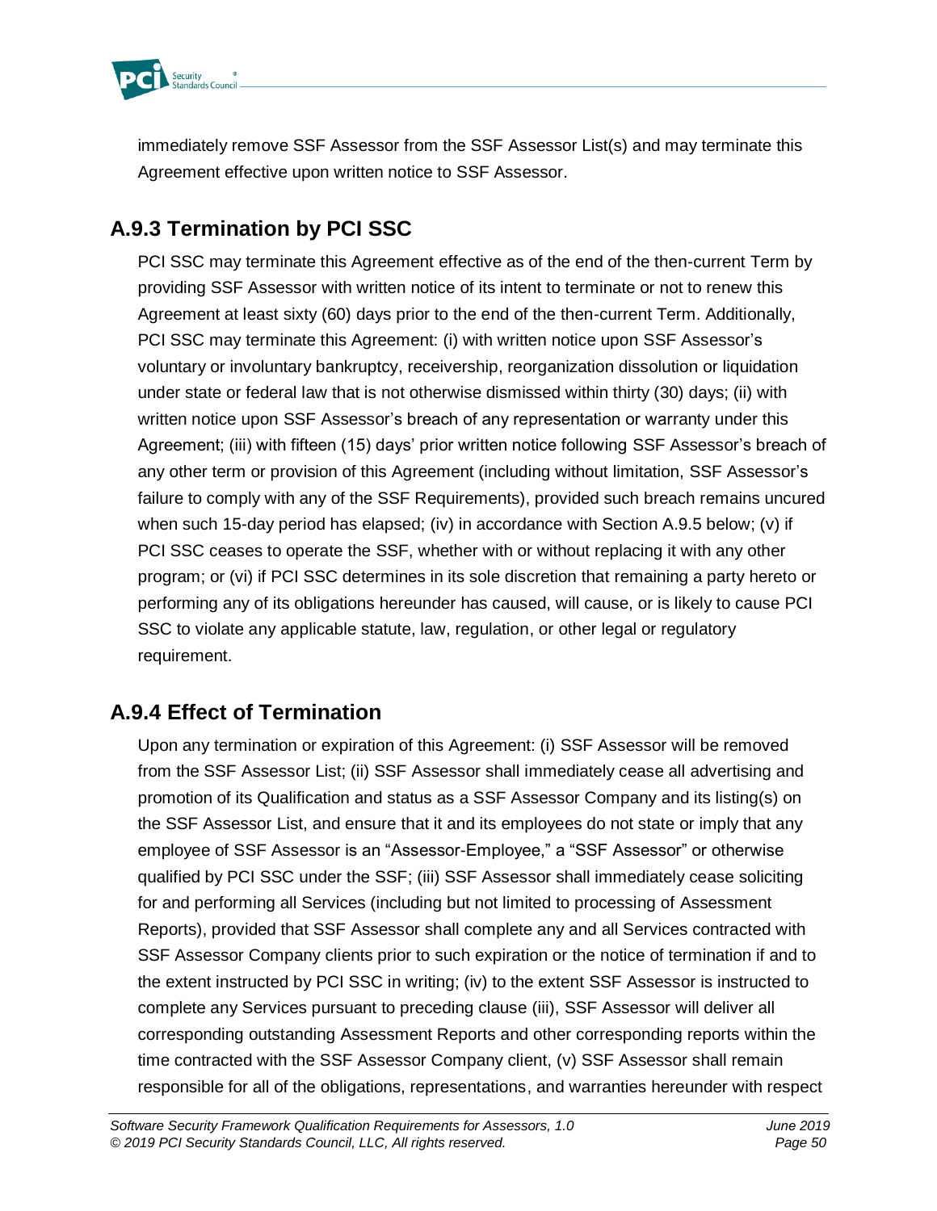immediately remove SSF Assessor from the SSF Assessor List(s) and may terminate this Agreement effective upon written notice to SSF Assessor.

### A.9.3 Termination by PCI SSC

PCI SSC may terminate this Agreement effective as of the end of the then-current Term by providing SSF Assessor with written notice of its intent to terminate or not to renew this Agreement at least sixty (60) days prior to the end of the then-current Term. Additionally, PCI SSC may terminate this Agreement: (i) with written notice upon SSF Assessor's voluntary or involuntary bankruptcy, receivership, reorganization dissolution or liquidation under state or federal law that is not otherwise dismissed within thirty (30) days; (ii) with written notice upon SSF Assessor's breach of any representation or warranty under this Agreement; (iii) with fifteen (15) days' prior written notice following SSF Assessor's breach of any other term or provision of this Agreement (including without limitation, SSF Assessor's failure to comply with any of the SSF Requirements), provided such breach remains uncured when such 15-day period has elapsed; (iv) in accordance with Section A.9.5 below; (v) if PCI SSC ceases to operate the SSF, whether with or without replacing it with any other program; or (vi) if PCI SSC determines in its sole discretion that remaining a party hereto or performing any of its obligations hereunder has caused, will cause, or is likely to cause PCI SSC to violate any applicable statute, law, regulation, or other legal or regulatory requirement.

### A.9.4 Effect of Termination

Upon any termination or expiration of this Agreement: (i) SSF Assessor will be removed from the SSF Assessor List; (ii) SSF Assessor shall immediately cease all advertising and promotion of its Qualification and status as a SSF Assessor Company and its listing(s) on the SSF Assessor List, and ensure that it and its employees do not state or imply that any employee of SSF Assessor is an "Assessor-Employee," a "SSF Assessor" or otherwise qualified by PCI SSC under the SSF; (iii) SSF Assessor shall immediately cease soliciting for and performing all Services (including but not limited to processing of Assessment Reports), provided that SSF Assessor shall complete any and all Services contracted with SSF Assessor Company clients prior to such expiration or the notice of termination if and to the extent instructed by PCI SSC in writing; (iv) to the extent SSF Assessor is instructed to complete any Services pursuant to preceding clause (iii), SSF Assessor will deliver all corresponding outstanding Assessment Reports and other corresponding reports within the time contracted with the SSF Assessor Company client, (v) SSF Assessor shall remain responsible for all of the obligations, representations, and warranties hereunder with respect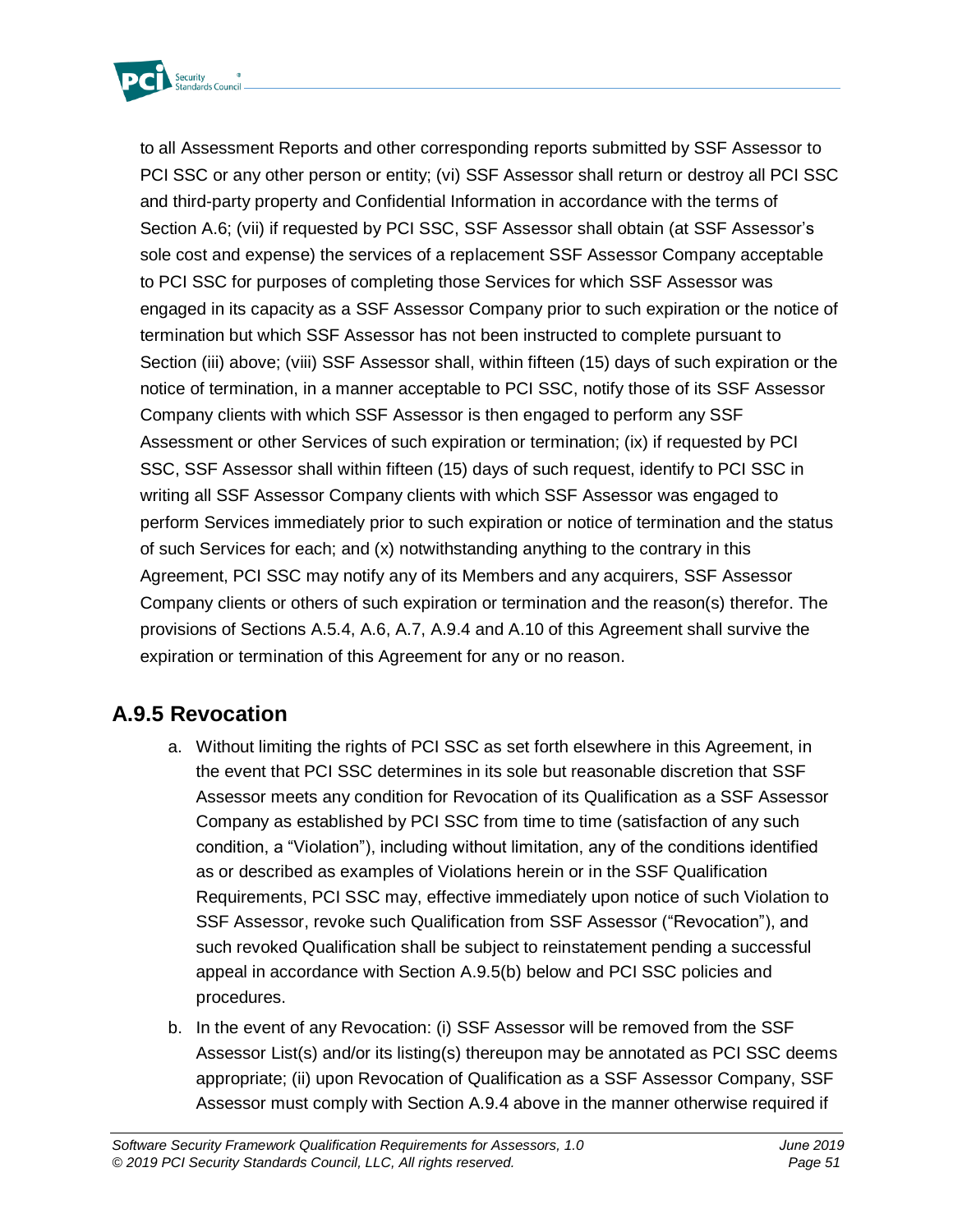to all Assessment Reports and other corresponding reports submitted by SSF Assessor to PCI SSC or any other person or entity; (vi) SSF Assessor shall return or destroy all PCI SSC and third-party property and Confidential Information in accordance with the terms of Section A.6; (vii) if requested by PCI SSC, SSF Assessor shall obtain (at SSF Assessor's sole cost and expense) the services of a replacement SSF Assessor Company acceptable to PCI SSC for purposes of completing those Services for which SSF Assessor was engaged in its capacity as a SSF Assessor Company prior to such expiration or the notice of termination but which SSF Assessor has not been instructed to complete pursuant to Section (iii) above; (viii) SSF Assessor shall, within fifteen (15) days of such expiration or the notice of termination, in a manner acceptable to PCI SSC, notify those of its SSF Assessor Company clients with which SSF Assessor is then engaged to perform any SSF Assessment or other Services of such expiration or termination; (ix) if requested by PCI SSC, SSF Assessor shall within fifteen (15) days of such request, identify to PCI SSC in writing all SSF Assessor Company clients with which SSF Assessor was engaged to perform Services immediately prior to such expiration or notice of termination and the status of such Services for each; and (x) notwithstanding anything to the contrary in this Agreement, PCI SSC may notify any of its Members and any acquirers, SSF Assessor Company clients or others of such expiration or termination and the reason(s) therefor. The provisions of Sections A.5.4, A.6, A.7, A.9.4 and A.10 of this Agreement shall survive the expiration or termination of this Agreement for any or no reason.

## A.9.5 Revocation

a. Without limiting the rights of PCI SSC as set forth elsewhere in this Agreement, in the event that PCI SSC determines in its sole but reasonable discretion that SSF Assessor meets any condition for Revocation of its Qualification as a SSF Assessor Company as established by PCI SSC from time to time (satisfaction of any such condition, a "Violation"), including without limitation, any of the conditions identified as or described as examples of Violations herein or in the SSF Qualification Requirements, PCI SSC may, effective immediately upon notice of such Violation to SSF Assessor, revoke such Qualification from SSF Assessor ("Revocation"), and such revoked Qualification shall be subject to reinstatement pending a successful appeal in accordance with Section A.9.5(b) below and PCI SSC policies and procedures.

b. In the event of any Revocation: (i) SSF Assessor will be removed from the SSF Assessor List(s) and/or its listing(s) thereupon may be annotated as PCI SSC deems appropriate; (ii) upon Revocation of Qualification as a SSF Assessor Company, SSF Assessor must comply with Section A.9.4 above in the manner otherwise required if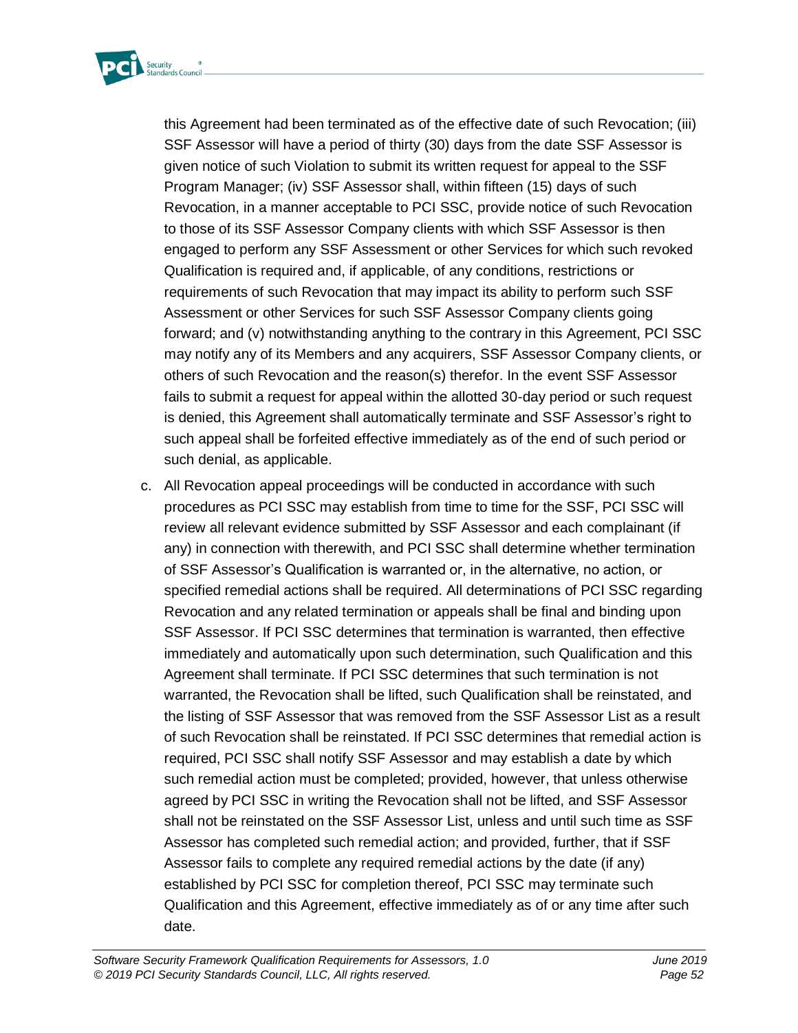this Agreement had been terminated as of the effective date of such Revocation; (iii) SSF Assessor will have a period of thirty (30) days from the date SSF Assessor is given notice of such Violation to submit its written request for appeal to the SSF Program Manager; (iv) SSF Assessor shall, within fifteen (15) days of such Revocation, in a manner acceptable to PCI SSC, provide notice of such Revocation to those of its SSF Assessor Company clients with which SSF Assessor is then engaged to perform any SSF Assessment or other Services for which such revoked Qualification is required and, if applicable, of any conditions, restrictions or requirements of such Revocation that may impact its ability to perform such SSF Assessment or other Services for such SSF Assessor Company clients going forward; and (v) notwithstanding anything to the contrary in this Agreement, PCI SSC may notify any of its Members and any acquirers, SSF Assessor Company clients, or others of such Revocation and the reason(s) therefor. In the event SSF Assessor fails to submit a request for appeal within the allotted 30-day period or such request is denied, this Agreement shall automatically terminate and SSF Assessor's right to such appeal shall be forfeited effective immediately as of the end of such period or such denial, as applicable.

c. All Revocation appeal proceedings will be conducted in accordance with such procedures as PCI SSC may establish from time to time for the SSF, PCI SSC will review all relevant evidence submitted by SSF Assessor and each complainant (if any) in connection with therewith, and PCI SSC shall determine whether termination of SSF Assessor's Qualification is warranted or, in the alternative, no action, or specified remedial actions shall be required. All determinations of PCI SSC regarding Revocation and any related termination or appeals shall be final and binding upon SSF Assessor. If PCI SSC determines that termination is warranted, then effective immediately and automatically upon such determination, such Qualification and this Agreement shall terminate. If PCI SSC determines that such termination is not warranted, the Revocation shall be lifted, such Qualification shall be reinstated, and the listing of SSF Assessor that was removed from the SSF Assessor List as a result of such Revocation shall be reinstated. If PCI SSC determines that remedial action is required, PCI SSC shall notify SSF Assessor and may establish a date by which such remedial action must be completed; provided, however, that unless otherwise agreed by PCI SSC in writing the Revocation shall not be lifted, and SSF Assessor shall not be reinstated on the SSF Assessor List, unless and until such time as SSF Assessor has completed such remedial action; and provided, further, that if SSF Assessor fails to complete any required remedial actions by the date (if any) established by PCI SSC for completion thereof, PCI SSC may terminate such Qualification and this Agreement, effective immediately as of or any time after such date.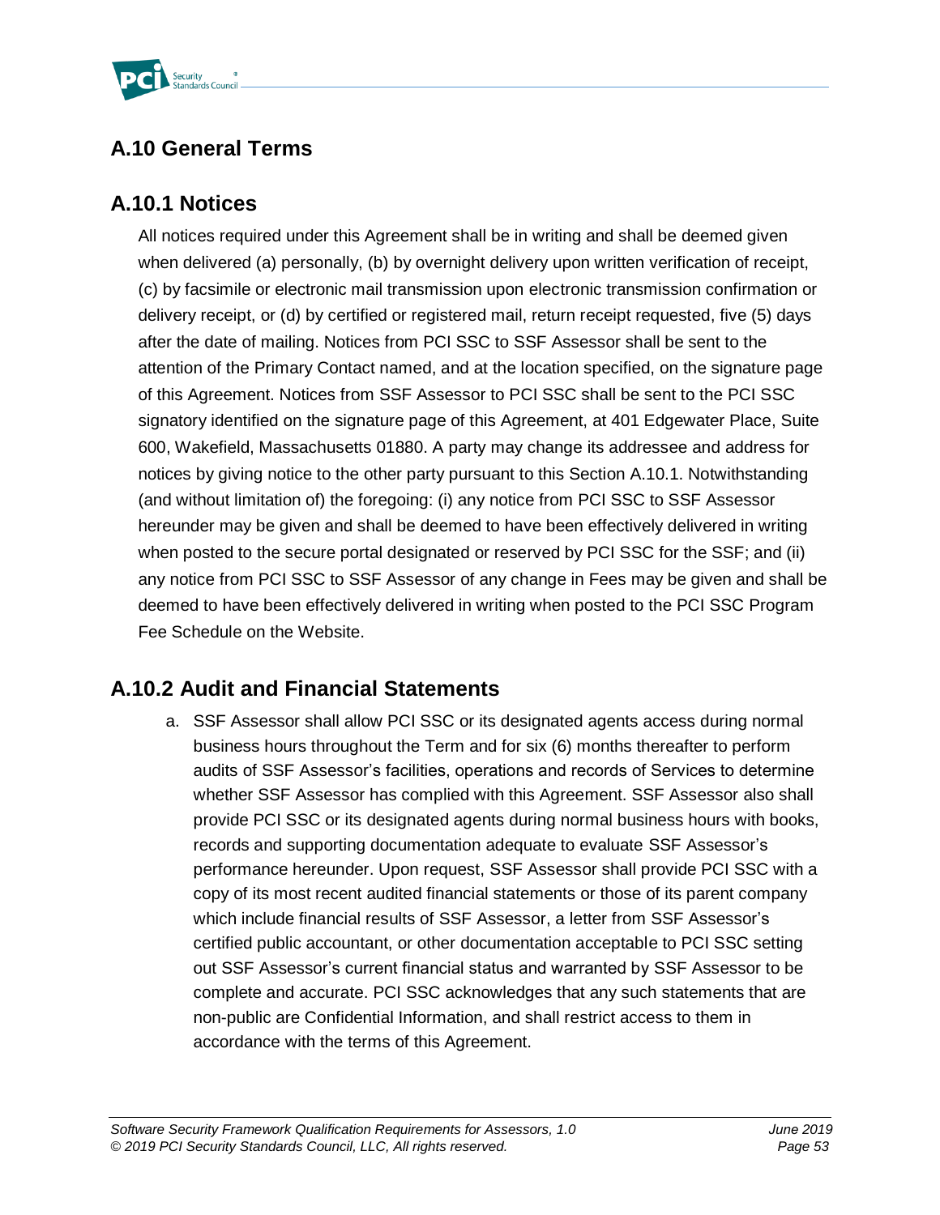## A.10 General Terms

### A.10.1 Notices

All notices required under this Agreement shall be in writing and shall be deemed given when delivered (a) personally, (b) by overnight delivery upon written verification of receipt, (c) by facsimile or electronic mail transmission upon electronic transmission confirmation or delivery receipt, or (d) by certified or registered mail, return receipt requested, five (5) days after the date of mailing. Notices from PCI SSC to SSF Assessor shall be sent to the attention of the Primary Contact named, and at the location specified, on the signature page of this Agreement. Notices from SSF Assessor to PCI SSC shall be sent to the PCI SSC signatory identified on the signature page of this Agreement, at 401 Edgewater Place, Suite 600, Wakefield, Massachusetts 01880. A party may change its addressee and address for notices by giving notice to the other party pursuant to this Section A.10.1. Notwithstanding (and without limitation of) the foregoing: (i) any notice from PCI SSC to SSF Assessor hereunder may be given and shall be deemed to have been effectively delivered in writing when posted to the secure portal designated or reserved by PCI SSC for the SSF; and (ii) any notice from PCI SSC to SSF Assessor of any change in Fees may be given and shall be deemed to have been effectively delivered in writing when posted to the PCI SSC Program Fee Schedule on the Website.

### A.10.2 Audit and Financial Statements

a. SSF Assessor shall allow PCI SSC or its designated agents access during normal business hours throughout the Term and for six (6) months thereafter to perform audits of SSF Assessor's facilities, operations and records of Services to determine whether SSF Assessor has complied with this Agreement. SSF Assessor also shall provide PCI SSC or its designated agents during normal business hours with books, records and supporting documentation adequate to evaluate SSF Assessor's performance hereunder. Upon request, SSF Assessor shall provide PCI SSC with a copy of its most recent audited financial statements or those of its parent company which include financial results of SSF Assessor, a letter from SSF Assessor's certified public accountant, or other documentation acceptable to PCI SSC setting out SSF Assessor's current financial status and warranted by SSF Assessor to be complete and accurate. PCI SSC acknowledges that any such statements that are non-public are Confidential Information, and shall restrict access to them in accordance with the terms of this Agreement.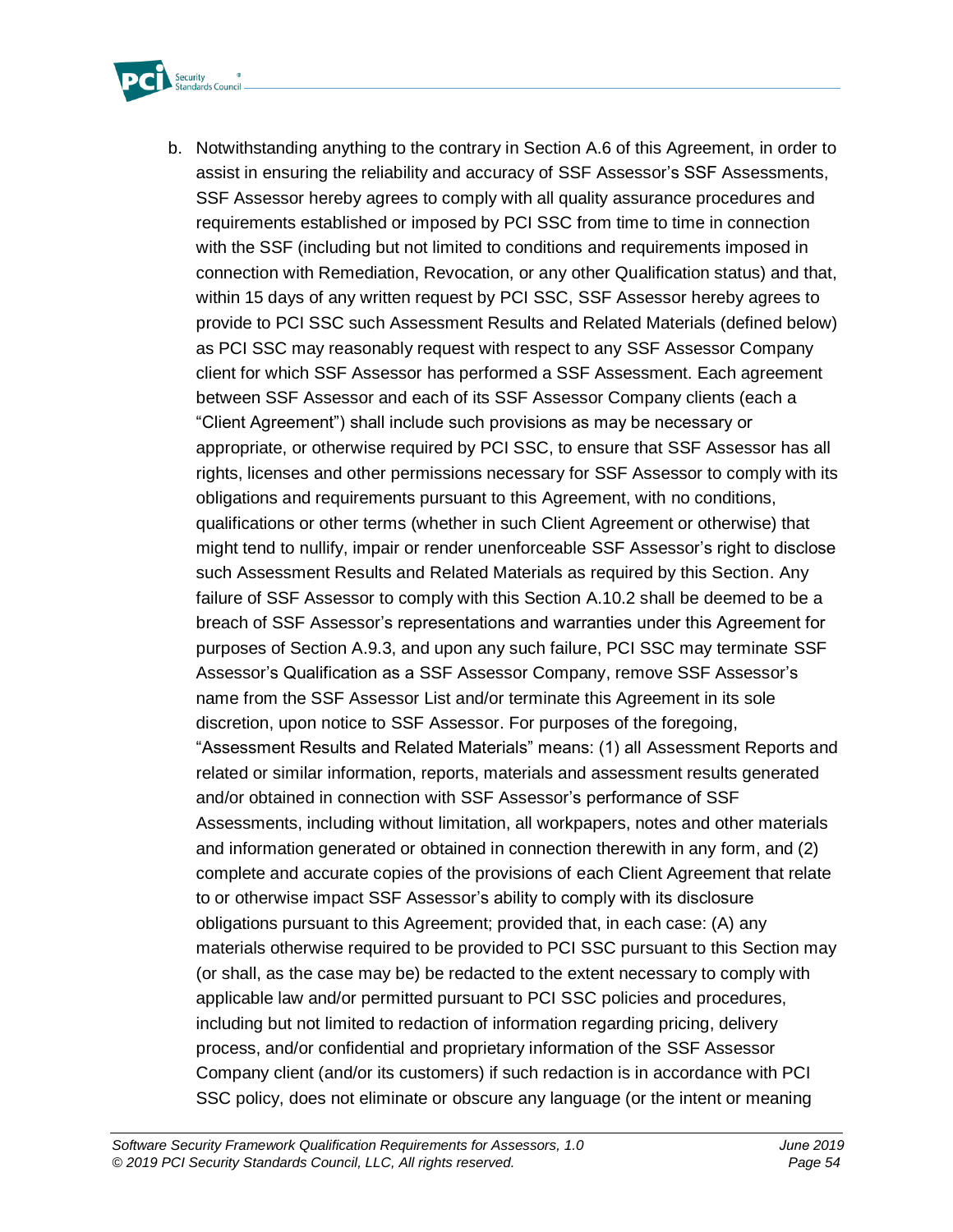b. Notwithstanding anything to the contrary in Section A.6 of this Agreement, in order to assist in ensuring the reliability and accuracy of SSF Assessor's SSF Assessments, SSF Assessor hereby agrees to comply with all quality assurance procedures and requirements established or imposed by PCI SSC from time to time in connection with the SSF (including but not limited to conditions and requirements imposed in connection with Remediation, Revocation, or any other Qualification status) and that, within 15 days of any written request by PCI SSC, SSF Assessor hereby agrees to provide to PCI SSC such Assessment Results and Related Materials (defined below) as PCI SSC may reasonably request with respect to any SSF Assessor Company client for which SSF Assessor has performed a SSF Assessment. Each agreement between SSF Assessor and each of its SSF Assessor Company clients (each a "Client Agreement") shall include such provisions as may be necessary or appropriate, or otherwise required by PCI SSC, to ensure that SSF Assessor has all rights, licenses and other permissions necessary for SSF Assessor to comply with its obligations and requirements pursuant to this Agreement, with no conditions, qualifications or other terms (whether in such Client Agreement or otherwise) that might tend to nullify, impair or render unenforceable SSF Assessor's right to disclose such Assessment Results and Related Materials as required by this Section. Any failure of SSF Assessor to comply with this Section A.10.2 shall be deemed to be a breach of SSF Assessor's representations and warranties under this Agreement for purposes of Section A.9.3, and upon any such failure, PCI SSC may terminate SSF Assessor's Qualification as a SSF Assessor Company, remove SSF Assessor's name from the SSF Assessor List and/or terminate this Agreement in its sole discretion, upon notice to SSF Assessor. For purposes of the foregoing, "Assessment Results and Related Materials" means: (1) all Assessment Reports and related or similar information, reports, materials and assessment results generated and/or obtained in connection with SSF Assessor's performance of SSF Assessments, including without limitation, all workpapers, notes and other materials and information generated or obtained in connection therewith in any form, and (2) complete and accurate copies of the provisions of each Client Agreement that relate to or otherwise impact SSF Assessor's ability to comply with its disclosure obligations pursuant to this Agreement; provided that, in each case: (A) any materials otherwise required to be provided to PCI SSC pursuant to this Section may (or shall, as the case may be) be redacted to the extent necessary to comply with applicable law and/or permitted pursuant to PCI SSC policies and procedures, including but not limited to redaction of information regarding pricing, delivery process, and/or confidential and proprietary information of the SSF Assessor Company client (and/or its customers) if such redaction is in accordance with PCI SSC policy, does not eliminate or obscure any language (or the intent or meaning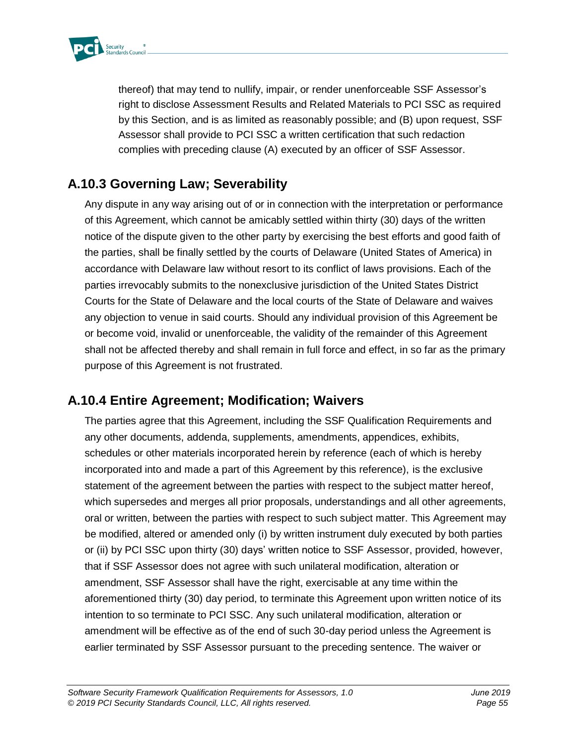thereof) that may tend to nullify, impair, or render unenforceable SSF Assessor's right to disclose Assessment Results and Related Materials to PCI SSC as required by this Section, and is as limited as reasonably possible; and (B) upon request, SSF Assessor shall provide to PCI SSC a written certification that such redaction complies with preceding clause (A) executed by an officer of SSF Assessor.

## A.10.3 Governing Law; Severability

Any dispute in any way arising out of or in connection with the interpretation or performance of this Agreement, which cannot be amicably settled within thirty (30) days of the written notice of the dispute given to the other party by exercising the best efforts and good faith of the parties, shall be finally settled by the courts of Delaware (United States of America) in accordance with Delaware law without resort to its conflict of laws provisions. Each of the parties irrevocably submits to the nonexclusive jurisdiction of the United States District Courts for the State of Delaware and the local courts of the State of Delaware and waives any objection to venue in said courts. Should any individual provision of this Agreement be or become void, invalid or unenforceable, the validity of the remainder of this Agreement shall not be affected thereby and shall remain in full force and effect, in so far as the primary purpose of this Agreement is not frustrated.

## A.10.4 Entire Agreement; Modification; Waivers

The parties agree that this Agreement, including the SSF Qualification Requirements and any other documents, addenda, supplements, amendments, appendices, exhibits, schedules or other materials incorporated herein by reference (each of which is hereby incorporated into and made a part of this Agreement by this reference), is the exclusive statement of the agreement between the parties with respect to the subject matter hereof, which supersedes and merges all prior proposals, understandings and all other agreements, oral or written, between the parties with respect to such subject matter. This Agreement may be modified, altered or amended only (i) by written instrument duly executed by both parties or (ii) by PCI SSC upon thirty (30) days' written notice to SSF Assessor, provided, however, that if SSF Assessor does not agree with such unilateral modification, alteration or amendment, SSF Assessor shall have the right, exercisable at any time within the aforementioned thirty (30) day period, to terminate this Agreement upon written notice of its intention to so terminate to PCI SSC. Any such unilateral modification, alteration or amendment will be effective as of the end of such 30-day period unless the Agreement is earlier terminated by SSF Assessor pursuant to the preceding sentence. The waiver or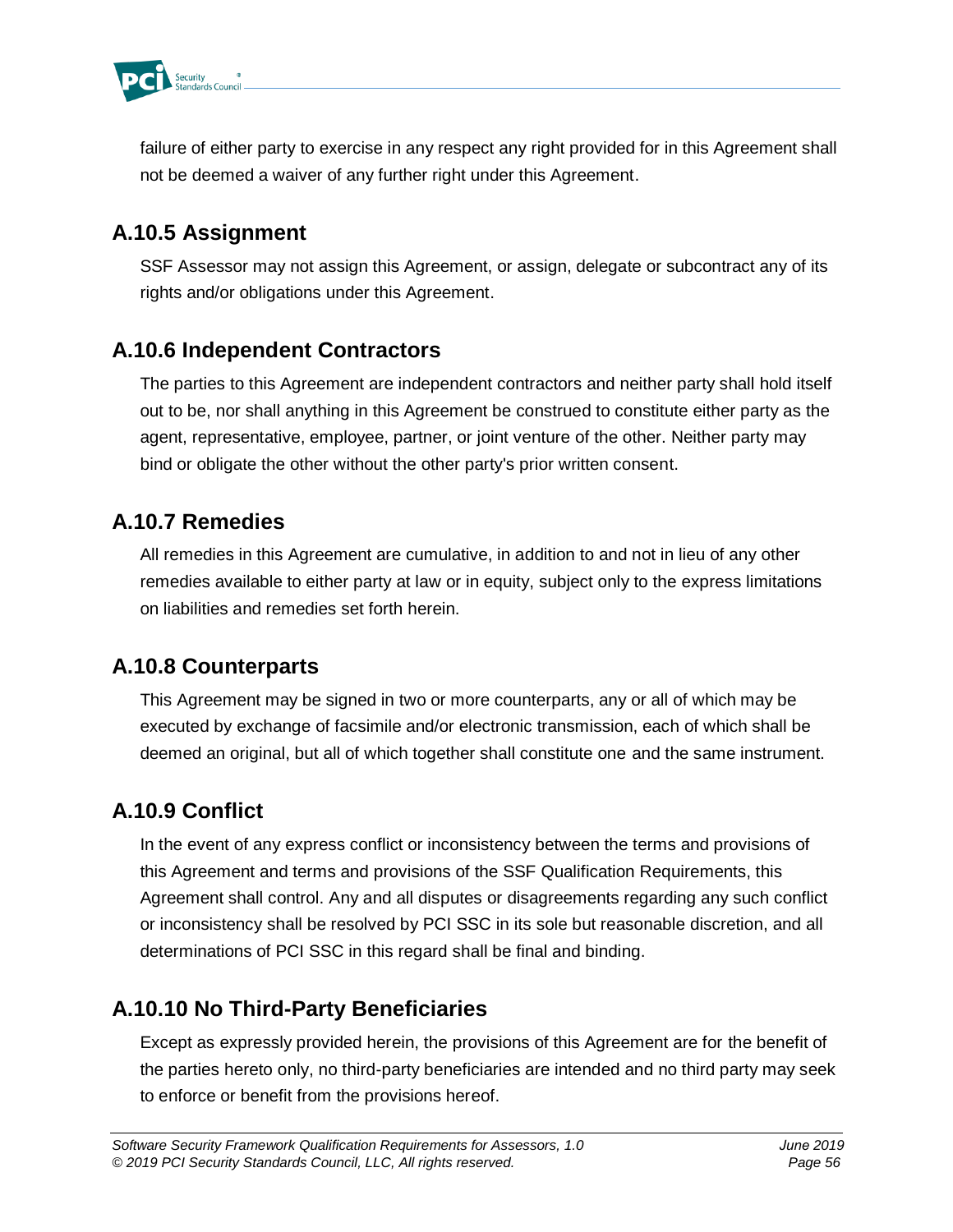failure of either party to exercise in any respect any right provided for in this Agreement shall not be deemed a waiver of any further right under this Agreement.

### A.10.5 Assignment

SSF Assessor may not assign this Agreement, or assign, delegate or subcontract any of its rights and/or obligations under this Agreement.

### A.10.6 Independent Contractors

The parties to this Agreement are independent contractors and neither party shall hold itself out to be, nor shall anything in this Agreement be construed to constitute either party as the agent, representative, employee, partner, or joint venture of the other. Neither party may bind or obligate the other without the other party's prior written consent.

### A.10.7 Remedies

All remedies in this Agreement are cumulative, in addition to and not in lieu of any other remedies available to either party at law or in equity, subject only to the express limitations on liabilities and remedies set forth herein.

### A.10.8 Counterparts

This Agreement may be signed in two or more counterparts, any or all of which may be executed by exchange of facsimile and/or electronic transmission, each of which shall be deemed an original, but all of which together shall constitute one and the same instrument.

### A.10.9 Conflict

In the event of any express conflict or inconsistency between the terms and provisions of this Agreement and terms and provisions of the SSF Qualification Requirements, this Agreement shall control. Any and all disputes or disagreements regarding any such conflict or inconsistency shall be resolved by PCI SSC in its sole but reasonable discretion, and all determinations of PCI SSC in this regard shall be final and binding.

### A.10.10 No Third-Party Beneficiaries

Except as expressly provided herein, the provisions of this Agreement are for the benefit of the parties hereto only, no third-party beneficiaries are intended and no third party may seek to enforce or benefit from the provisions hereof.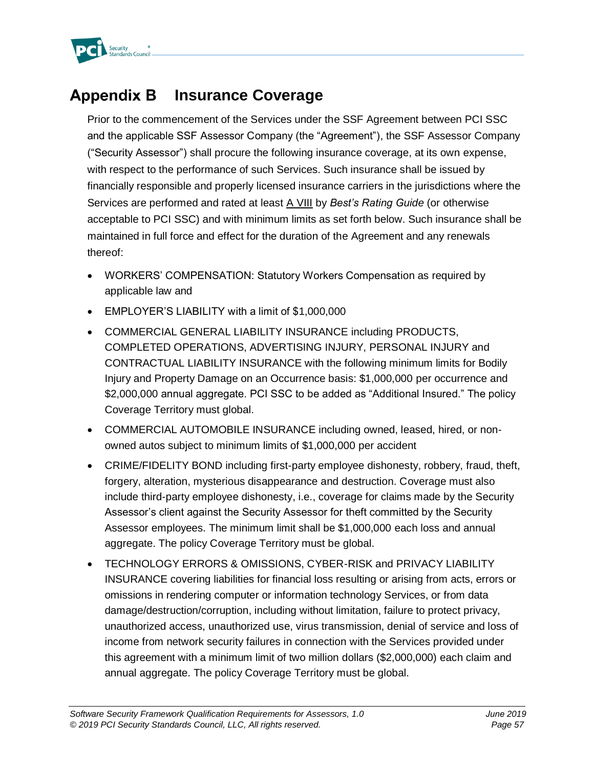# Appendix B Insurance Coverage

Prior to the commencement of the Services under the SSF Agreement between PCI SSC and the applicable SSF Assessor Company (the "Agreement"), the SSF Assessor Company ("Security Assessor") shall procure the following insurance coverage, at its own expense, with respect to the performance of such Services. Such insurance shall be issued by financially responsible and properly licensed insurance carriers in the jurisdictions where the Services are performed and rated at least A VIII by *Best's Rating Guide* (or otherwise acceptable to PCI SSC) and with minimum limits as set forth below. Such insurance shall be maintained in full force and effect for the duration of the Agreement and any renewals thereof:

- WORKERS' COMPENSATION: Statutory Workers Compensation as required by applicable law and
- EMPLOYER'S LIABILITY with a limit of $1,000,000
- COMMERCIAL GENERAL LIABILITY INSURANCE including PRODUCTS, COMPLETED OPERATIONS, ADVERTISING INJURY, PERSONAL INJURY and CONTRACTUAL LIABILITY INSURANCE with the following minimum limits for Bodily Injury and Property Damage on an Occurrence basis: $1,000,000 per occurrence and $2,000,000 annual aggregate. PCI SSC to be added as "Additional Insured." The policy Coverage Territory must global.
- COMMERCIAL AUTOMOBILE INSURANCE including owned, leased, hired, or non-owned autos subject to minimum limits of $1,000,000 per accident
- CRIME/FIDELITY BOND including first-party employee dishonesty, robbery, fraud, theft, forgery, alteration, mysterious disappearance and destruction. Coverage must also include third-party employee dishonesty, i.e., coverage for claims made by the Security Assessor's client against the Security Assessor for theft committed by the Security Assessor employees. The minimum limit shall be $1,000,000 each loss and annual aggregate. The policy Coverage Territory must be global.
- TECHNOLOGY ERRORS & OMISSIONS, CYBER-RISK and PRIVACY LIABILITY INSURANCE covering liabilities for financial loss resulting or arising from acts, errors or omissions in rendering computer or information technology Services, or from data damage/destruction/corruption, including without limitation, failure to protect privacy, unauthorized access, unauthorized use, virus transmission, denial of service and loss of income from network security failures in connection with the Services provided under this agreement with a minimum limit of two million dollars ($2,000,000) each claim and annual aggregate. The policy Coverage Territory must be global.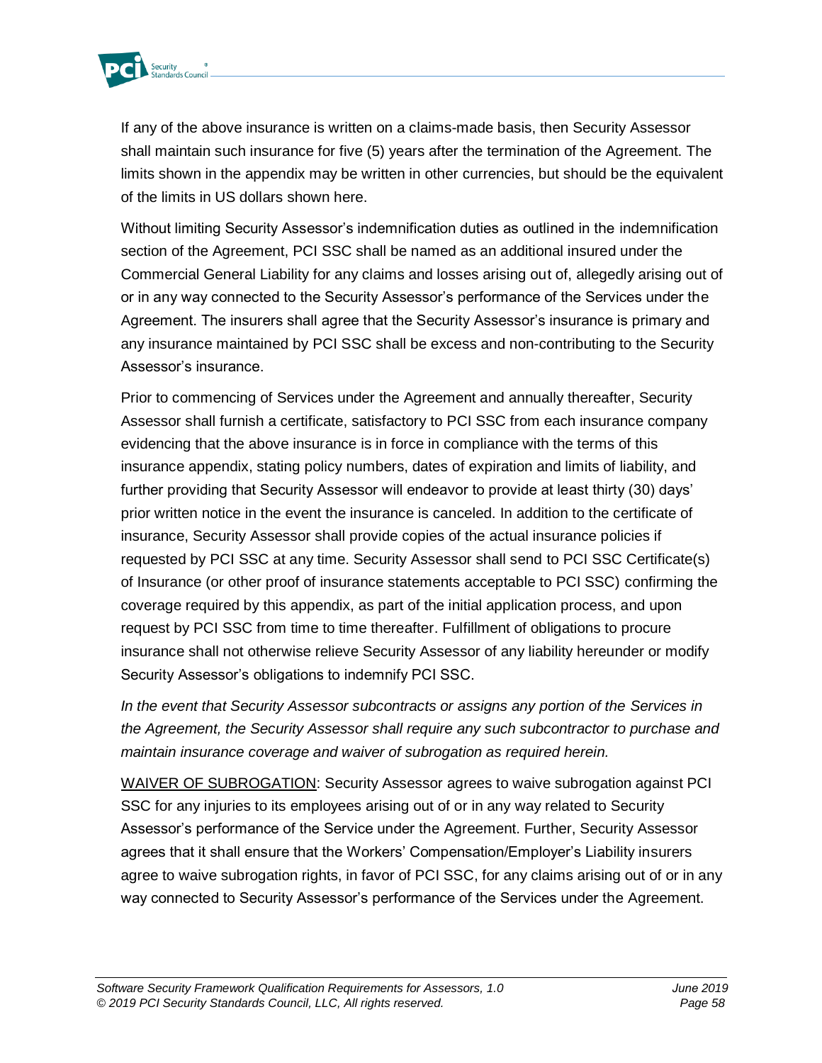If any of the above insurance is written on a claims-made basis, then Security Assessor shall maintain such insurance for five (5) years after the termination of the Agreement. The limits shown in the appendix may be written in other currencies, but should be the equivalent of the limits in US dollars shown here.

Without limiting Security Assessor's indemnification duties as outlined in the indemnification section of the Agreement, PCI SSC shall be named as an additional insured under the Commercial General Liability for any claims and losses arising out of, allegedly arising out of or in any way connected to the Security Assessor's performance of the Services under the Agreement. The insurers shall agree that the Security Assessor's insurance is primary and any insurance maintained by PCI SSC shall be excess and non-contributing to the Security Assessor's insurance.

Prior to commencing of Services under the Agreement and annually thereafter, Security Assessor shall furnish a certificate, satisfactory to PCI SSC from each insurance company evidencing that the above insurance is in force in compliance with the terms of this insurance appendix, stating policy numbers, dates of expiration and limits of liability, and further providing that Security Assessor will endeavor to provide at least thirty (30) days' prior written notice in the event the insurance is canceled. In addition to the certificate of insurance, Security Assessor shall provide copies of the actual insurance policies if requested by PCI SSC at any time. Security Assessor shall send to PCI SSC Certificate(s) of Insurance (or other proof of insurance statements acceptable to PCI SSC) confirming the coverage required by this appendix, as part of the initial application process, and upon request by PCI SSC from time to time thereafter. Fulfillment of obligations to procure insurance shall not otherwise relieve Security Assessor of any liability hereunder or modify Security Assessor's obligations to indemnify PCI SSC.

*In the event that Security Assessor subcontracts or assigns any portion of the Services in the Agreement, the Security Assessor shall require any such subcontractor to purchase and maintain insurance coverage and waiver of subrogation as required herein.*

<u>WAIVER OF SUBROGATION</u>: Security Assessor agrees to waive subrogation against PCI SSC for any injuries to its employees arising out of or in any way related to Security Assessor's performance of the Service under the Agreement. Further, Security Assessor agrees that it shall ensure that the Workers' Compensation/Employer's Liability insurers agree to waive subrogation rights, in favor of PCI SSC, for any claims arising out of or in any way connected to Security Assessor's performance of the Services under the Agreement.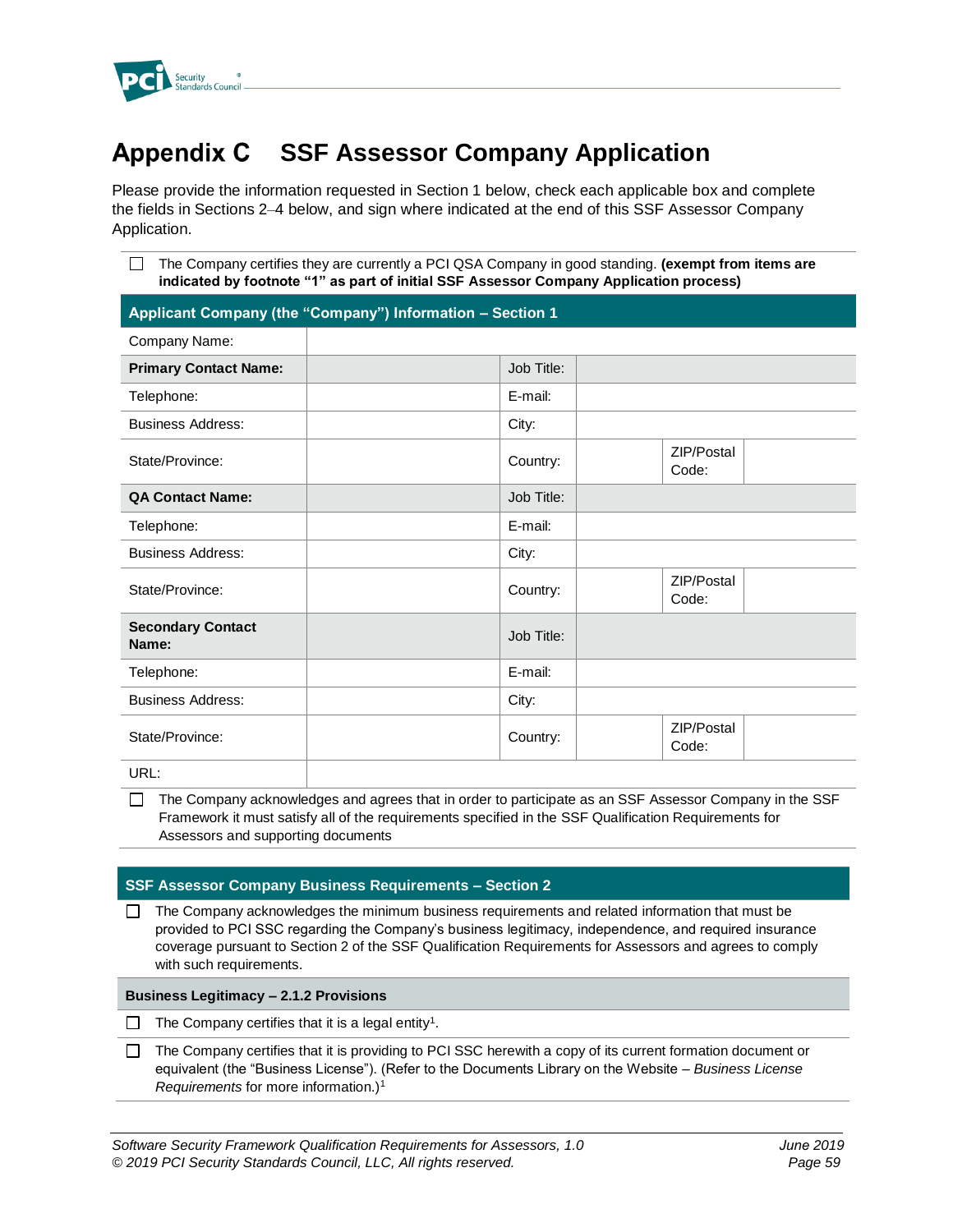# Appendix C SSF Assessor Company Application

Please provide the information requested in Section 1 below, check each applicable box and complete the fields in Sections 2–4 below, and sign where indicated at the end of this SSF Assessor Company Application.

☐ The Company certifies they are currently a PCI QSA Company in good standing. **(exempt from items are indicated by footnote "1" as part of initial SSF Assessor Company Application process)**

| Applicant Company (the "Company") Information – Section 1 | | | | | |
|---|---|---|---|---|---|
| Company Name: | | | | | |
| **Primary Contact Name:** | | Job Title: | | | |
| Telephone: | | E-mail: | | | |
| Business Address: | | City: | | | |
| State/Province: | | Country: | | ZIP/Postal Code: | |
| **QA Contact Name:** | | Job Title: | | | |
| Telephone: | | E-mail: | | | |
| Business Address: | | City: | | | |
| State/Province: | | Country: | | ZIP/Postal Code: | |
| **Secondary Contact Name:** | | Job Title: | | | |
| Telephone: | | E-mail: | | | |
| Business Address: | | City: | | | |
| State/Province: | | Country: | | ZIP/Postal Code: | |
| URL: | | | | | |

☐ The Company acknowledges and agrees that in order to participate as an SSF Assessor Company in the SSF Framework it must satisfy all of the requirements specified in the SSF Qualification Requirements for Assessors and supporting documents

## SSF Assessor Company Business Requirements – Section 2

☐ The Company acknowledges the minimum business requirements and related information that must be provided to PCI SSC regarding the Company's business legitimacy, independence, and required insurance coverage pursuant to Section 2 of the SSF Qualification Requirements for Assessors and agrees to comply with such requirements.

### Business Legitimacy – 2.1.2 Provisions

☐ The Company certifies that it is a legal entity[1].

☐ The Company certifies that it is providing to PCI SSC herewith a copy of its current formation document or equivalent (the "Business License"). (Refer to the Documents Library on the Website – *Business License Requirements* for more information.)[1]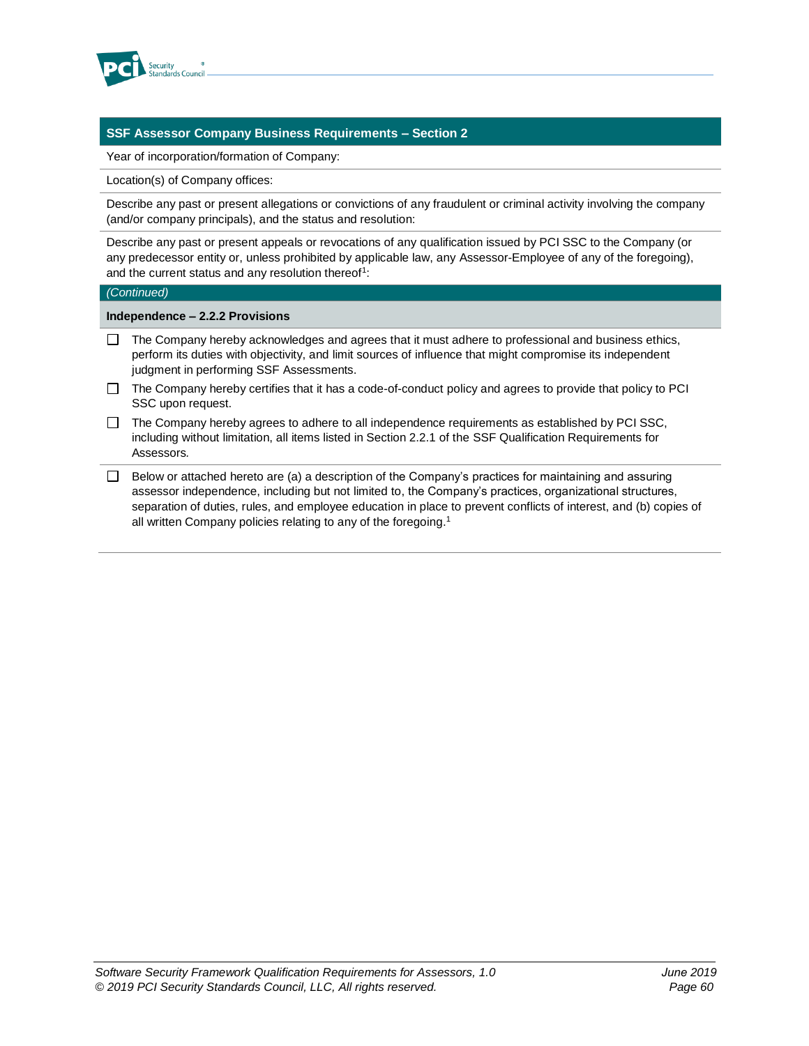| SSF Assessor Company Business Requirements – Section 2 |
|---|
| Year of incorporation/formation of Company: |
| Location(s) of Company offices: |
| Describe any past or present allegations or convictions of any fraudulent or criminal activity involving the company (and/or company principals), and the status and resolution: |
| Describe any past or present appeals or revocations of any qualification issued by PCI SSC to the Company (or any predecessor entity or, unless prohibited by applicable law, any Assessor-Employee of any of the foregoing), and the current status and any resolution thereof[1]: |
| *(Continued)* |
| **Independence – 2.2.2 Provisions** |
| ☐ The Company hereby acknowledges and agrees that it must adhere to professional and business ethics, perform its duties with objectivity, and limit sources of influence that might compromise its independent judgment in performing SSF Assessments.<br>☐ The Company hereby certifies that it has a code-of-conduct policy and agrees to provide that policy to PCI SSC upon request.<br>☐ The Company hereby agrees to adhere to all independence requirements as established by PCI SSC, including without limitation, all items listed in Section 2.2.1 of the SSF Qualification Requirements for Assessors. |
| ☐ Below or attached hereto are (a) a description of the Company's practices for maintaining and assuring assessor independence, including but not limited to, the Company's practices, organizational structures, separation of duties, rules, and employee education in place to prevent conflicts of interest, and (b) copies of all written Company policies relating to any of the foregoing.[1] |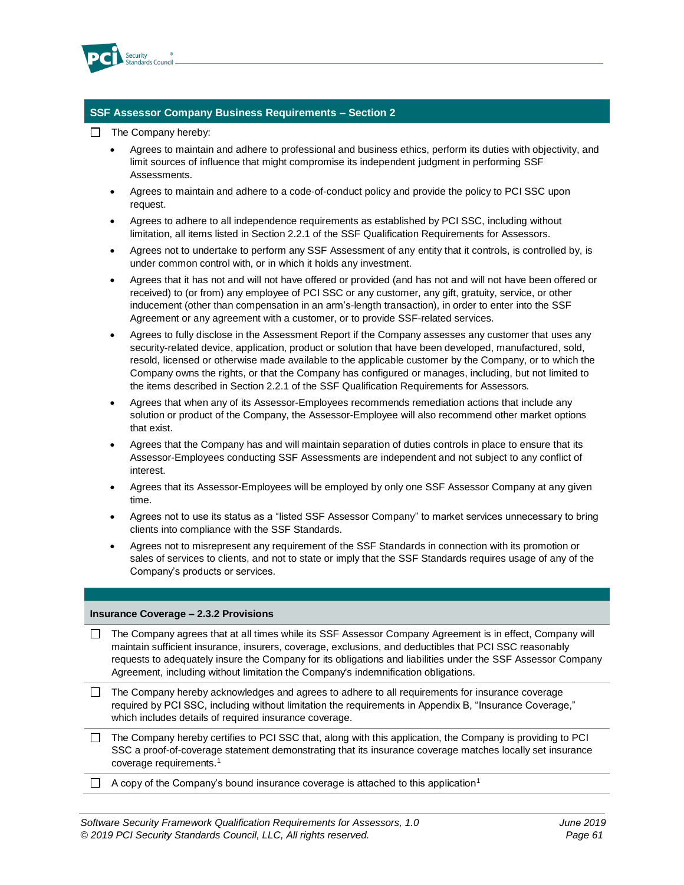## SSF Assessor Company Business Requirements – Section 2

☐ The Company hereby:

- Agrees to maintain and adhere to professional and business ethics, perform its duties with objectivity, and limit sources of influence that might compromise its independent judgment in performing SSF Assessments.
- Agrees to maintain and adhere to a code-of-conduct policy and provide the policy to PCI SSC upon request.
- Agrees to adhere to all independence requirements as established by PCI SSC, including without limitation, all items listed in Section 2.2.1 of the SSF Qualification Requirements for Assessors.
- Agrees not to undertake to perform any SSF Assessment of any entity that it controls, is controlled by, is under common control with, or in which it holds any investment.
- Agrees that it has not and will not have offered or provided (and has not and will not have been offered or received) to (or from) any employee of PCI SSC or any customer, any gift, gratuity, service, or other inducement (other than compensation in an arm's-length transaction), in order to enter into the SSF Agreement or any agreement with a customer, or to provide SSF-related services.
- Agrees to fully disclose in the Assessment Report if the Company assesses any customer that uses any security-related device, application, product or solution that have been developed, manufactured, sold, resold, licensed or otherwise made available to the applicable customer by the Company, or to which the Company owns the rights, or that the Company has configured or manages, including, but not limited to the items described in Section 2.2.1 of the SSF Qualification Requirements for Assessors.
- Agrees that when any of its Assessor-Employees recommends remediation actions that include any solution or product of the Company, the Assessor-Employee will also recommend other market options that exist.
- Agrees that the Company has and will maintain separation of duties controls in place to ensure that its Assessor-Employees conducting SSF Assessments are independent and not subject to any conflict of interest.
- Agrees that its Assessor-Employees will be employed by only one SSF Assessor Company at any given time.
- Agrees not to use its status as a "listed SSF Assessor Company" to market services unnecessary to bring clients into compliance with the SSF Standards.
- Agrees not to misrepresent any requirement of the SSF Standards in connection with its promotion or sales of services to clients, and not to state or imply that the SSF Standards requires usage of any of the Company's products or services.

### Insurance Coverage – 2.3.2 Provisions

☐ The Company agrees that at all times while its SSF Assessor Company Agreement is in effect, Company will maintain sufficient insurance, insurers, coverage, exclusions, and deductibles that PCI SSC reasonably requests to adequately insure the Company for its obligations and liabilities under the SSF Assessor Company Agreement, including without limitation the Company's indemnification obligations.

☐ The Company hereby acknowledges and agrees to adhere to all requirements for insurance coverage required by PCI SSC, including without limitation the requirements in Appendix B, "Insurance Coverage," which includes details of required insurance coverage.

☐ The Company hereby certifies to PCI SSC that, along with this application, the Company is providing to PCI SSC a proof-of-coverage statement demonstrating that its insurance coverage matches locally set insurance coverage requirements.[1]

☐ A copy of the Company's bound insurance coverage is attached to this application[1]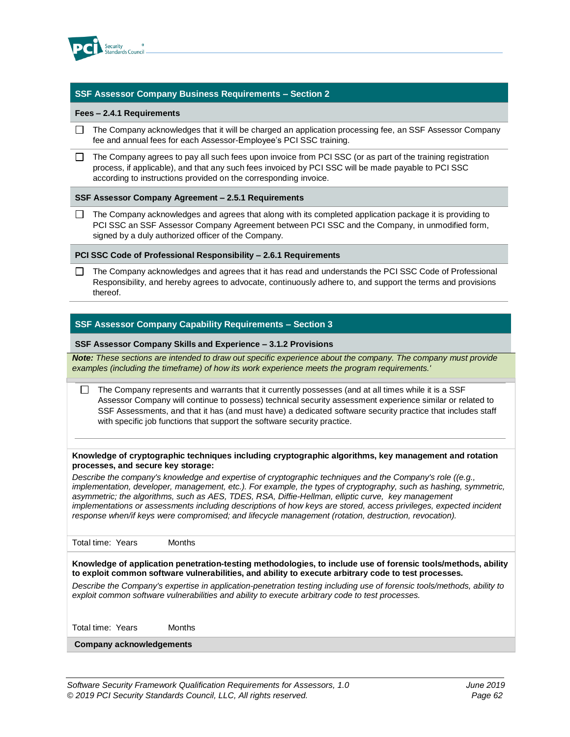## SSF Assessor Company Business Requirements – Section 2

### Fees – 2.4.1 Requirements

☐ The Company acknowledges that it will be charged an application processing fee, an SSF Assessor Company fee and annual fees for each Assessor-Employee's PCI SSC training.

☐ The Company agrees to pay all such fees upon invoice from PCI SSC (or as part of the training registration process, if applicable), and that any such fees invoiced by PCI SSC will be made payable to PCI SSC according to instructions provided on the corresponding invoice.

### SSF Assessor Company Agreement – 2.5.1 Requirements

☐ The Company acknowledges and agrees that along with its completed application package it is providing to PCI SSC an SSF Assessor Company Agreement between PCI SSC and the Company, in unmodified form, signed by a duly authorized officer of the Company.

### PCI SSC Code of Professional Responsibility – 2.6.1 Requirements

☐ The Company acknowledges and agrees that it has read and understands the PCI SSC Code of Professional Responsibility, and hereby agrees to advocate, continuously adhere to, and support the terms and provisions thereof.

## SSF Assessor Company Capability Requirements – Section 3

### SSF Assessor Company Skills and Experience – 3.1.2 Provisions

***Note:** These sections are intended to draw out specific experience about the company. The company must provide examples (including the timeframe) of how its work experience meets the program requirements.'*

☐ The Company represents and warrants that it currently possesses (and at all times while it is a SSF Assessor Company will continue to possess) technical security assessment experience similar or related to SSF Assessments, and that it has (and must have) a dedicated software security practice that includes staff with specific job functions that support the software security practice.

**Knowledge of cryptographic techniques including cryptographic algorithms, key management and rotation processes, and secure key storage:**

*Describe the company's knowledge and expertise of cryptographic techniques and the Company's role ((e.g., implementation, developer, management, etc.). For example, the types of cryptography, such as hashing, symmetric, asymmetric; the algorithms, such as AES, TDES, RSA, Diffie-Hellman, elliptic curve, key management implementations or assessments including descriptions of how keys are stored, access privileges, expected incident response when/if keys were compromised; and lifecycle management (rotation, destruction, revocation).*

Total time: Years Months

**Knowledge of application penetration-testing methodologies, to include use of forensic tools/methods, ability to exploit common software vulnerabilities, and ability to execute arbitrary code to test processes.**

*Describe the Company's expertise in application-penetration testing including use of forensic tools/methods, ability to exploit common software vulnerabilities and ability to execute arbitrary code to test processes.*

Total time: Years Months

**Company acknowledgements**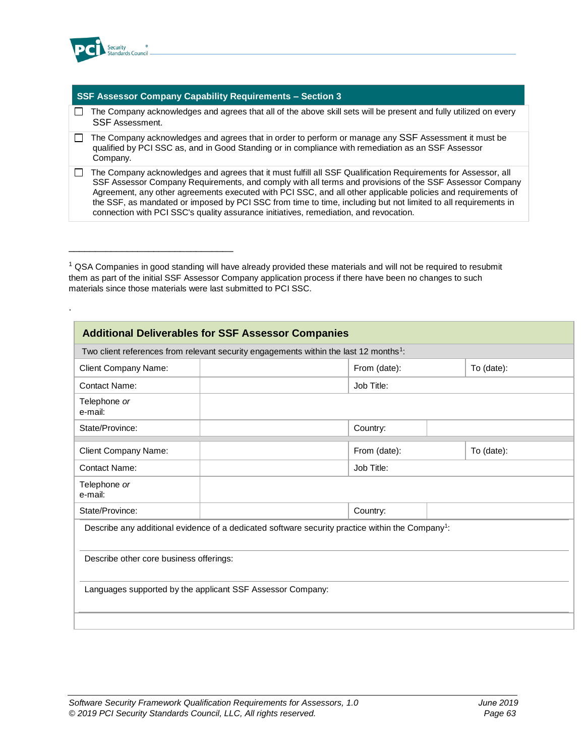| SSF Assessor Company Capability Requirements – Section 3 |
|---|
| ☐ The Company acknowledges and agrees that all of the above skill sets will be present and fully utilized on every SSF Assessment. |
| ☐ The Company acknowledges and agrees that in order to perform or manage any SSF Assessment it must be qualified by PCI SSC as, and in Good Standing or in compliance with remediation as an SSF Assessor Company. |
| ☐ The Company acknowledges and agrees that it must fulfill all SSF Qualification Requirements for Assessor, all SSF Assessor Company Requirements, and comply with all terms and provisions of the SSF Assessor Company Agreement, any other agreements executed with PCI SSC, and all other applicable policies and requirements of the SSF, as mandated or imposed by PCI SSC from time to time, including but not limited to all requirements in connection with PCI SSC's quality assurance initiatives, remediation, and revocation. |

[1] QSA Companies in good standing will have already provided these materials and will not be required to resubmit them as part of the initial SSF Assessor Company application process if there have been no changes to such materials since those materials were last submitted to PCI SSC.

.

| Additional Deliverables for SSF Assessor Companies | | | |
|---|---|---|---|
| Two client references from relevant security engagements within the last 12 months[1]: | | | |
| Client Company Name: | | From (date): | To (date): |
| Contact Name: | | Job Title: | |
| Telephone *or* e-mail: | | | |
| State/Province: | | Country: | |
| Client Company Name: | | From (date): | To (date): |
| Contact Name: | | Job Title: | |
| Telephone *or* e-mail: | | | |
| State/Province: | | Country: | |
| Describe any additional evidence of a dedicated software security practice within the Company[1]: | | | |
| Describe other core business offerings: | | | |
| Languages supported by the applicant SSF Assessor Company: | | | |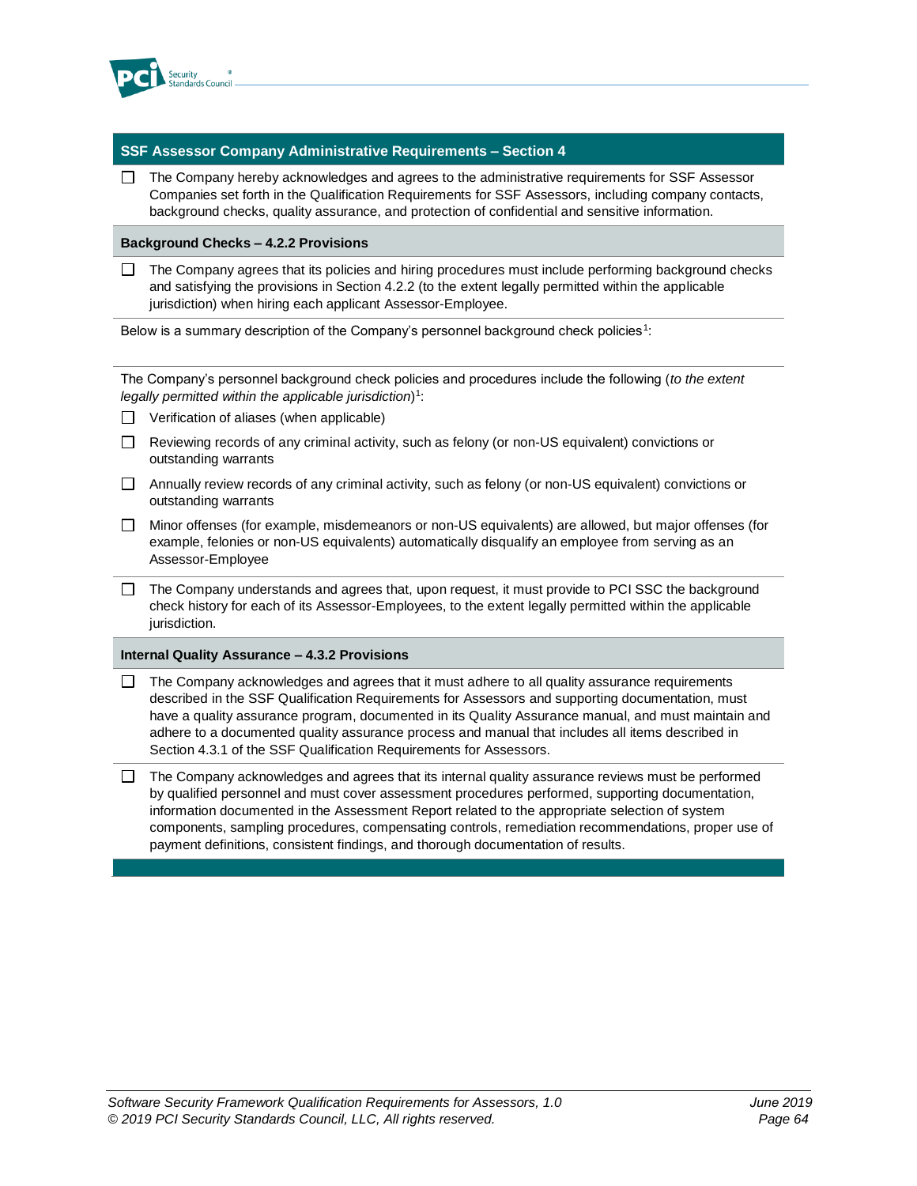## SSF Assessor Company Administrative Requirements – Section 4

☐ The Company hereby acknowledges and agrees to the administrative requirements for SSF Assessor Companies set forth in the Qualification Requirements for SSF Assessors, including company contacts, background checks, quality assurance, and protection of confidential and sensitive information.

### Background Checks – 4.2.2 Provisions

☐ The Company agrees that its policies and hiring procedures must include performing background checks and satisfying the provisions in Section 4.2.2 (to the extent legally permitted within the applicable jurisdiction) when hiring each applicant Assessor-Employee.

Below is a summary description of the Company's personnel background check policies[1]:

The Company's personnel background check policies and procedures include the following (*to the extent legally permitted within the applicable jurisdiction*)[1]:

☐ Verification of aliases (when applicable)

☐ Reviewing records of any criminal activity, such as felony (or non-US equivalent) convictions or outstanding warrants

☐ Annually review records of any criminal activity, such as felony (or non-US equivalent) convictions or outstanding warrants

☐ Minor offenses (for example, misdemeanors or non-US equivalents) are allowed, but major offenses (for example, felonies or non-US equivalents) automatically disqualify an employee from serving as an Assessor-Employee

☐ The Company understands and agrees that, upon request, it must provide to PCI SSC the background check history for each of its Assessor-Employees, to the extent legally permitted within the applicable jurisdiction.

### Internal Quality Assurance – 4.3.2 Provisions

☐ The Company acknowledges and agrees that it must adhere to all quality assurance requirements described in the SSF Qualification Requirements for Assessors and supporting documentation, must have a quality assurance program, documented in its Quality Assurance manual, and must maintain and adhere to a documented quality assurance process and manual that includes all items described in Section 4.3.1 of the SSF Qualification Requirements for Assessors.

☐ The Company acknowledges and agrees that its internal quality assurance reviews must be performed by qualified personnel and must cover assessment procedures performed, supporting documentation, information documented in the Assessment Report related to the appropriate selection of system components, sampling procedures, compensating controls, remediation recommendations, proper use of payment definitions, consistent findings, and thorough documentation of results.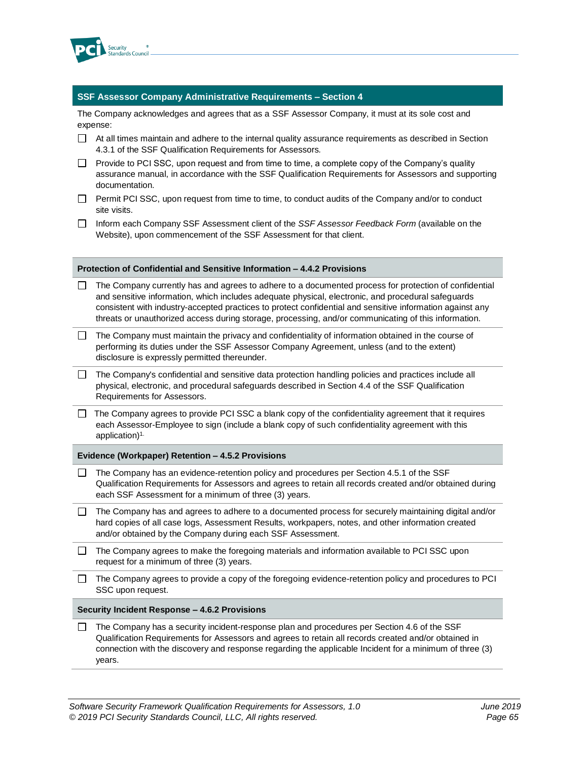## SSF Assessor Company Administrative Requirements – Section 4

The Company acknowledges and agrees that as a SSF Assessor Company, it must at its sole cost and expense:

- ☐ At all times maintain and adhere to the internal quality assurance requirements as described in Section 4.3.1 of the SSF Qualification Requirements for Assessors.
- ☐ Provide to PCI SSC, upon request and from time to time, a complete copy of the Company's quality assurance manual, in accordance with the SSF Qualification Requirements for Assessors and supporting documentation.
- ☐ Permit PCI SSC, upon request from time to time, to conduct audits of the Company and/or to conduct site visits.
- ☐ Inform each Company SSF Assessment client of the *SSF Assessor Feedback Form* (available on the Website), upon commencement of the SSF Assessment for that client.

### Protection of Confidential and Sensitive Information – 4.4.2 Provisions

- ☐ The Company currently has and agrees to adhere to a documented process for protection of confidential and sensitive information, which includes adequate physical, electronic, and procedural safeguards consistent with industry-accepted practices to protect confidential and sensitive information against any threats or unauthorized access during storage, processing, and/or communicating of this information.
- ☐ The Company must maintain the privacy and confidentiality of information obtained in the course of performing its duties under the SSF Assessor Company Agreement, unless (and to the extent) disclosure is expressly permitted thereunder.
- ☐ The Company's confidential and sensitive data protection handling policies and practices include all physical, electronic, and procedural safeguards described in Section 4.4 of the SSF Qualification Requirements for Assessors.
- ☐ The Company agrees to provide PCI SSC a blank copy of the confidentiality agreement that it requires each Assessor-Employee to sign (include a blank copy of such confidentiality agreement with this application)[1].

### Evidence (Workpaper) Retention – 4.5.2 Provisions

- ☐ The Company has an evidence-retention policy and procedures per Section 4.5.1 of the SSF Qualification Requirements for Assessors and agrees to retain all records created and/or obtained during each SSF Assessment for a minimum of three (3) years.
- ☐ The Company has and agrees to adhere to a documented process for securely maintaining digital and/or hard copies of all case logs, Assessment Results, workpapers, notes, and other information created and/or obtained by the Company during each SSF Assessment.
- ☐ The Company agrees to make the foregoing materials and information available to PCI SSC upon request for a minimum of three (3) years.
- ☐ The Company agrees to provide a copy of the foregoing evidence-retention policy and procedures to PCI SSC upon request.

### Security Incident Response – 4.6.2 Provisions

- ☐ The Company has a security incident-response plan and procedures per Section 4.6 of the SSF Qualification Requirements for Assessors and agrees to retain all records created and/or obtained in connection with the discovery and response regarding the applicable Incident for a minimum of three (3) years.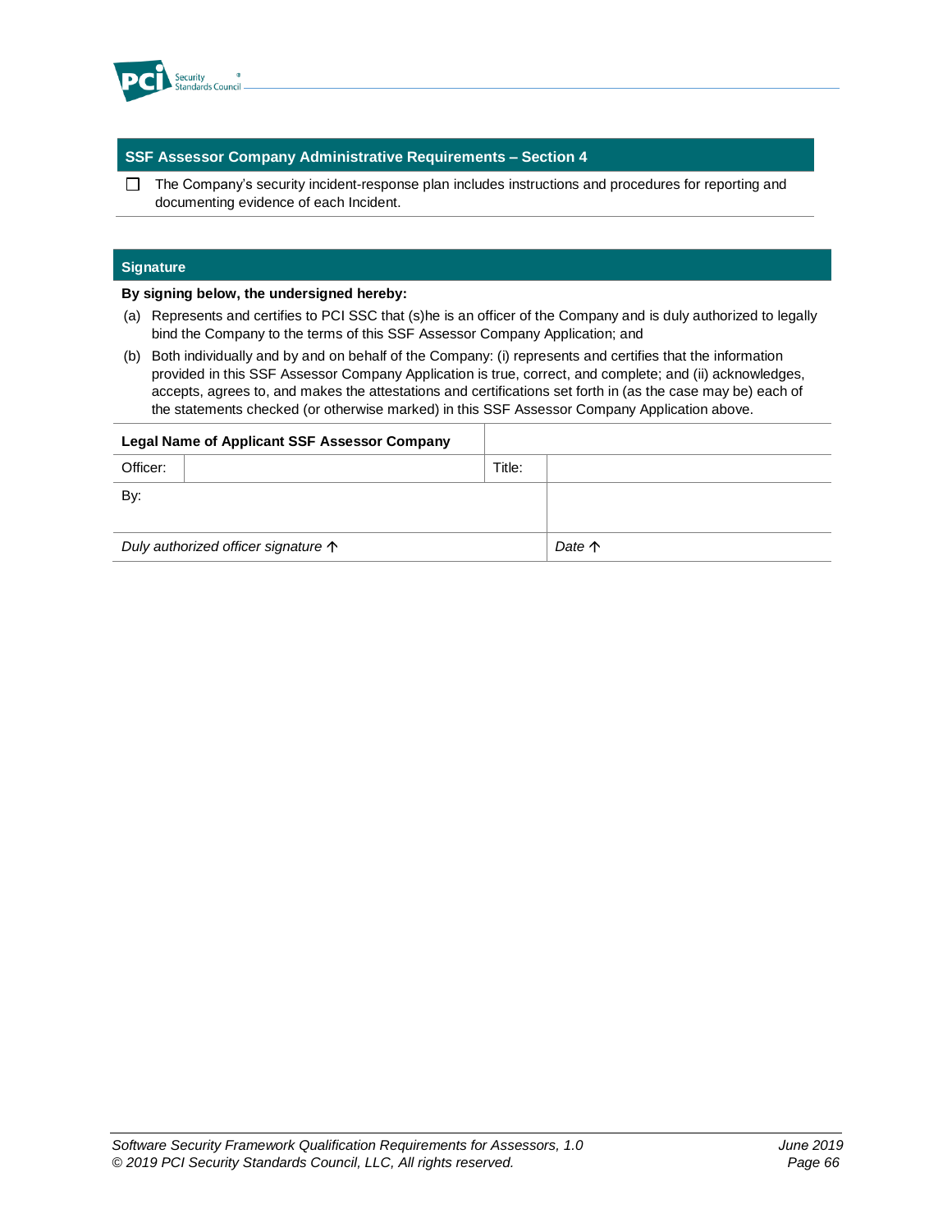| SSF Assessor Company Administrative Requirements – Section 4 |
|---|
| ☐ The Company's security incident-response plan includes instructions and procedures for reporting and documenting evidence of each Incident. |

## Signature

**By signing below, the undersigned hereby:**

(a) Represents and certifies to PCI SSC that (s)he is an officer of the Company and is duly authorized to legally bind the Company to the terms of this SSF Assessor Company Application; and

(b) Both individually and by and on behalf of the Company: (i) represents and certifies that the information provided in this SSF Assessor Company Application is true, correct, and complete; and (ii) acknowledges, accepts, agrees to, and makes the attestations and certifications set forth in (as the case may be) each of the statements checked (or otherwise marked) in this SSF Assessor Company Application above.

| **Legal Name of Applicant SSF Assessor Company** | | | |
|---|---|---|---|
| Officer: | | Title: | |
| By: | | | |
| *Duly authorized officer signature ↑* | | | *Date ↑* |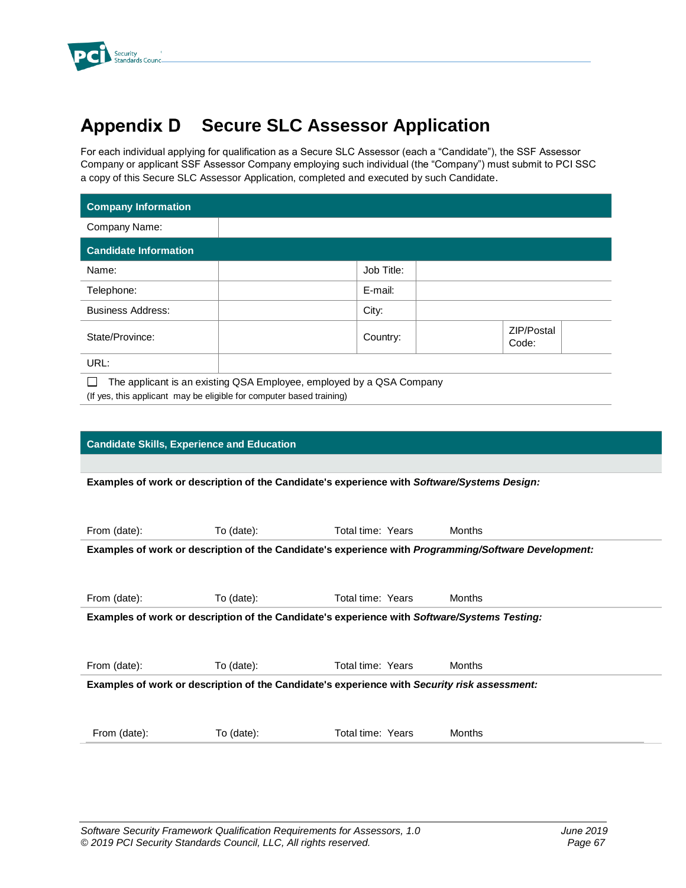# Appendix D Secure SLC Assessor Application

For each individual applying for qualification as a Secure SLC Assessor (each a "Candidate"), the SSF Assessor Company or applicant SSF Assessor Company employing such individual (the "Company") must submit to PCI SSC a copy of this Secure SLC Assessor Application, completed and executed by such Candidate.

| **Company Information** | | | | | |
|---|---|---|---|---|---|
| Company Name: | | | | | |
| **Candidate Information** | | | | | |
| Name: | | Job Title: | | | |
| Telephone: | | E-mail: | | | |
| Business Address: | | City: | | | |
| State/Province: | | Country: | | ZIP/Postal Code: | |
| URL: | | | | | |

☐ The applicant is an existing QSA Employee, employed by a QSA Company
(If yes, this applicant may be eligible for computer based training)

| **Candidate Skills, Experience and Education** | | | |
|---|---|---|---|
| **Examples of work or description of the Candidate's experience with *Software/Systems Design:*** | | | |
| From (date): | To (date): | Total time: Years | Months |
| **Examples of work or description of the Candidate's experience with *Programming/Software Development:*** | | | |
| From (date): | To (date): | Total time: Years | Months |
| **Examples of work or description of the Candidate's experience with *Software/Systems Testing:*** | | | |
| From (date): | To (date): | Total time: Years | Months |
| **Examples of work or description of the Candidate's experience with *Security risk assessment:*** | | | |
| From (date): | To (date): | Total time: Years | Months |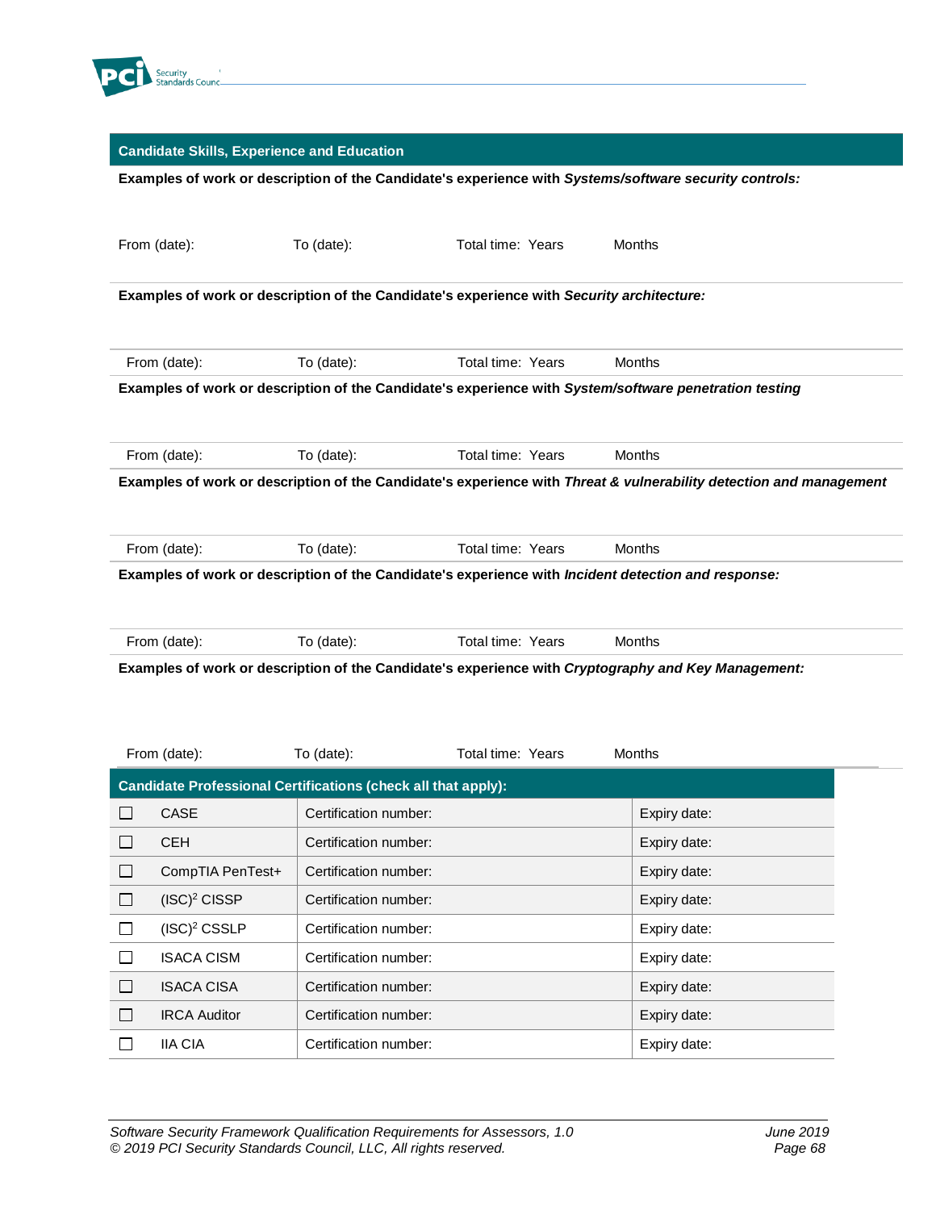## Candidate Skills, Experience and Education

**Examples of work or description of the Candidate's experience with *Systems/software security controls:***

From (date): To (date): Total time: Years Months

**Examples of work or description of the Candidate's experience with *Security architecture:***

From (date): To (date): Total time: Years Months

**Examples of work or description of the Candidate's experience with *System/software penetration testing***

From (date): To (date): Total time: Years Months

**Examples of work or description of the Candidate's experience with *Threat & vulnerability detection and management***

From (date): To (date): Total time: Years Months

**Examples of work or description of the Candidate's experience with *Incident detection and response:***

From (date): To (date): Total time: Years Months

**Examples of work or description of the Candidate's experience with *Cryptography and Key Management:***

From (date): To (date): Total time: Years Months

## Candidate Professional Certifications (check all that apply):

| | | | |
|---|---|---|---|
| ☐ | CASE | Certification number: | Expiry date: |
| ☐ | CEH | Certification number: | Expiry date: |
| ☐ | CompTIA PenTest+ | Certification number: | Expiry date: |
| ☐ | (ISC)² CISSP | Certification number: | Expiry date: |
| ☐ | (ISC)² CSSLP | Certification number: | Expiry date: |
| ☐ | ISACA CISM | Certification number: | Expiry date: |
| ☐ | ISACA CISA | Certification number: | Expiry date: |
| ☐ | IRCA Auditor | Certification number: | Expiry date: |
| ☐ | IIA CIA | Certification number: | Expiry date: |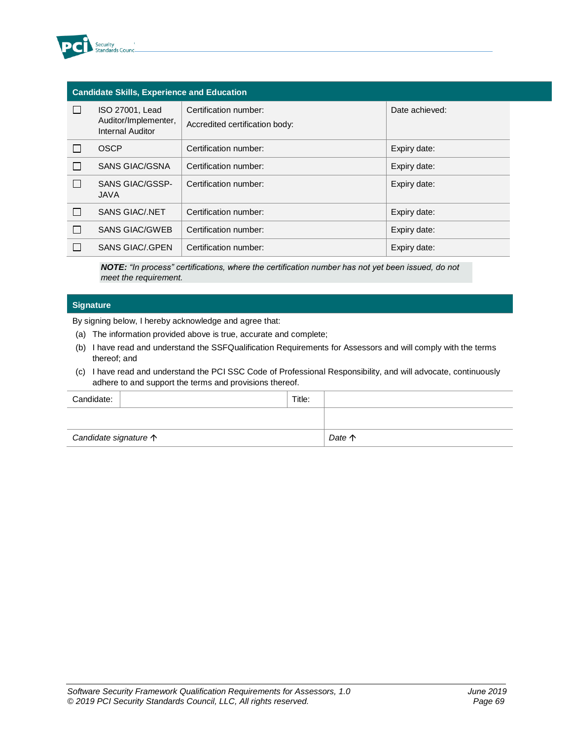| Candidate Skills, Experience and Education | | | |
|---|---|---|---|
| ☐ | ISO 27001, Lead Auditor/Implementer, Internal Auditor | Certification number:<br>Accredited certification body: | Date achieved: |
| ☐ | OSCP | Certification number: | Expiry date: |
| ☐ | SANS GIAC/GSNA | Certification number: | Expiry date: |
| ☐ | SANS GIAC/GSSP-JAVA | Certification number: | Expiry date: |
| ☐ | SANS GIAC/.NET | Certification number: | Expiry date: |
| ☐ | SANS GIAC/GWEB | Certification number: | Expiry date: |
| ☐ | SANS GIAC/.GPEN | Certification number: | Expiry date: |

***NOTE:*** *"In process" certifications, where the certification number has not yet been issued, do not meet the requirement.*

## Signature

By signing below, I hereby acknowledge and agree that:

(a) The information provided above is true, accurate and complete;

(b) I have read and understand the SSFQualification Requirements for Assessors and will comply with the terms thereof; and

(c) I have read and understand the PCI SSC Code of Professional Responsibility, and will advocate, continuously adhere to and support the terms and provisions thereof.

| Candidate: | | Title: | |
|---|---|---|---|
| | | | |
| *Candidate signature* ↑ | | *Date* ↑ | |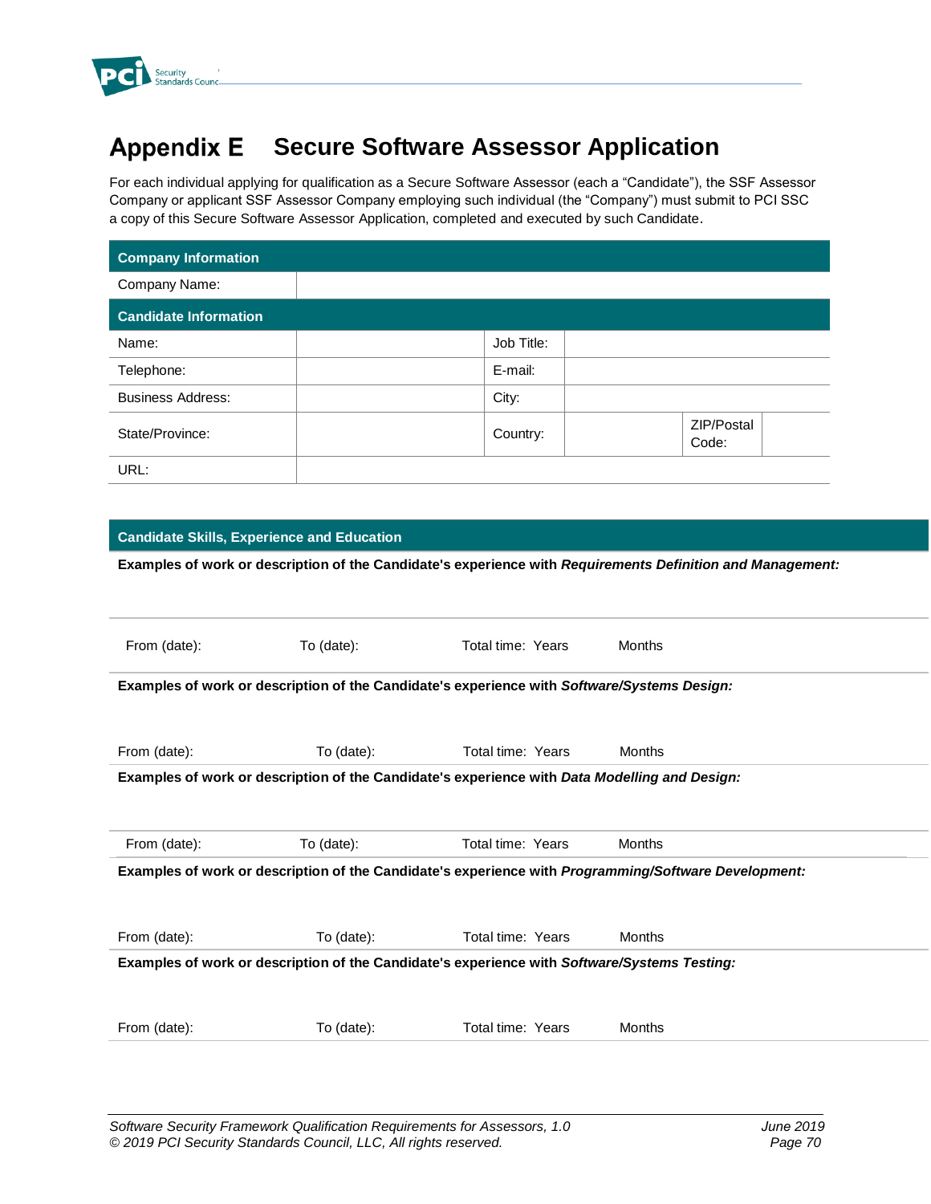# Appendix E Secure Software Assessor Application

For each individual applying for qualification as a Secure Software Assessor (each a "Candidate"), the SSF Assessor Company or applicant SSF Assessor Company employing such individual (the "Company") must submit to PCI SSC a copy of this Secure Software Assessor Application, completed and executed by such Candidate.

| **Company Information** | | | | | |
|---|---|---|---|---|---|
| Company Name: | | | | | |
| **Candidate Information** | | | | | |
| Name: | | Job Title: | | | |
| Telephone: | | E-mail: | | | |
| Business Address: | | City: | | | |
| State/Province: | | Country: | | ZIP/Postal Code: | |
| URL: | | | | | |

| **Candidate Skills, Experience and Education** | | | |
|---|---|---|---|
| **Examples of work or description of the Candidate's experience with *Requirements Definition and Management:*** | | | |
| From (date): | To (date): | Total time: Years | Months |
| **Examples of work or description of the Candidate's experience with *Software/Systems Design:*** | | | |
| From (date): | To (date): | Total time: Years | Months |
| **Examples of work or description of the Candidate's experience with *Data Modelling and Design:*** | | | |
| From (date): | To (date): | Total time: Years | Months |
| **Examples of work or description of the Candidate's experience with *Programming/Software Development:*** | | | |
| From (date): | To (date): | Total time: Years | Months |
| **Examples of work or description of the Candidate's experience with *Software/Systems Testing:*** | | | |
| From (date): | To (date): | Total time: Years | Months |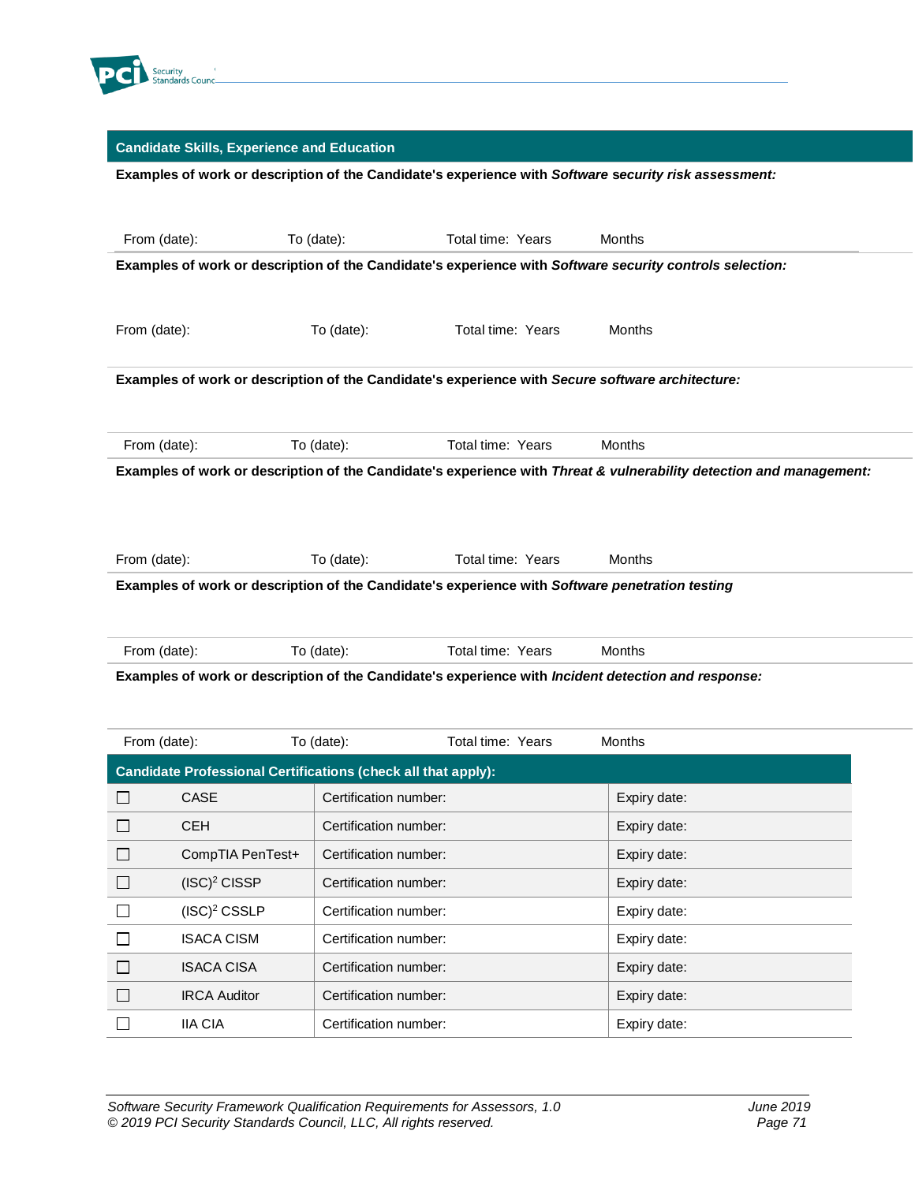## Candidate Skills, Experience and Education

**Examples of work or description of the Candidate's experience with *Software security risk assessment:***

From (date): To (date): Total time: Years Months

**Examples of work or description of the Candidate's experience with *Software security controls selection:***

From (date): To (date): Total time: Years Months

**Examples of work or description of the Candidate's experience with *Secure software architecture:***

From (date): To (date): Total time: Years Months

**Examples of work or description of the Candidate's experience with *Threat & vulnerability detection and management:***

From (date): To (date): Total time: Years Months

**Examples of work or description of the Candidate's experience with *Software penetration testing***

From (date): To (date): Total time: Years Months

**Examples of work or description of the Candidate's experience with *Incident detection and response:***

From (date): To (date): Total time: Years Months

| Candidate Professional Certifications (check all that apply): | | | |
|---|---|---|---|
| ☐ | CASE | Certification number: | Expiry date: |
| ☐ | CEH | Certification number: | Expiry date: |
| ☐ | CompTIA PenTest+ | Certification number: | Expiry date: |
| ☐ | (ISC)$^2$ CISSP | Certification number: | Expiry date: |
| ☐ | (ISC)$^2$ CSSLP | Certification number: | Expiry date: |
| ☐ | ISACA CISM | Certification number: | Expiry date: |
| ☐ | ISACA CISA | Certification number: | Expiry date: |
| ☐ | IRCA Auditor | Certification number: | Expiry date: |
| ☐ | IIA CIA | Certification number: | Expiry date: |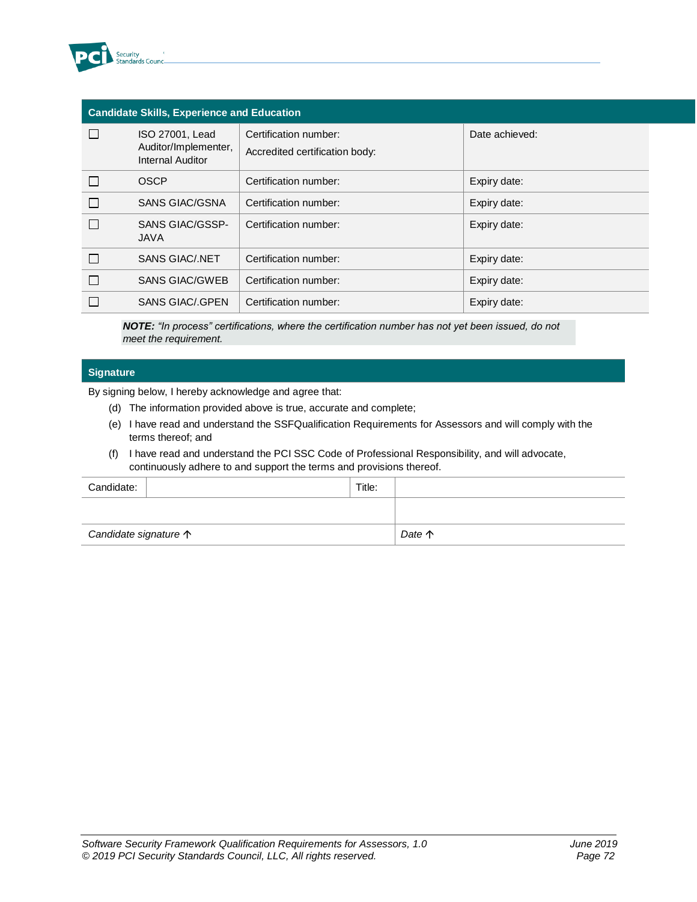| Candidate Skills, Experience and Education | | | |
|---|---|---|---|
| ☐ | ISO 27001, Lead Auditor/Implementer, Internal Auditor | Certification number: Accredited certification body: | Date achieved: |
| ☐ | OSCP | Certification number: | Expiry date: |
| ☐ | SANS GIAC/GSNA | Certification number: | Expiry date: |
| ☐ | SANS GIAC/GSSP-JAVA | Certification number: | Expiry date: |
| ☐ | SANS GIAC/.NET | Certification number: | Expiry date: |
| ☐ | SANS GIAC/GWEB | Certification number: | Expiry date: |
| ☐ | SANS GIAC/.GPEN | Certification number: | Expiry date: |

***NOTE:*** *"In process" certifications, where the certification number has not yet been issued, do not meet the requirement.*

## Signature

By signing below, I hereby acknowledge and agree that:

(d) The information provided above is true, accurate and complete;

(e) I have read and understand the SSFQualification Requirements for Assessors and will comply with the terms thereof; and

(f) I have read and understand the PCI SSC Code of Professional Responsibility, and will advocate, continuously adhere to and support the terms and provisions thereof.

| Candidate: | | Title: | |
|---|---|---|---|
| | | | |
| *Candidate signature ↑* | | *Date ↑* | |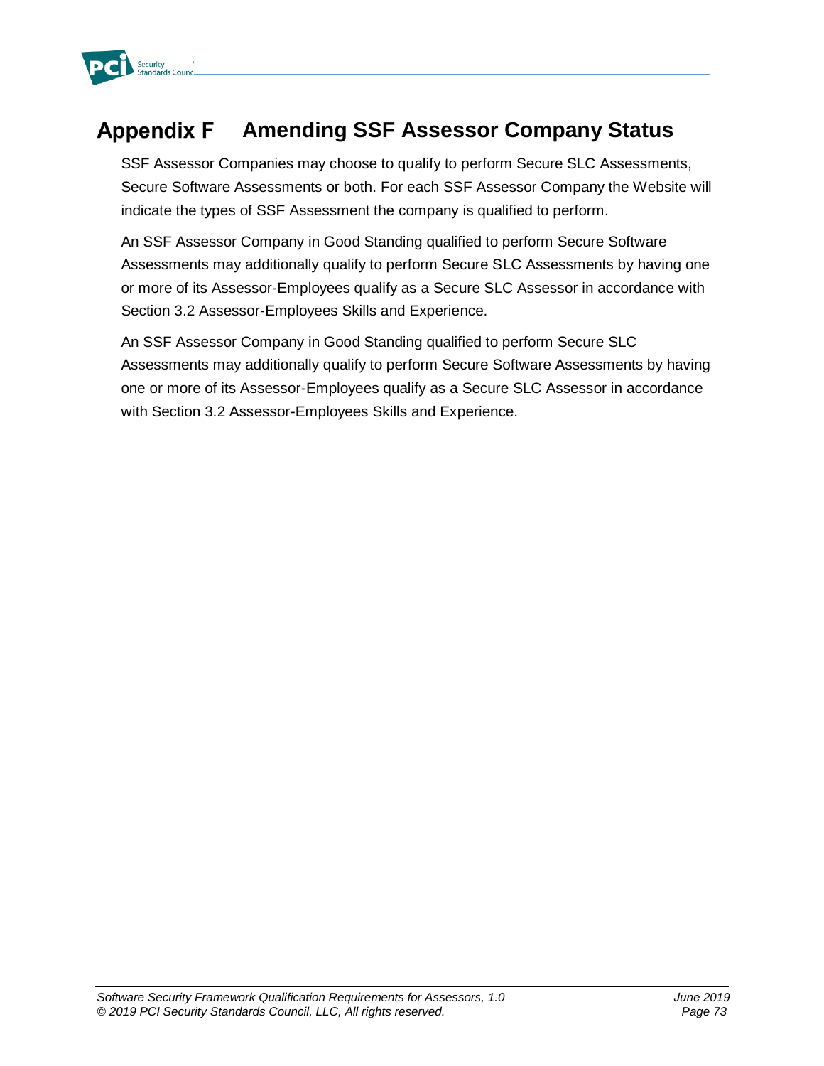# Appendix F Amending SSF Assessor Company Status

SSF Assessor Companies may choose to qualify to perform Secure SLC Assessments, Secure Software Assessments or both. For each SSF Assessor Company the Website will indicate the types of SSF Assessment the company is qualified to perform.

An SSF Assessor Company in Good Standing qualified to perform Secure Software Assessments may additionally qualify to perform Secure SLC Assessments by having one or more of its Assessor-Employees qualify as a Secure SLC Assessor in accordance with Section 3.2 Assessor-Employees Skills and Experience.

An SSF Assessor Company in Good Standing qualified to perform Secure SLC Assessments may additionally qualify to perform Secure Software Assessments by having one or more of its Assessor-Employees qualify as a Secure SLC Assessor in accordance with Section 3.2 Assessor-Employees Skills and Experience.